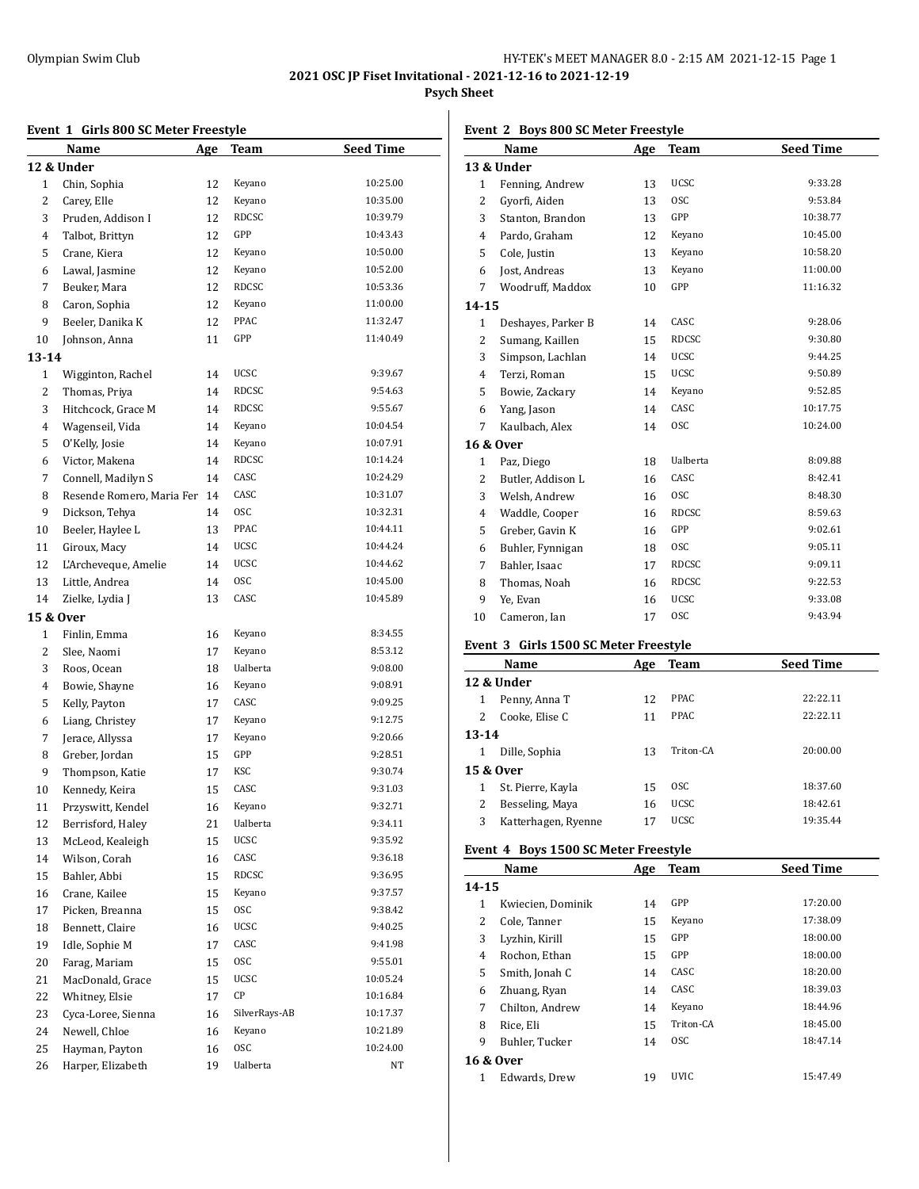# 2021 OSC JP Fiset Invitational - 2021-12-16 to 2021-12-19

## Psych Sheet

### Event 1 Girls 800 SC Meter Freestyle

| | Name | Age | Team | Seed Time |
|---|---|---|---|---|
| **12 & Under** | | | | |
| 1 | Chin, Sophia | 12 | Keyano | 10:25.00 |
| 2 | Carey, Elle | 12 | Keyano | 10:35.00 |
| 3 | Pruden, Addison I | 12 | RDCSC | 10:39.79 |
| 4 | Talbot, Brittyn | 12 | GPP | 10:43.43 |
| 5 | Crane, Kiera | 12 | Keyano | 10:50.00 |
| 6 | Lawal, Jasmine | 12 | Keyano | 10:52.00 |
| 7 | Beuker, Mara | 12 | RDCSC | 10:53.36 |
| 8 | Caron, Sophia | 12 | Keyano | 11:00.00 |
| 9 | Beeler, Danika K | 12 | PPAC | 11:32.47 |
| 10 | Johnson, Anna | 11 | GPP | 11:40.49 |
| **13-14** | | | | |
| 1 | Wigginton, Rachel | 14 | UCSC | 9:39.67 |
| 2 | Thomas, Priya | 14 | RDCSC | 9:54.63 |
| 3 | Hitchcock, Grace M | 14 | RDCSC | 9:55.67 |
| 4 | Wagenseil, Vida | 14 | Keyano | 10:04.54 |
| 5 | O'Kelly, Josie | 14 | Keyano | 10:07.91 |
| 6 | Victor, Makena | 14 | RDCSC | 10:14.24 |
| 7 | Connell, Madilyn S | 14 | CASC | 10:24.29 |
| 8 | Resende Romero, Maria Fer | 14 | CASC | 10:31.07 |
| 9 | Dickson, Tehya | 14 | OSC | 10:32.31 |
| 10 | Beeler, Haylee L | 13 | PPAC | 10:44.11 |
| 11 | Giroux, Macy | 14 | UCSC | 10:44.24 |
| 12 | L'Archeveque, Amelie | 14 | UCSC | 10:44.62 |
| 13 | Little, Andrea | 14 | OSC | 10:45.00 |
| 14 | Zielke, Lydia J | 13 | CASC | 10:45.89 |
| **15 & Over** | | | | |
| 1 | Finlin, Emma | 16 | Keyano | 8:34.55 |
| 2 | Slee, Naomi | 17 | Keyano | 8:53.12 |
| 3 | Roos, Ocean | 18 | Ualberta | 9:08.00 |
| 4 | Bowie, Shayne | 16 | Keyano | 9:08.91 |
| 5 | Kelly, Payton | 17 | CASC | 9:09.25 |
| 6 | Liang, Christey | 17 | Keyano | 9:12.75 |
| 7 | Jerace, Allyssa | 17 | Keyano | 9:20.66 |
| 8 | Greber, Jordan | 15 | GPP | 9:28.51 |
| 9 | Thompson, Katie | 17 | KSC | 9:30.74 |
| 10 | Kennedy, Keira | 15 | CASC | 9:31.03 |
| 11 | Przyswitt, Kendel | 16 | Keyano | 9:32.71 |
| 12 | Berrisford, Haley | 21 | Ualberta | 9:34.11 |
| 13 | McLeod, Kealeigh | 15 | UCSC | 9:35.92 |
| 14 | Wilson, Corah | 16 | CASC | 9:36.18 |
| 15 | Bahler, Abbi | 15 | RDCSC | 9:36.95 |
| 16 | Crane, Kailee | 15 | Keyano | 9:37.57 |
| 17 | Picken, Breanna | 15 | OSC | 9:38.42 |
| 18 | Bennett, Claire | 16 | UCSC | 9:40.25 |
| 19 | Idle, Sophie M | 17 | CASC | 9:41.98 |
| 20 | Farag, Mariam | 15 | OSC | 9:55.01 |
| 21 | MacDonald, Grace | 15 | UCSC | 10:05.24 |
| 22 | Whitney, Elsie | 17 | CP | 10:16.84 |
| 23 | Cyca-Loree, Sienna | 16 | SilverRays-AB | 10:17.37 |
| 24 | Newell, Chloe | 16 | Keyano | 10:21.89 |
| 25 | Hayman, Payton | 16 | OSC | 10:24.00 |
| 26 | Harper, Elizabeth | 19 | Ualberta | NT |

### Event 2 Boys 800 SC Meter Freestyle

| | Name | Age | Team | Seed Time |
|---|---|---|---|---|
| **13 & Under** | | | | |
| 1 | Fenning, Andrew | 13 | UCSC | 9:33.28 |
| 2 | Gyorfi, Aiden | 13 | OSC | 9:53.84 |
| 3 | Stanton, Brandon | 13 | GPP | 10:38.77 |
| 4 | Pardo, Graham | 12 | Keyano | 10:45.00 |
| 5 | Cole, Justin | 13 | Keyano | 10:58.20 |
| 6 | Jost, Andreas | 13 | Keyano | 11:00.00 |
| 7 | Woodruff, Maddox | 10 | GPP | 11:16.32 |
| **14-15** | | | | |
| 1 | Deshayes, Parker B | 14 | CASC | 9:28.06 |
| 2 | Sumang, Kaillen | 15 | RDCSC | 9:30.80 |
| 3 | Simpson, Lachlan | 14 | UCSC | 9:44.25 |
| 4 | Terzi, Roman | 15 | UCSC | 9:50.89 |
| 5 | Bowie, Zackary | 14 | Keyano | 9:52.85 |
| 6 | Yang, Jason | 14 | CASC | 10:17.75 |
| 7 | Kaulbach, Alex | 14 | OSC | 10:24.00 |
| **16 & Over** | | | | |
| 1 | Paz, Diego | 18 | Ualberta | 8:09.88 |
| 2 | Butler, Addison L | 16 | CASC | 8:42.41 |
| 3 | Welsh, Andrew | 16 | OSC | 8:48.30 |
| 4 | Waddle, Cooper | 16 | RDCSC | 8:59.63 |
| 5 | Greber, Gavin K | 16 | GPP | 9:02.61 |
| 6 | Buhler, Fynnigan | 18 | OSC | 9:05.11 |
| 7 | Bahler, Isaac | 17 | RDCSC | 9:09.11 |
| 8 | Thomas, Noah | 16 | RDCSC | 9:22.53 |
| 9 | Ye, Evan | 16 | UCSC | 9:33.08 |
| 10 | Cameron, Ian | 17 | OSC | 9:43.94 |

### Event 3 Girls 1500 SC Meter Freestyle

| | Name | Age | Team | Seed Time |
|---|---|---|---|---|
| **12 & Under** | | | | |
| 1 | Penny, Anna T | 12 | PPAC | 22:22.11 |
| 2 | Cooke, Elise C | 11 | PPAC | 22:22.11 |
| **13-14** | | | | |
| 1 | Dille, Sophia | 13 | Triton-CA | 20:00.00 |
| **15 & Over** | | | | |
| 1 | St. Pierre, Kayla | 15 | OSC | 18:37.60 |
| 2 | Besseling, Maya | 16 | UCSC | 18:42.61 |
| 3 | Katterhagen, Ryenne | 17 | UCSC | 19:35.44 |

### Event 4 Boys 1500 SC Meter Freestyle

| | Name | Age | Team | Seed Time |
|---|---|---|---|---|
| **14-15** | | | | |
| 1 | Kwiecien, Dominik | 14 | GPP | 17:20.00 |
| 2 | Cole, Tanner | 15 | Keyano | 17:38.09 |
| 3 | Lyzhin, Kirill | 15 | GPP | 18:00.00 |
| 4 | Rochon, Ethan | 15 | GPP | 18:00.00 |
| 5 | Smith, Jonah C | 14 | CASC | 18:20.00 |
| 6 | Zhuang, Ryan | 14 | CASC | 18:39.03 |
| 7 | Chilton, Andrew | 14 | Keyano | 18:44.96 |
| 8 | Rice, Eli | 15 | Triton-CA | 18:45.00 |
| 9 | Buhler, Tucker | 14 | OSC | 18:47.14 |
| **16 & Over** | | | | |
| 1 | Edwards, Drew | 19 | UVIC | 15:47.49 |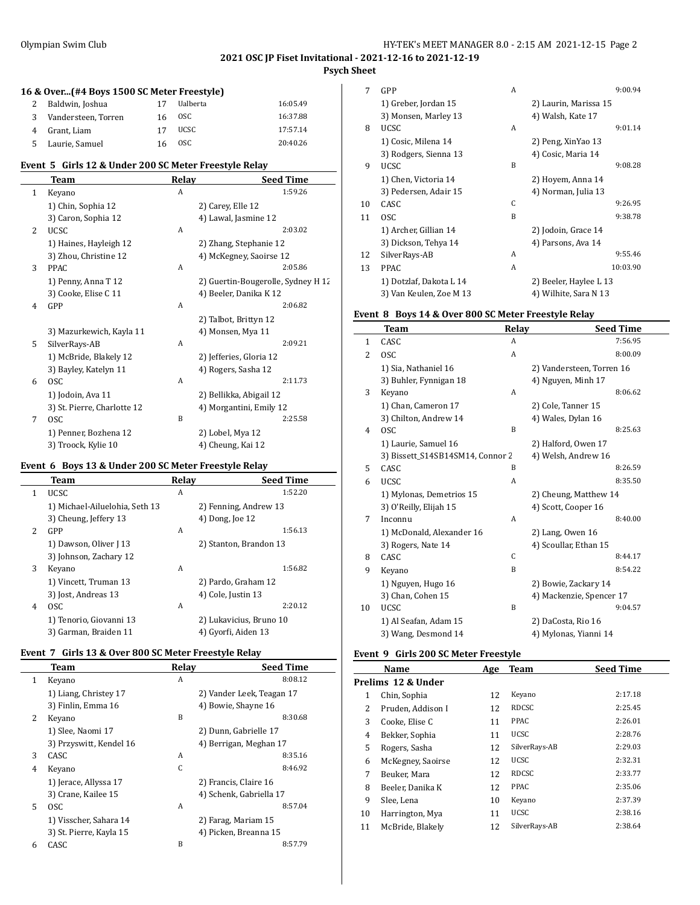## 2021 OSC JP Fiset Invitational - 2021-12-16 to 2021-12-19

### Psych Sheet

### 16 & Over...(#4 Boys 1500 SC Meter Freestyle)

| | Name | Age | Team | Seed Time |
|---|---|---|---|---|
| 2 | Baldwin, Joshua | 17 | Ualberta | 16:05.49 |
| 3 | Vandersteen, Torren | 16 | OSC | 16:37.88 |
| 4 | Grant, Liam | 17 | UCSC | 17:57.14 |
| 5 | Laurie, Samuel | 16 | OSC | 20:40.26 |

### Event 5 Girls 12 & Under 200 SC Meter Freestyle Relay

| | Team | Relay | Seed Time |
|---|---|---|---|
| 1 | Keyano | A | 1:59.26 |
| | 1) Chin, Sophia 12; 2) Carey, Elle 12; 3) Caron, Sophia 12; 4) Lawal, Jasmine 12 | | |
| 2 | UCSC | A | 2:03.02 |
| | 1) Haines, Hayleigh 12; 2) Zhang, Stephanie 12; 3) Zhou, Christine 12; 4) McKegney, Saoirse 12 | | |
| 3 | PPAC | A | 2:05.86 |
| | 1) Penny, Anna T 12; 2) Guertin-Bougerolle, Sydney H 12; 3) Cooke, Elise C 11; 4) Beeler, Danika K 12 | | |
| 4 | GPP | A | 2:06.82 |
| | 2) Talbot, Brittyn 12; 3) Mazurkewich, Kayla 11; 4) Monsen, Mya 11 | | |
| 5 | SilverRays-AB | A | 2:09.21 |
| | 1) McBride, Blakely 12; 2) Jefferies, Gloria 12; 3) Bayley, Katelyn 11; 4) Rogers, Sasha 12 | | |
| 6 | OSC | A | 2:11.73 |
| | 1) Jodoin, Ava 11; 2) Bellikka, Abigail 12; 3) St. Pierre, Charlotte 12; 4) Morgantini, Emily 12 | | |
| 7 | OSC | B | 2:25.58 |
| | 1) Penner, Bozhena 12; 2) Lobel, Mya 12; 3) Troock, Kylie 10; 4) Cheung, Kai 12 | | |

### Event 6 Boys 13 & Under 200 SC Meter Freestyle Relay

| | Team | Relay | Seed Time |
|---|---|---|---|
| 1 | UCSC | A | 1:52.20 |
| | 1) Michael-Ailuelohia, Seth 13; 2) Fenning, Andrew 13; 3) Cheung, Jeffery 13; 4) Dong, Joe 12 | | |
| 2 | GPP | A | 1:56.13 |
| | 1) Dawson, Oliver J 13; 2) Stanton, Brandon 13; 3) Johnson, Zachary 12 | | |
| 3 | Keyano | A | 1:56.82 |
| | 1) Vincett, Truman 13; 2) Pardo, Graham 12; 3) Jost, Andreas 13; 4) Cole, Justin 13 | | |
| 4 | OSC | A | 2:20.12 |
| | 1) Tenorio, Giovanni 13; 2) Lukavicius, Bruno 10; 3) Garman, Braiden 11; 4) Gyorfi, Aiden 13 | | |

### Event 7 Girls 13 & Over 800 SC Meter Freestyle Relay

| | Team | Relay | Seed Time |
|---|---|---|---|
| 1 | Keyano | A | 8:08.12 |
| | 1) Liang, Christey 17; 2) Vander Leek, Teagan 17; 3) Finlin, Emma 16; 4) Bowie, Shayne 16 | | |
| 2 | Keyano | B | 8:30.68 |
| | 1) Slee, Naomi 17; 2) Dunn, Gabrielle 17; 3) Przyswitt, Kendel 16; 4) Berrigan, Meghan 17 | | |
| 3 | CASC | A | 8:35.16 |
| 4 | Keyano | C | 8:46.92 |
| | 1) Jerace, Allyssa 17; 2) Francis, Claire 16; 3) Crane, Kailee 15; 4) Schenk, Gabriella 17 | | |
| 5 | OSC | A | 8:57.04 |
| | 1) Visscher, Sahara 14; 2) Farag, Mariam 15; 3) St. Pierre, Kayla 15; 4) Picken, Breanna 15 | | |
| 6 | CASC | B | 8:57.79 |
| 7 | GPP | A | 9:00.94 |
| | 1) Greber, Jordan 15; 2) Laurin, Marissa 15; 3) Monsen, Marley 13; 4) Walsh, Kate 17 | | |
| 8 | UCSC | A | 9:01.14 |
| | 1) Cosic, Milena 14; 2) Peng, XinYao 13; 3) Rodgers, Sienna 13; 4) Cosic, Maria 14 | | |
| 9 | UCSC | B | 9:08.28 |
| | 1) Chen, Victoria 14; 2) Hoyem, Anna 14; 3) Pedersen, Adair 15; 4) Norman, Julia 13 | | |
| 10 | CASC | C | 9:26.95 |
| 11 | OSC | B | 9:38.78 |
| | 1) Archer, Gillian 14; 2) Jodoin, Grace 14; 3) Dickson, Tehya 14; 4) Parsons, Ava 14 | | |
| 12 | SilverRays-AB | A | 9:55.46 |
| 13 | PPAC | A | 10:03.90 |
| | 1) Dotzlaf, Dakota L 14; 2) Beeler, Haylee L 13; 3) Van Keulen, Zoe M 13; 4) Wilhite, Sara N 13 | | |

### Event 8 Boys 14 & Over 800 SC Meter Freestyle Relay

| | Team | Relay | Seed Time |
|---|---|---|---|
| 1 | CASC | A | 7:56.95 |
| 2 | OSC | A | 8:00.09 |
| | 1) Sia, Nathaniel 16; 2) Vandersteen, Torren 16; 3) Buhler, Fynnigan 18; 4) Nguyen, Minh 17 | | |
| 3 | Keyano | A | 8:06.62 |
| | 1) Chan, Cameron 17; 2) Cole, Tanner 15; 3) Chilton, Andrew 14; 4) Wales, Dylan 16 | | |
| 4 | OSC | B | 8:25.63 |
| | 1) Laurie, Samuel 16; 2) Halford, Owen 17; 3) Bissett_S14SB14SM14, Connor 2; 4) Welsh, Andrew 16 | | |
| 5 | CASC | B | 8:26.59 |
| 6 | UCSC | A | 8:35.50 |
| | 1) Mylonas, Demetrios 15; 2) Cheung, Matthew 14; 3) O'Reilly, Elijah 15; 4) Scott, Cooper 16 | | |
| 7 | Inconnu | A | 8:40.00 |
| | 1) McDonald, Alexander 16; 2) Lang, Owen 16; 3) Rogers, Nate 14; 4) Scoullar, Ethan 15 | | |
| 8 | CASC | C | 8:44.17 |
| 9 | Keyano | B | 8:54.22 |
| | 1) Nguyen, Hugo 16; 2) Bowie, Zackary 14; 3) Chan, Cohen 15; 4) Mackenzie, Spencer 17 | | |
| 10 | UCSC | B | 9:04.57 |
| | 1) Al Seafan, Adam 15; 2) DaCosta, Rio 16; 3) Wang, Desmond 14; 4) Mylonas, Yianni 14 | | |

### Event 9 Girls 200 SC Meter Freestyle

**Prelims 12 & Under**

| | Name | Age | Team | Seed Time |
|---|---|---|---|---|
| 1 | Chin, Sophia | 12 | Keyano | 2:17.18 |
| 2 | Pruden, Addison I | 12 | RDCSC | 2:25.45 |
| 3 | Cooke, Elise C | 11 | PPAC | 2:26.01 |
| 4 | Bekker, Sophia | 11 | UCSC | 2:28.76 |
| 5 | Rogers, Sasha | 12 | SilverRays-AB | 2:29.03 |
| 6 | McKegney, Saoirse | 12 | UCSC | 2:32.31 |
| 7 | Beuker, Mara | 12 | RDCSC | 2:33.77 |
| 8 | Beeler, Danika K | 12 | PPAC | 2:35.06 |
| 9 | Slee, Lena | 10 | Keyano | 2:37.39 |
| 10 | Harrington, Mya | 11 | UCSC | 2:38.16 |
| 11 | McBride, Blakely | 12 | SilverRays-AB | 2:38.64 |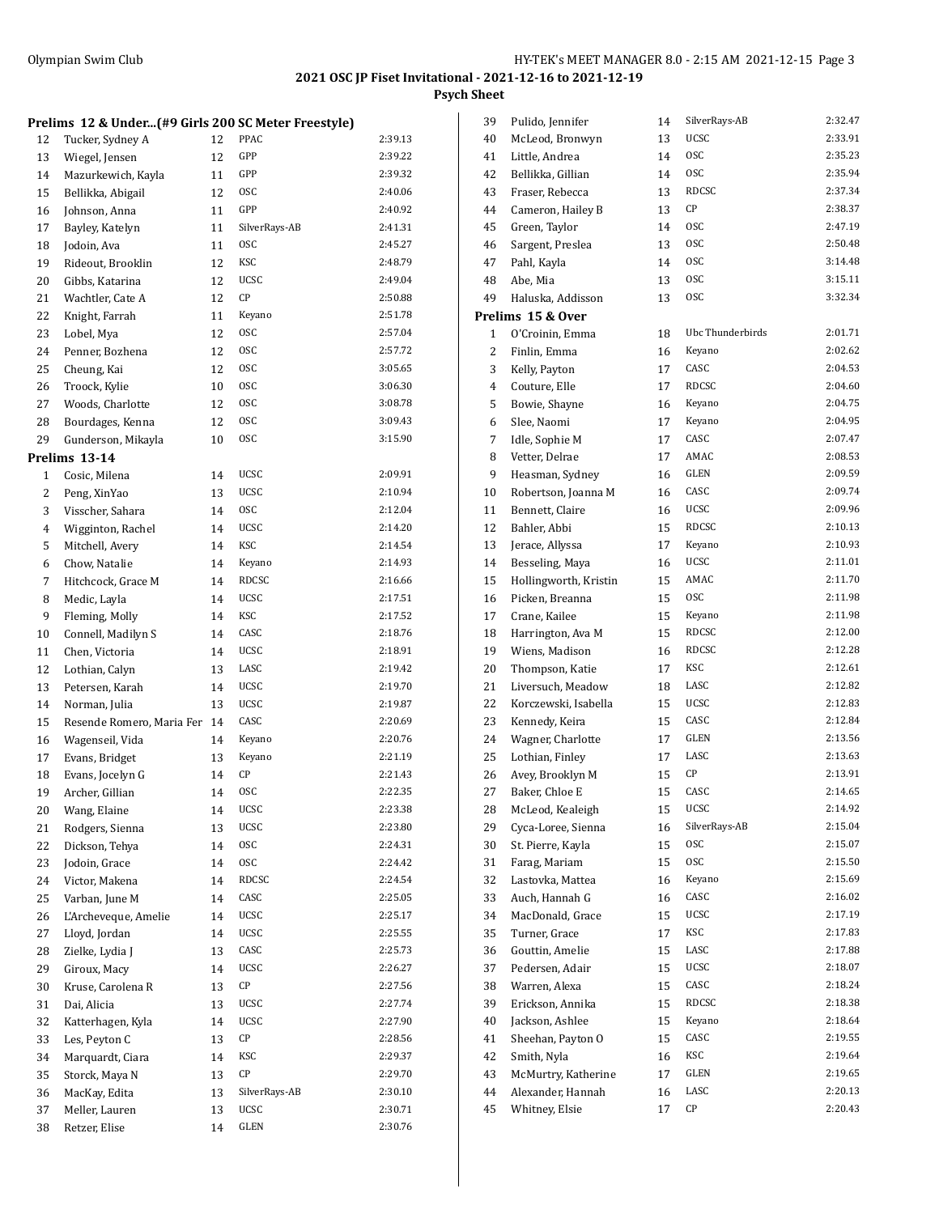## 2021 OSC JP Fiset Invitational - 2021-12-16 to 2021-12-19

### Psych Sheet

#### Prelims 12 & Under...(#9 Girls 200 SC Meter Freestyle)

| | Name | Age | Team | Seed Time |
|---|---|---|---|---|
| 12 | Tucker, Sydney A | 12 | PPAC | 2:39.13 |
| 13 | Wiegel, Jensen | 12 | GPP | 2:39.22 |
| 14 | Mazurkewich, Kayla | 11 | GPP | 2:39.32 |
| 15 | Bellikka, Abigail | 12 | OSC | 2:40.06 |
| 16 | Johnson, Anna | 11 | GPP | 2:40.92 |
| 17 | Bayley, Katelyn | 11 | SilverRays-AB | 2:41.31 |
| 18 | Jodoin, Ava | 11 | OSC | 2:45.27 |
| 19 | Rideout, Brooklin | 12 | KSC | 2:48.79 |
| 20 | Gibbs, Katarina | 12 | UCSC | 2:49.04 |
| 21 | Wachtler, Cate A | 12 | CP | 2:50.88 |
| 22 | Knight, Farrah | 11 | Keyano | 2:51.78 |
| 23 | Lobel, Mya | 12 | OSC | 2:57.04 |
| 24 | Penner, Bozhena | 12 | OSC | 2:57.72 |
| 25 | Cheung, Kai | 12 | OSC | 3:05.65 |
| 26 | Troock, Kylie | 10 | OSC | 3:06.30 |
| 27 | Woods, Charlotte | 12 | OSC | 3:08.78 |
| 28 | Bourdages, Kenna | 12 | OSC | 3:09.43 |
| 29 | Gunderson, Mikayla | 10 | OSC | 3:15.90 |

#### Prelims 13-14

| | Name | Age | Team | Seed Time |
|---|---|---|---|---|
| 1 | Cosic, Milena | 14 | UCSC | 2:09.91 |
| 2 | Peng, XinYao | 13 | UCSC | 2:10.94 |
| 3 | Visscher, Sahara | 14 | OSC | 2:12.04 |
| 4 | Wigginton, Rachel | 14 | UCSC | 2:14.20 |
| 5 | Mitchell, Avery | 14 | KSC | 2:14.54 |
| 6 | Chow, Natalie | 14 | Keyano | 2:14.93 |
| 7 | Hitchcock, Grace M | 14 | RDCSC | 2:16.66 |
| 8 | Medic, Layla | 14 | UCSC | 2:17.51 |
| 9 | Fleming, Molly | 14 | KSC | 2:17.52 |
| 10 | Connell, Madilyn S | 14 | CASC | 2:18.76 |
| 11 | Chen, Victoria | 14 | UCSC | 2:18.91 |
| 12 | Lothian, Calyn | 13 | LASC | 2:19.42 |
| 13 | Petersen, Karah | 14 | UCSC | 2:19.70 |
| 14 | Norman, Julia | 13 | UCSC | 2:19.87 |
| 15 | Resende Romero, Maria Fer | 14 | CASC | 2:20.69 |
| 16 | Wagenseil, Vida | 14 | Keyano | 2:20.76 |
| 17 | Evans, Bridget | 13 | Keyano | 2:21.19 |
| 18 | Evans, Jocelyn G | 14 | CP | 2:21.43 |
| 19 | Archer, Gillian | 14 | OSC | 2:22.35 |
| 20 | Wang, Elaine | 14 | UCSC | 2:23.38 |
| 21 | Rodgers, Sienna | 13 | UCSC | 2:23.80 |
| 22 | Dickson, Tehya | 14 | OSC | 2:24.31 |
| 23 | Jodoin, Grace | 14 | OSC | 2:24.42 |
| 24 | Victor, Makena | 14 | RDCSC | 2:24.54 |
| 25 | Varban, June M | 14 | CASC | 2:25.05 |
| 26 | L'Archeveque, Amelie | 14 | UCSC | 2:25.17 |
| 27 | Lloyd, Jordan | 14 | UCSC | 2:25.55 |
| 28 | Zielke, Lydia J | 13 | CASC | 2:25.73 |
| 29 | Giroux, Macy | 14 | UCSC | 2:26.27 |
| 30 | Kruse, Carolena R | 13 | CP | 2:27.56 |
| 31 | Dai, Alicia | 13 | UCSC | 2:27.74 |
| 32 | Katterhagen, Kyla | 14 | UCSC | 2:27.90 |
| 33 | Les, Peyton C | 13 | CP | 2:28.56 |
| 34 | Marquardt, Ciara | 14 | KSC | 2:29.37 |
| 35 | Storck, Maya N | 13 | CP | 2:29.70 |
| 36 | MacKay, Edita | 13 | SilverRays-AB | 2:30.10 |
| 37 | Meller, Lauren | 13 | UCSC | 2:30.71 |
| 38 | Retzer, Elise | 14 | GLEN | 2:30.76 |
| 39 | Pulido, Jennifer | 14 | SilverRays-AB | 2:32.47 |
| 40 | McLeod, Bronwyn | 13 | UCSC | 2:33.91 |
| 41 | Little, Andrea | 14 | OSC | 2:35.23 |
| 42 | Bellikka, Gillian | 14 | OSC | 2:35.94 |
| 43 | Fraser, Rebecca | 13 | RDCSC | 2:37.34 |
| 44 | Cameron, Hailey B | 13 | CP | 2:38.37 |
| 45 | Green, Taylor | 14 | OSC | 2:47.19 |
| 46 | Sargent, Preslea | 13 | OSC | 2:50.48 |
| 47 | Pahl, Kayla | 14 | OSC | 3:14.48 |
| 48 | Abe, Mia | 13 | OSC | 3:15.11 |
| 49 | Haluska, Addisson | 13 | OSC | 3:32.34 |

#### Prelims 15 & Over

| | Name | Age | Team | Seed Time |
|---|---|---|---|---|
| 1 | O'Croinin, Emma | 18 | Ubc Thunderbirds | 2:01.71 |
| 2 | Finlin, Emma | 16 | Keyano | 2:02.62 |
| 3 | Kelly, Payton | 17 | CASC | 2:04.53 |
| 4 | Couture, Elle | 17 | RDCSC | 2:04.60 |
| 5 | Bowie, Shayne | 16 | Keyano | 2:04.75 |
| 6 | Slee, Naomi | 17 | Keyano | 2:04.95 |
| 7 | Idle, Sophie M | 17 | CASC | 2:07.47 |
| 8 | Vetter, Delrae | 17 | AMAC | 2:08.53 |
| 9 | Heasman, Sydney | 16 | GLEN | 2:09.59 |
| 10 | Robertson, Joanna M | 16 | CASC | 2:09.74 |
| 11 | Bennett, Claire | 16 | UCSC | 2:09.96 |
| 12 | Bahler, Abbi | 15 | RDCSC | 2:10.13 |
| 13 | Jerace, Allyssa | 17 | Keyano | 2:10.93 |
| 14 | Besseling, Maya | 16 | UCSC | 2:11.01 |
| 15 | Hollingworth, Kristin | 15 | AMAC | 2:11.70 |
| 16 | Picken, Breanna | 15 | OSC | 2:11.98 |
| 17 | Crane, Kailee | 15 | Keyano | 2:11.98 |
| 18 | Harrington, Ava M | 15 | RDCSC | 2:12.00 |
| 19 | Wiens, Madison | 16 | RDCSC | 2:12.28 |
| 20 | Thompson, Katie | 17 | KSC | 2:12.61 |
| 21 | Liversuch, Meadow | 18 | LASC | 2:12.82 |
| 22 | Korczewski, Isabella | 15 | UCSC | 2:12.83 |
| 23 | Kennedy, Keira | 15 | CASC | 2:12.84 |
| 24 | Wagner, Charlotte | 17 | GLEN | 2:13.56 |
| 25 | Lothian, Finley | 17 | LASC | 2:13.63 |
| 26 | Avey, Brooklyn M | 15 | CP | 2:13.91 |
| 27 | Baker, Chloe E | 15 | CASC | 2:14.65 |
| 28 | McLeod, Kealeigh | 15 | UCSC | 2:14.92 |
| 29 | Cyca-Loree, Sienna | 16 | SilverRays-AB | 2:15.04 |
| 30 | St. Pierre, Kayla | 15 | OSC | 2:15.07 |
| 31 | Farag, Mariam | 15 | OSC | 2:15.50 |
| 32 | Lastovka, Mattea | 16 | Keyano | 2:15.69 |
| 33 | Auch, Hannah G | 16 | CASC | 2:16.02 |
| 34 | MacDonald, Grace | 15 | UCSC | 2:17.19 |
| 35 | Turner, Grace | 17 | KSC | 2:17.83 |
| 36 | Gouttin, Amelie | 15 | LASC | 2:17.88 |
| 37 | Pedersen, Adair | 15 | UCSC | 2:18.07 |
| 38 | Warren, Alexa | 15 | CASC | 2:18.24 |
| 39 | Erickson, Annika | 15 | RDCSC | 2:18.38 |
| 40 | Jackson, Ashlee | 15 | Keyano | 2:18.64 |
| 41 | Sheehan, Payton O | 15 | CASC | 2:19.55 |
| 42 | Smith, Nyla | 16 | KSC | 2:19.64 |
| 43 | McMurtry, Katherine | 17 | GLEN | 2:19.65 |
| 44 | Alexander, Hannah | 16 | LASC | 2:20.13 |
| 45 | Whitney, Elsie | 17 | CP | 2:20.43 |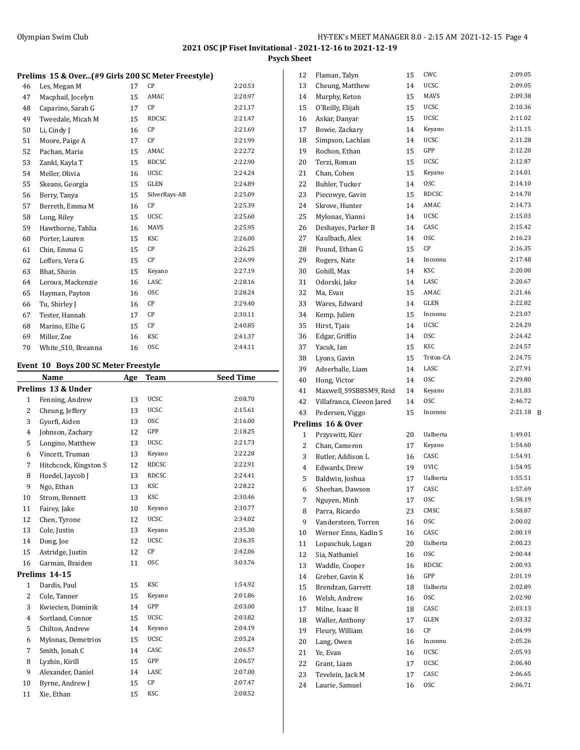# 2021 OSC JP Fiset Invitational - 2021-12-16 to 2021-12-19

## Psych Sheet

### Prelims 15 & Over...(#9 Girls 200 SC Meter Freestyle)

| | Name | Age | Team | Seed Time |
|---|---|---|---|---|
| 46 | Les, Megan M | 17 | CP | 2:20.53 |
| 47 | Macphail, Jocelyn | 15 | AMAC | 2:20.97 |
| 48 | Caparino, Sarah G | 17 | CP | 2:21.17 |
| 49 | Tweedale, Micah M | 15 | RDCSC | 2:21.47 |
| 50 | Li, Cindy J | 16 | CP | 2:21.69 |
| 51 | Moore, Paige A | 17 | CP | 2:21.99 |
| 52 | Pachan, Maria | 15 | AMAC | 2:22.72 |
| 53 | Zankl, Kayla T | 15 | RDCSC | 2:22.90 |
| 54 | Meller, Olivia | 16 | UCSC | 2:24.24 |
| 55 | Skeans, Georgia | 15 | GLEN | 2:24.89 |
| 56 | Berry, Tanya | 15 | SilverRays-AB | 2:25.09 |
| 57 | Berreth, Emma M | 16 | CP | 2:25.39 |
| 58 | Long, Riley | 15 | UCSC | 2:25.60 |
| 59 | Hawthorne, Tahlia | 16 | MAVS | 2:25.95 |
| 60 | Porter, Lauren | 15 | KSC | 2:26.00 |
| 61 | Chin, Emma G | 15 | CP | 2:26.25 |
| 62 | Leffers, Vera G | 15 | CP | 2:26.99 |
| 63 | Bhat, Shirin | 15 | Keyano | 2:27.19 |
| 64 | Leroux, Mackenzie | 16 | LASC | 2:28.16 |
| 65 | Hayman, Payton | 16 | OSC | 2:28.24 |
| 66 | Tu, Shirley J | 16 | CP | 2:29.40 |
| 67 | Tester, Hannah | 17 | CP | 2:30.11 |
| 68 | Marino, Ellie G | 15 | CP | 2:40.85 |
| 69 | Miller, Zoe | 16 | KSC | 2:41.37 |
| 70 | White_S10, Breanna | 16 | OSC | 2:44.11 |

### Event 10 Boys 200 SC Meter Freestyle

| | Name | Age | Team | Seed Time |
|---|---|---|---|---|
| **Prelims 13 & Under** | | | | |
| 1 | Fenning, Andrew | 13 | UCSC | 2:08.70 |
| 2 | Cheung, Jeffery | 13 | UCSC | 2:15.61 |
| 3 | Gyorfi, Aiden | 13 | OSC | 2:16.00 |
| 4 | Johnson, Zachary | 12 | GPP | 2:18.25 |
| 5 | Longino, Matthew | 13 | UCSC | 2:21.73 |
| 6 | Vincett, Truman | 13 | Keyano | 2:22.28 |
| 7 | Hitchcock, Kingston S | 12 | RDCSC | 2:22.91 |
| 8 | Hoedel, Jaycob J | 13 | RDCSC | 2:24.41 |
| 9 | Ngo, Ethan | 13 | KSC | 2:28.22 |
| 10 | Strom, Bennett | 13 | KSC | 2:30.46 |
| 11 | Fairey, Jake | 10 | Keyano | 2:30.77 |
| 12 | Chen, Tyrone | 12 | UCSC | 2:34.02 |
| 13 | Cole, Justin | 13 | Keyano | 2:35.30 |
| 14 | Dong, Joe | 12 | UCSC | 2:36.35 |
| 15 | Astridge, Justin | 12 | CP | 2:42.06 |
| 16 | Garman, Braiden | 11 | OSC | 3:03.76 |
| **Prelims 14-15** | | | | |
| 1 | Dardis, Paul | 15 | KSC | 1:54.92 |
| 2 | Cole, Tanner | 15 | Keyano | 2:01.86 |
| 3 | Kwiecien, Dominik | 14 | GPP | 2:03.00 |
| 4 | Sortland, Connor | 15 | UCSC | 2:03.82 |
| 5 | Chilton, Andrew | 14 | Keyano | 2:04.19 |
| 6 | Mylonas, Demetrios | 15 | UCSC | 2:05.24 |
| 7 | Smith, Jonah C | 14 | CASC | 2:06.57 |
| 8 | Lyzhin, Kirill | 15 | GPP | 2:06.57 |
| 9 | Alexander, Daniel | 14 | LASC | 2:07.00 |
| 10 | Byrne, Andrew J | 15 | CP | 2:07.47 |
| 11 | Xie, Ethan | 15 | KSC | 2:08.52 |
| 12 | Flaman, Talyn | 15 | CWC | 2:09.05 |
| 13 | Cheung, Matthew | 14 | UCSC | 2:09.05 |
| 14 | Murphy, Keton | 15 | MAVS | 2:09.38 |
| 15 | O'Reilly, Elijah | 15 | UCSC | 2:10.36 |
| 16 | Askar, Danyar | 15 | UCSC | 2:11.02 |
| 17 | Bowie, Zackary | 14 | Keyano | 2:11.15 |
| 18 | Simpson, Lachlan | 14 | UCSC | 2:11.28 |
| 19 | Rochon, Ethan | 15 | GPP | 2:12.20 |
| 20 | Terzi, Roman | 15 | UCSC | 2:12.87 |
| 21 | Chan, Cohen | 15 | Keyano | 2:14.01 |
| 22 | Buhler, Tucker | 14 | OSC | 2:14.10 |
| 23 | Piecowye, Gavin | 15 | RDCSC | 2:14.70 |
| 24 | Skrove, Hunter | 14 | AMAC | 2:14.73 |
| 25 | Mylonas, Yianni | 14 | UCSC | 2:15.03 |
| 26 | Deshayes, Parker B | 14 | CASC | 2:15.42 |
| 27 | Kaulbach, Alex | 14 | OSC | 2:16.23 |
| 28 | Pound, Ethan G | 15 | CP | 2:16.35 |
| 29 | Rogers, Nate | 14 | Inconnu | 2:17.48 |
| 30 | Gohill, Max | 14 | KSC | 2:20.00 |
| 31 | Odorski, Jake | 14 | LASC | 2:20.67 |
| 32 | Ma, Evan | 15 | AMAC | 2:21.46 |
| 33 | Wares, Edward | 14 | GLEN | 2:22.82 |
| 34 | Kemp, Julien | 15 | Inconnu | 2:23.07 |
| 35 | Hirst, Tjais | 14 | UCSC | 2:24.29 |
| 36 | Edgar, Griffin | 14 | OSC | 2:24.42 |
| 37 | Yacuk, Ian | 15 | KSC | 2:24.57 |
| 38 | Lyons, Gavin | 15 | Triton-CA | 2:24.75 |
| 39 | Adserballe, Liam | 14 | LASC | 2:27.91 |
| 40 | Hong, Victor | 14 | OSC | 2:29.80 |
| 41 | Maxwell_S9SB8SM9, Reid | 14 | Keyano | 2:31.83 |
| 42 | Villafranca, Cleeon Jared | 14 | OSC | 2:46.72 |
| 43 | Pedersen, Viggo | 15 | Inconnu | 2:21.18 B |
| **Prelims 16 & Over** | | | | |
| 1 | Przyswitt, Kier | 20 | Ualberta | 1:49.01 |
| 2 | Chan, Cameron | 17 | Keyano | 1:54.60 |
| 3 | Butler, Addison L | 16 | CASC | 1:54.91 |
| 4 | Edwards, Drew | 19 | UVIC | 1:54.95 |
| 5 | Baldwin, Joshua | 17 | Ualberta | 1:55.51 |
| 6 | Sheehan, Dawson | 17 | CASC | 1:57.69 |
| 7 | Nguyen, Minh | 17 | OSC | 1:58.19 |
| 8 | Parra, Ricardo | 23 | CMSC | 1:58.87 |
| 9 | Vandersteen, Torren | 16 | OSC | 2:00.02 |
| 10 | Werner Enns, Kadin S | 16 | CASC | 2:00.19 |
| 11 | Lopaschuk, Logan | 20 | Ualberta | 2:00.23 |
| 12 | Sia, Nathaniel | 16 | OSC | 2:00.44 |
| 13 | Waddle, Cooper | 16 | RDCSC | 2:00.93 |
| 14 | Greber, Gavin K | 16 | GPP | 2:01.19 |
| 15 | Brendzan, Garrett | 18 | Ualberta | 2:02.89 |
| 16 | Welsh, Andrew | 16 | OSC | 2:02.90 |
| 17 | Milne, Isaac B | 18 | CASC | 2:03.13 |
| 18 | Waller, Anthony | 17 | GLEN | 2:03.32 |
| 19 | Fleury, William | 16 | CP | 2:04.99 |
| 20 | Lang, Owen | 16 | Inconnu | 2:05.26 |
| 21 | Ye, Evan | 16 | UCSC | 2:05.93 |
| 22 | Grant, Liam | 17 | UCSC | 2:06.40 |
| 23 | Tevelein, Jack M | 17 | CASC | 2:06.65 |
| 24 | Laurie, Samuel | 16 | OSC | 2:06.71 |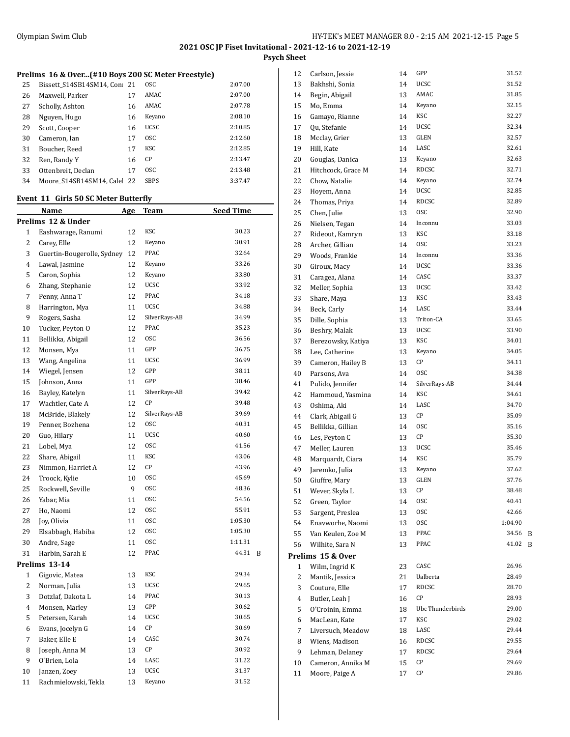# 2021 OSC JP Fiset Invitational - 2021-12-16 to 2021-12-19

## Psych Sheet

### Prelims 16 & Over...(#10 Boys 200 SC Meter Freestyle)

| # | Name | Age | Team | Seed Time |
|---|---|---|---|---|
| 25 | Bissett_S14SB14SM14, Conı | 21 | OSC | 2:07.00 |
| 26 | Maxwell, Parker | 17 | AMAC | 2:07.00 |
| 27 | Scholly, Ashton | 16 | AMAC | 2:07.78 |
| 28 | Nguyen, Hugo | 16 | Keyano | 2:08.10 |
| 29 | Scott, Cooper | 16 | UCSC | 2:10.85 |
| 30 | Cameron, Ian | 17 | OSC | 2:12.60 |
| 31 | Boucher, Reed | 17 | KSC | 2:12.85 |
| 32 | Ren, Randy Y | 16 | CP | 2:13.47 |
| 33 | Ottenbreit, Declan | 17 | OSC | 2:13.48 |
| 34 | Moore_S14SB14SM14, Calel | 22 | SBPS | 3:37.47 |

### Event 11 Girls 50 SC Meter Butterfly

| # | Name | Age | Team | Seed Time |
|---|---|---|---|---|
| **Prelims 12 & Under** | | | | |
| 1 | Eashwarage, Ranumi | 12 | KSC | 30.23 |
| 2 | Carey, Elle | 12 | Keyano | 30.91 |
| 3 | Guertin-Bougerolle, Sydney | 12 | PPAC | 32.64 |
| 4 | Lawal, Jasmine | 12 | Keyano | 33.26 |
| 5 | Caron, Sophia | 12 | Keyano | 33.80 |
| 6 | Zhang, Stephanie | 12 | UCSC | 33.92 |
| 7 | Penny, Anna T | 12 | PPAC | 34.18 |
| 8 | Harrington, Mya | 11 | UCSC | 34.88 |
| 9 | Rogers, Sasha | 12 | SilverRays-AB | 34.99 |
| 10 | Tucker, Peyton O | 12 | PPAC | 35.23 |
| 11 | Bellikka, Abigail | 12 | OSC | 36.56 |
| 12 | Monsen, Mya | 11 | GPP | 36.75 |
| 13 | Wang, Angelina | 11 | UCSC | 36.99 |
| 14 | Wiegel, Jensen | 12 | GPP | 38.11 |
| 15 | Johnson, Anna | 11 | GPP | 38.46 |
| 16 | Bayley, Katelyn | 11 | SilverRays-AB | 39.42 |
| 17 | Wachtler, Cate A | 12 | CP | 39.48 |
| 18 | McBride, Blakely | 12 | SilverRays-AB | 39.69 |
| 19 | Penner, Bozhena | 12 | OSC | 40.31 |
| 20 | Guo, Hilary | 11 | UCSC | 40.60 |
| 21 | Lobel, Mya | 12 | OSC | 41.56 |
| 22 | Share, Abigail | 11 | KSC | 43.06 |
| 23 | Nimmon, Harriet A | 12 | CP | 43.96 |
| 24 | Troock, Kylie | 10 | OSC | 45.69 |
| 25 | Rockwell, Seville | 9 | OSC | 48.36 |
| 26 | Yabar, Mia | 11 | OSC | 54.56 |
| 27 | Ho, Naomi | 12 | OSC | 55.91 |
| 28 | Joy, Olivia | 11 | OSC | 1:05.30 |
| 29 | Elsabbagh, Habiba | 12 | OSC | 1:05.30 |
| 30 | Andre, Sage | 11 | OSC | 1:11.31 |
| 31 | Harbin, Sarah E | 12 | PPAC | 44.31 B |
| **Prelims 13-14** | | | | |
| 1 | Gigovic, Matea | 13 | KSC | 29.34 |
| 2 | Norman, Julia | 13 | UCSC | 29.65 |
| 3 | Dotzlaf, Dakota L | 14 | PPAC | 30.13 |
| 4 | Monsen, Marley | 13 | GPP | 30.62 |
| 5 | Petersen, Karah | 14 | UCSC | 30.65 |
| 6 | Evans, Jocelyn G | 14 | CP | 30.69 |
| 7 | Baker, Elle E | 14 | CASC | 30.74 |
| 8 | Joseph, Anna M | 13 | CP | 30.92 |
| 9 | O'Brien, Lola | 14 | LASC | 31.22 |
| 10 | Janzen, Zoey | 13 | UCSC | 31.37 |
| 11 | Rachmielowski, Tekla | 13 | Keyano | 31.52 |
| 12 | Carlson, Jessie | 14 | GPP | 31.52 |
| 13 | Bakhshi, Sonia | 14 | UCSC | 31.52 |
| 14 | Begin, Abigail | 13 | AMAC | 31.85 |
| 15 | Mo, Emma | 14 | Keyano | 32.15 |
| 16 | Gamayo, Rianne | 14 | KSC | 32.27 |
| 17 | Qu, Stefanie | 14 | UCSC | 32.34 |
| 18 | Mcclay, Grier | 13 | GLEN | 32.57 |
| 19 | Hill, Kate | 14 | LASC | 32.61 |
| 20 | Gouglas, Danica | 13 | Keyano | 32.63 |
| 21 | Hitchcock, Grace M | 14 | RDCSC | 32.71 |
| 22 | Chow, Natalie | 14 | Keyano | 32.74 |
| 23 | Hoyem, Anna | 14 | UCSC | 32.85 |
| 24 | Thomas, Priya | 14 | RDCSC | 32.89 |
| 25 | Chen, Julie | 13 | OSC | 32.90 |
| 26 | Nielsen, Tegan | 14 | Inconnu | 33.03 |
| 27 | Rideout, Kamryn | 13 | KSC | 33.18 |
| 28 | Archer, Gillian | 14 | OSC | 33.23 |
| 29 | Woods, Frankie | 14 | Inconnu | 33.36 |
| 30 | Giroux, Macy | 14 | UCSC | 33.36 |
| 31 | Caragea, Alana | 14 | CASC | 33.37 |
| 32 | Meller, Sophia | 13 | UCSC | 33.42 |
| 33 | Share, Maya | 13 | KSC | 33.43 |
| 34 | Beck, Carly | 14 | LASC | 33.44 |
| 35 | Dille, Sophia | 13 | Triton-CA | 33.65 |
| 36 | Beshry, Malak | 13 | UCSC | 33.90 |
| 37 | Berezowsky, Katiya | 13 | KSC | 34.01 |
| 38 | Lee, Catherine | 13 | Keyano | 34.05 |
| 39 | Cameron, Hailey B | 13 | CP | 34.11 |
| 40 | Parsons, Ava | 14 | OSC | 34.38 |
| 41 | Pulido, Jennifer | 14 | SilverRays-AB | 34.44 |
| 42 | Hammoud, Yasmina | 14 | KSC | 34.61 |
| 43 | Oshima, Aki | 14 | LASC | 34.70 |
| 44 | Clark, Abigail G | 13 | CP | 35.09 |
| 45 | Bellikka, Gillian | 14 | OSC | 35.16 |
| 46 | Les, Peyton C | 13 | CP | 35.30 |
| 47 | Meller, Lauren | 13 | UCSC | 35.46 |
| 48 | Marquardt, Ciara | 14 | KSC | 35.79 |
| 49 | Jaremko, Julia | 13 | Keyano | 37.62 |
| 50 | Giuffre, Mary | 13 | GLEN | 37.76 |
| 51 | Wever, Skyla L | 13 | CP | 38.48 |
| 52 | Green, Taylor | 14 | OSC | 40.41 |
| 53 | Sargent, Preslea | 13 | OSC | 42.66 |
| 54 | Enavworhe, Naomi | 13 | OSC | 1:04.90 |
| 55 | Van Keulen, Zoe M | 13 | PPAC | 34.56 B |
| 56 | Wilhite, Sara N | 13 | PPAC | 41.02 B |
| **Prelims 15 & Over** | | | | |
| 1 | Wilm, Ingrid K | 23 | CASC | 26.96 |
| 2 | Mantik, Jessica | 21 | Ualberta | 28.49 |
| 3 | Couture, Elle | 17 | RDCSC | 28.70 |
| 4 | Butler, Leah J | 16 | CP | 28.93 |
| 5 | O'Croinin, Emma | 18 | Ubc Thunderbirds | 29.00 |
| 6 | MacLean, Kate | 17 | KSC | 29.02 |
| 7 | Liversuch, Meadow | 18 | LASC | 29.44 |
| 8 | Wiens, Madison | 16 | RDCSC | 29.55 |
| 9 | Lehman, Delaney | 17 | RDCSC | 29.64 |
| 10 | Cameron, Annika M | 15 | CP | 29.69 |
| 11 | Moore, Paige A | 17 | CP | 29.86 |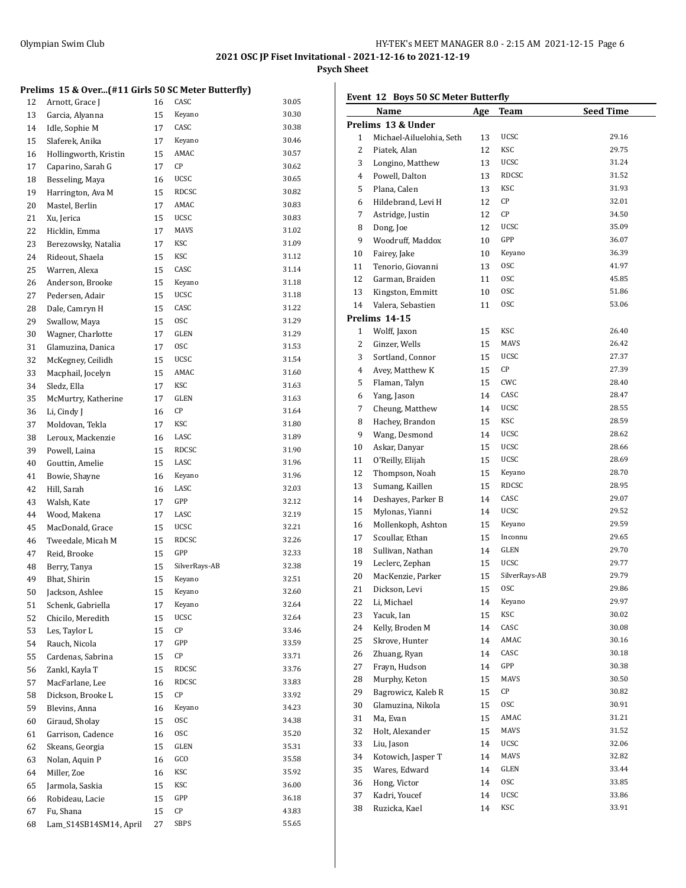### Prelims 15 & Over...(#11 Girls 50 SC Meter Butterfly)

| | Name | Age | Team | Seed Time |
|---|---|---|---|---|
| 12 | Arnott, Grace J | 16 | CASC | 30.05 |
| 13 | Garcia, Alyanna | 15 | Keyano | 30.30 |
| 14 | Idle, Sophie M | 17 | CASC | 30.38 |
| 15 | Slaferek, Anika | 17 | Keyano | 30.46 |
| 16 | Hollingworth, Kristin | 15 | AMAC | 30.57 |
| 17 | Caparino, Sarah G | 17 | CP | 30.62 |
| 18 | Besseling, Maya | 16 | UCSC | 30.65 |
| 19 | Harrington, Ava M | 15 | RDCSC | 30.82 |
| 20 | Mastel, Berlin | 17 | AMAC | 30.83 |
| 21 | Xu, Jerica | 15 | UCSC | 30.83 |
| 22 | Hicklin, Emma | 17 | MAVS | 31.02 |
| 23 | Berezowsky, Natalia | 17 | KSC | 31.09 |
| 24 | Rideout, Shaela | 15 | KSC | 31.12 |
| 25 | Warren, Alexa | 15 | CASC | 31.14 |
| 26 | Anderson, Brooke | 15 | Keyano | 31.18 |
| 27 | Pedersen, Adair | 15 | UCSC | 31.18 |
| 28 | Dale, Camryn H | 15 | CASC | 31.22 |
| 29 | Swallow, Maya | 15 | OSC | 31.29 |
| 30 | Wagner, Charlotte | 17 | GLEN | 31.29 |
| 31 | Glamuzina, Danica | 17 | OSC | 31.53 |
| 32 | McKegney, Ceilidh | 15 | UCSC | 31.54 |
| 33 | Macphail, Jocelyn | 15 | AMAC | 31.60 |
| 34 | Sledz, Ella | 17 | KSC | 31.63 |
| 35 | McMurtry, Katherine | 17 | GLEN | 31.63 |
| 36 | Li, Cindy J | 16 | CP | 31.64 |
| 37 | Moldovan, Tekla | 17 | KSC | 31.80 |
| 38 | Leroux, Mackenzie | 16 | LASC | 31.89 |
| 39 | Powell, Laina | 15 | RDCSC | 31.90 |
| 40 | Gouttin, Amelie | 15 | LASC | 31.96 |
| 41 | Bowie, Shayne | 16 | Keyano | 31.96 |
| 42 | Hill, Sarah | 16 | LASC | 32.03 |
| 43 | Walsh, Kate | 17 | GPP | 32.12 |
| 44 | Wood, Makena | 17 | LASC | 32.19 |
| 45 | MacDonald, Grace | 15 | UCSC | 32.21 |
| 46 | Tweedale, Micah M | 15 | RDCSC | 32.26 |
| 47 | Reid, Brooke | 15 | GPP | 32.33 |
| 48 | Berry, Tanya | 15 | SilverRays-AB | 32.38 |
| 49 | Bhat, Shirin | 15 | Keyano | 32.51 |
| 50 | Jackson, Ashlee | 15 | Keyano | 32.60 |
| 51 | Schenk, Gabriella | 17 | Keyano | 32.64 |
| 52 | Chicilo, Meredith | 15 | UCSC | 32.64 |
| 53 | Les, Taylor L | 15 | CP | 33.46 |
| 54 | Rauch, Nicola | 17 | GPP | 33.59 |
| 55 | Cardenas, Sabrina | 15 | CP | 33.71 |
| 56 | Zankl, Kayla T | 15 | RDCSC | 33.76 |
| 57 | MacFarlane, Lee | 16 | RDCSC | 33.83 |
| 58 | Dickson, Brooke L | 15 | CP | 33.92 |
| 59 | Blevins, Anna | 16 | Keyano | 34.23 |
| 60 | Giraud, Sholay | 15 | OSC | 34.38 |
| 61 | Garrison, Cadence | 16 | OSC | 35.20 |
| 62 | Skeans, Georgia | 15 | GLEN | 35.31 |
| 63 | Nolan, Aquin P | 16 | GCO | 35.58 |
| 64 | Miller, Zoe | 16 | KSC | 35.92 |
| 65 | Jarmola, Saskia | 15 | KSC | 36.00 |
| 66 | Robideau, Lacie | 15 | GPP | 36.18 |
| 67 | Fu, Shana | 15 | CP | 43.83 |
| 68 | Lam_S14SB14SM14, April | 27 | SBPS | 55.65 |

### Event 12 Boys 50 SC Meter Butterfly

| | Name | Age | Team | Seed Time |
|---|---|---|---|---|
| **Prelims 13 & Under** | | | | |
| 1 | Michael-Ailuelohia, Seth | 13 | UCSC | 29.16 |
| 2 | Piatek, Alan | 12 | KSC | 29.75 |
| 3 | Longino, Matthew | 13 | UCSC | 31.24 |
| 4 | Powell, Dalton | 13 | RDCSC | 31.52 |
| 5 | Plana, Calen | 13 | KSC | 31.93 |
| 6 | Hildebrand, Levi H | 12 | CP | 32.01 |
| 7 | Astridge, Justin | 12 | CP | 34.50 |
| 8 | Dong, Joe | 12 | UCSC | 35.09 |
| 9 | Woodruff, Maddox | 10 | GPP | 36.07 |
| 10 | Fairey, Jake | 10 | Keyano | 36.39 |
| 11 | Tenorio, Giovanni | 13 | OSC | 41.97 |
| 12 | Garman, Braiden | 11 | OSC | 45.85 |
| 13 | Kingston, Emmitt | 10 | OSC | 51.86 |
| 14 | Valera, Sebastien | 11 | OSC | 53.06 |
| **Prelims 14-15** | | | | |
| 1 | Wolff, Jaxon | 15 | KSC | 26.40 |
| 2 | Ginzer, Wells | 15 | MAVS | 26.42 |
| 3 | Sortland, Connor | 15 | UCSC | 27.37 |
| 4 | Avey, Matthew K | 15 | CP | 27.39 |
| 5 | Flaman, Talyn | 15 | CWC | 28.40 |
| 6 | Yang, Jason | 14 | CASC | 28.47 |
| 7 | Cheung, Matthew | 14 | UCSC | 28.55 |
| 8 | Hachey, Brandon | 15 | KSC | 28.59 |
| 9 | Wang, Desmond | 14 | UCSC | 28.62 |
| 10 | Askar, Danyar | 15 | UCSC | 28.66 |
| 11 | O'Reilly, Elijah | 15 | UCSC | 28.69 |
| 12 | Thompson, Noah | 15 | Keyano | 28.70 |
| 13 | Sumang, Kaillen | 15 | RDCSC | 28.95 |
| 14 | Deshayes, Parker B | 14 | CASC | 29.07 |
| 15 | Mylonas, Yianni | 14 | UCSC | 29.52 |
| 16 | Mollenkoph, Ashton | 15 | Keyano | 29.59 |
| 17 | Scoullar, Ethan | 15 | Inconnu | 29.65 |
| 18 | Sullivan, Nathan | 14 | GLEN | 29.70 |
| 19 | Leclerc, Zephan | 15 | UCSC | 29.77 |
| 20 | MacKenzie, Parker | 15 | SilverRays-AB | 29.79 |
| 21 | Dickson, Levi | 15 | OSC | 29.86 |
| 22 | Li, Michael | 14 | Keyano | 29.97 |
| 23 | Yacuk, Ian | 15 | KSC | 30.02 |
| 24 | Kelly, Broden M | 14 | CASC | 30.08 |
| 25 | Skrove, Hunter | 14 | AMAC | 30.16 |
| 26 | Zhuang, Ryan | 14 | CASC | 30.18 |
| 27 | Frayn, Hudson | 14 | GPP | 30.38 |
| 28 | Murphy, Keton | 15 | MAVS | 30.50 |
| 29 | Bagrowicz, Kaleb R | 15 | CP | 30.82 |
| 30 | Glamuzina, Nikola | 15 | OSC | 30.91 |
| 31 | Ma, Evan | 15 | AMAC | 31.21 |
| 32 | Holt, Alexander | 15 | MAVS | 31.52 |
| 33 | Liu, Jason | 14 | UCSC | 32.06 |
| 34 | Kotowich, Jasper T | 14 | MAVS | 32.82 |
| 35 | Wares, Edward | 14 | GLEN | 33.44 |
| 36 | Hong, Victor | 14 | OSC | 33.85 |
| 37 | Kadri, Youcef | 14 | UCSC | 33.86 |
| 38 | Ruzicka, Kael | 14 | KSC | 33.91 |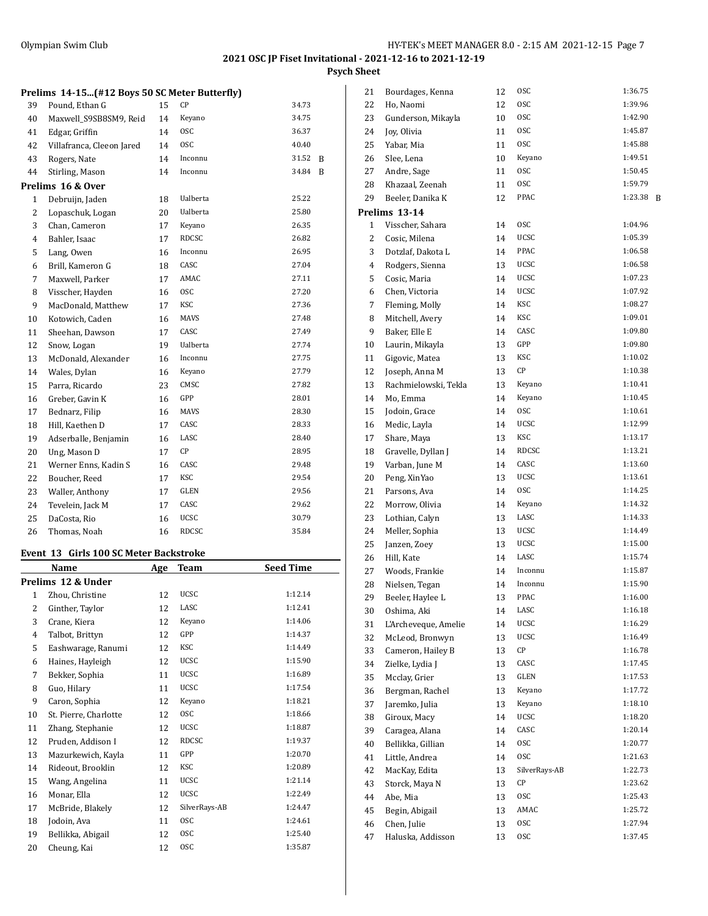## 2021 OSC JP Fiset Invitational - 2021-12-16 to 2021-12-19

### Psych Sheet

**Prelims 14-15...(#12 Boys 50 SC Meter Butterfly)**

| | Name | Age | Team | Seed Time | |
|---|---|---|---|---|---|
| 39 | Pound, Ethan G | 15 | CP | 34.73 | |
| 40 | Maxwell_S9SB8SM9, Reid | 14 | Keyano | 34.75 | |
| 41 | Edgar, Griffin | 14 | OSC | 36.37 | |
| 42 | Villafranca, Cleeon Jared | 14 | OSC | 40.40 | |
| 43 | Rogers, Nate | 14 | Inconnu | 31.52 | B |
| 44 | Stirling, Mason | 14 | Inconnu | 34.84 | B |

**Prelims 16 & Over**

| | Name | Age | Team | Seed Time |
|---|---|---|---|---|
| 1 | Debruijn, Jaden | 18 | Ualberta | 25.22 |
| 2 | Lopaschuk, Logan | 20 | Ualberta | 25.80 |
| 3 | Chan, Cameron | 17 | Keyano | 26.35 |
| 4 | Bahler, Isaac | 17 | RDCSC | 26.82 |
| 5 | Lang, Owen | 16 | Inconnu | 26.95 |
| 6 | Brill, Kameron G | 18 | CASC | 27.04 |
| 7 | Maxwell, Parker | 17 | AMAC | 27.11 |
| 8 | Visscher, Hayden | 16 | OSC | 27.20 |
| 9 | MacDonald, Matthew | 17 | KSC | 27.36 |
| 10 | Kotowich, Caden | 16 | MAVS | 27.48 |
| 11 | Sheehan, Dawson | 17 | CASC | 27.49 |
| 12 | Snow, Logan | 19 | Ualberta | 27.74 |
| 13 | McDonald, Alexander | 16 | Inconnu | 27.75 |
| 14 | Wales, Dylan | 16 | Keyano | 27.79 |
| 15 | Parra, Ricardo | 23 | CMSC | 27.82 |
| 16 | Greber, Gavin K | 16 | GPP | 28.01 |
| 17 | Bednarz, Filip | 16 | MAVS | 28.30 |
| 18 | Hill, Kaethen D | 17 | CASC | 28.33 |
| 19 | Adserballe, Benjamin | 16 | LASC | 28.40 |
| 20 | Ung, Mason D | 17 | CP | 28.95 |
| 21 | Werner Enns, Kadin S | 16 | CASC | 29.48 |
| 22 | Boucher, Reed | 17 | KSC | 29.54 |
| 23 | Waller, Anthony | 17 | GLEN | 29.56 |
| 24 | Tevelein, Jack M | 17 | CASC | 29.62 |
| 25 | DaCosta, Rio | 16 | UCSC | 30.79 |
| 26 | Thomas, Noah | 16 | RDCSC | 35.84 |

### Event 13 Girls 100 SC Meter Backstroke

**Prelims 12 & Under**

| | Name | Age | Team | Seed Time | |
|---|---|---|---|---|---|
| 1 | Zhou, Christine | 12 | UCSC | 1:12.14 | |
| 2 | Ginther, Taylor | 12 | LASC | 1:12.41 | |
| 3 | Crane, Kiera | 12 | Keyano | 1:14.06 | |
| 4 | Talbot, Brittyn | 12 | GPP | 1:14.37 | |
| 5 | Eashwarage, Ranumi | 12 | KSC | 1:14.49 | |
| 6 | Haines, Hayleigh | 12 | UCSC | 1:15.90 | |
| 7 | Bekker, Sophia | 11 | UCSC | 1:16.89 | |
| 8 | Guo, Hilary | 11 | UCSC | 1:17.54 | |
| 9 | Caron, Sophia | 12 | Keyano | 1:18.21 | |
| 10 | St. Pierre, Charlotte | 12 | OSC | 1:18.66 | |
| 11 | Zhang, Stephanie | 12 | UCSC | 1:18.87 | |
| 12 | Pruden, Addison I | 12 | RDCSC | 1:19.37 | |
| 13 | Mazurkewich, Kayla | 11 | GPP | 1:20.70 | |
| 14 | Rideout, Brooklin | 12 | KSC | 1:20.89 | |
| 15 | Wang, Angelina | 11 | UCSC | 1:21.14 | |
| 16 | Monar, Ella | 12 | UCSC | 1:22.49 | |
| 17 | McBride, Blakely | 12 | SilverRays-AB | 1:24.47 | |
| 18 | Jodoin, Ava | 11 | OSC | 1:24.61 | |
| 19 | Bellikka, Abigail | 12 | OSC | 1:25.40 | |
| 20 | Cheung, Kai | 12 | OSC | 1:35.87 | |
| 21 | Bourdages, Kenna | 12 | OSC | 1:36.75 | |
| 22 | Ho, Naomi | 12 | OSC | 1:39.96 | |
| 23 | Gunderson, Mikayla | 10 | OSC | 1:42.90 | |
| 24 | Joy, Olivia | 11 | OSC | 1:45.87 | |
| 25 | Yabar, Mia | 11 | OSC | 1:45.88 | |
| 26 | Slee, Lena | 10 | Keyano | 1:49.51 | |
| 27 | Andre, Sage | 11 | OSC | 1:50.45 | |
| 28 | Khazaal, Zeenah | 11 | OSC | 1:59.79 | |
| 29 | Beeler, Danika K | 12 | PPAC | 1:23.38 | B |

**Prelims 13-14**

| | Name | Age | Team | Seed Time |
|---|---|---|---|---|
| 1 | Visscher, Sahara | 14 | OSC | 1:04.96 |
| 2 | Cosic, Milena | 14 | UCSC | 1:05.39 |
| 3 | Dotzlaf, Dakota L | 14 | PPAC | 1:06.58 |
| 4 | Rodgers, Sienna | 13 | UCSC | 1:06.58 |
| 5 | Cosic, Maria | 14 | UCSC | 1:07.23 |
| 6 | Chen, Victoria | 14 | UCSC | 1:07.92 |
| 7 | Fleming, Molly | 14 | KSC | 1:08.27 |
| 8 | Mitchell, Avery | 14 | KSC | 1:09.01 |
| 9 | Baker, Elle E | 14 | CASC | 1:09.80 |
| 10 | Laurin, Mikayla | 13 | GPP | 1:09.80 |
| 11 | Gigovic, Matea | 13 | KSC | 1:10.02 |
| 12 | Joseph, Anna M | 13 | CP | 1:10.38 |
| 13 | Rachmielowski, Tekla | 13 | Keyano | 1:10.41 |
| 14 | Mo, Emma | 14 | Keyano | 1:10.45 |
| 15 | Jodoin, Grace | 14 | OSC | 1:10.61 |
| 16 | Medic, Layla | 14 | UCSC | 1:12.99 |
| 17 | Share, Maya | 13 | KSC | 1:13.17 |
| 18 | Gravelle, Dyllan J | 14 | RDCSC | 1:13.21 |
| 19 | Varban, June M | 14 | CASC | 1:13.60 |
| 20 | Peng, XinYao | 13 | UCSC | 1:13.61 |
| 21 | Parsons, Ava | 14 | OSC | 1:14.25 |
| 22 | Morrow, Olivia | 14 | Keyano | 1:14.32 |
| 23 | Lothian, Calyn | 13 | LASC | 1:14.33 |
| 24 | Meller, Sophia | 13 | UCSC | 1:14.49 |
| 25 | Janzen, Zoey | 13 | UCSC | 1:15.00 |
| 26 | Hill, Kate | 14 | LASC | 1:15.74 |
| 27 | Woods, Frankie | 14 | Inconnu | 1:15.87 |
| 28 | Nielsen, Tegan | 14 | Inconnu | 1:15.90 |
| 29 | Beeler, Haylee L | 13 | PPAC | 1:16.00 |
| 30 | Oshima, Aki | 14 | LASC | 1:16.18 |
| 31 | L'Archeveque, Amelie | 14 | UCSC | 1:16.29 |
| 32 | McLeod, Bronwyn | 13 | UCSC | 1:16.49 |
| 33 | Cameron, Hailey B | 13 | CP | 1:16.78 |
| 34 | Zielke, Lydia J | 13 | CASC | 1:17.45 |
| 35 | Mcclay, Grier | 13 | GLEN | 1:17.53 |
| 36 | Bergman, Rachel | 13 | Keyano | 1:17.72 |
| 37 | Jaremko, Julia | 13 | Keyano | 1:18.10 |
| 38 | Giroux, Macy | 14 | UCSC | 1:18.20 |
| 39 | Caragea, Alana | 14 | CASC | 1:20.14 |
| 40 | Bellikka, Gillian | 14 | OSC | 1:20.77 |
| 41 | Little, Andrea | 14 | OSC | 1:21.63 |
| 42 | MacKay, Edita | 13 | SilverRays-AB | 1:22.73 |
| 43 | Storck, Maya N | 13 | CP | 1:23.62 |
| 44 | Abe, Mia | 13 | OSC | 1:25.43 |
| 45 | Begin, Abigail | 13 | AMAC | 1:25.72 |
| 46 | Chen, Julie | 13 | OSC | 1:27.94 |
| 47 | Haluska, Addisson | 13 | OSC | 1:37.45 |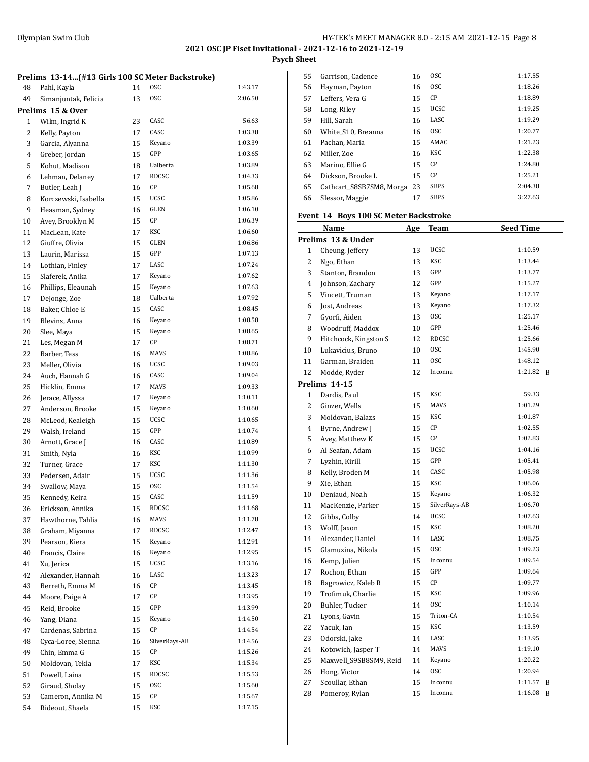## 2021 OSC JP Fiset Invitational - 2021-12-16 to 2021-12-19

### Psych Sheet

**Prelims 13-14...(#13 Girls 100 SC Meter Backstroke)**

| | Name | Age | Team | Seed Time |
|---|---|---|---|---|
| 48 | Pahl, Kayla | 14 | OSC | 1:43.17 |
| 49 | Simanjuntak, Felicia | 13 | OSC | 2:06.50 |

**Prelims 15 & Over**

| | Name | Age | Team | Seed Time |
|---|---|---|---|---|
| 1 | Wilm, Ingrid K | 23 | CASC | 56.63 |
| 2 | Kelly, Payton | 17 | CASC | 1:03.38 |
| 3 | Garcia, Alyanna | 15 | Keyano | 1:03.39 |
| 4 | Greber, Jordan | 15 | GPP | 1:03.65 |
| 5 | Kohut, Madison | 18 | Ualberta | 1:03.89 |
| 6 | Lehman, Delaney | 17 | RDCSC | 1:04.33 |
| 7 | Butler, Leah J | 16 | CP | 1:05.68 |
| 8 | Korczewski, Isabella | 15 | UCSC | 1:05.86 |
| 9 | Heasman, Sydney | 16 | GLEN | 1:06.10 |
| 10 | Avey, Brooklyn M | 15 | CP | 1:06.39 |
| 11 | MacLean, Kate | 17 | KSC | 1:06.60 |
| 12 | Giuffre, Olivia | 15 | GLEN | 1:06.86 |
| 13 | Laurin, Marissa | 15 | GPP | 1:07.13 |
| 14 | Lothian, Finley | 17 | LASC | 1:07.24 |
| 15 | Slaferek, Anika | 17 | Keyano | 1:07.62 |
| 16 | Phillips, Eleaunah | 15 | Keyano | 1:07.63 |
| 17 | DeJonge, Zoe | 18 | Ualberta | 1:07.92 |
| 18 | Baker, Chloe E | 15 | CASC | 1:08.45 |
| 19 | Blevins, Anna | 16 | Keyano | 1:08.58 |
| 20 | Slee, Maya | 15 | Keyano | 1:08.65 |
| 21 | Les, Megan M | 17 | CP | 1:08.71 |
| 22 | Barber, Tess | 16 | MAVS | 1:08.86 |
| 23 | Meller, Olivia | 16 | UCSC | 1:09.03 |
| 24 | Auch, Hannah G | 16 | CASC | 1:09.04 |
| 25 | Hicklin, Emma | 17 | MAVS | 1:09.33 |
| 26 | Jerace, Allyssa | 17 | Keyano | 1:10.11 |
| 27 | Anderson, Brooke | 15 | Keyano | 1:10.60 |
| 28 | McLeod, Kealeigh | 15 | UCSC | 1:10.65 |
| 29 | Walsh, Ireland | 15 | GPP | 1:10.74 |
| 30 | Arnott, Grace J | 16 | CASC | 1:10.89 |
| 31 | Smith, Nyla | 16 | KSC | 1:10.99 |
| 32 | Turner, Grace | 17 | KSC | 1:11.30 |
| 33 | Pedersen, Adair | 15 | UCSC | 1:11.36 |
| 34 | Swallow, Maya | 15 | OSC | 1:11.54 |
| 35 | Kennedy, Keira | 15 | CASC | 1:11.59 |
| 36 | Erickson, Annika | 15 | RDCSC | 1:11.68 |
| 37 | Hawthorne, Tahlia | 16 | MAVS | 1:11.78 |
| 38 | Graham, Miyanna | 17 | RDCSC | 1:12.47 |
| 39 | Pearson, Kiera | 15 | Keyano | 1:12.91 |
| 40 | Francis, Claire | 16 | Keyano | 1:12.95 |
| 41 | Xu, Jerica | 15 | UCSC | 1:13.16 |
| 42 | Alexander, Hannah | 16 | LASC | 1:13.23 |
| 43 | Berreth, Emma M | 16 | CP | 1:13.45 |
| 44 | Moore, Paige A | 17 | CP | 1:13.95 |
| 45 | Reid, Brooke | 15 | GPP | 1:13.99 |
| 46 | Yang, Diana | 15 | Keyano | 1:14.50 |
| 47 | Cardenas, Sabrina | 15 | CP | 1:14.54 |
| 48 | Cyca-Loree, Sienna | 16 | SilverRays-AB | 1:14.56 |
| 49 | Chin, Emma G | 15 | CP | 1:15.26 |
| 50 | Moldovan, Tekla | 17 | KSC | 1:15.34 |
| 51 | Powell, Laina | 15 | RDCSC | 1:15.53 |
| 52 | Giraud, Sholay | 15 | OSC | 1:15.60 |
| 53 | Cameron, Annika M | 15 | CP | 1:15.67 |
| 54 | Rideout, Shaela | 15 | KSC | 1:17.15 |
| 55 | Garrison, Cadence | 16 | OSC | 1:17.55 |
| 56 | Hayman, Payton | 16 | OSC | 1:18.26 |
| 57 | Leffers, Vera G | 15 | CP | 1:18.89 |
| 58 | Long, Riley | 15 | UCSC | 1:19.25 |
| 59 | Hill, Sarah | 16 | LASC | 1:19.29 |
| 60 | White_S10, Breanna | 16 | OSC | 1:20.77 |
| 61 | Pachan, Maria | 15 | AMAC | 1:21.23 |
| 62 | Miller, Zoe | 16 | KSC | 1:22.38 |
| 63 | Marino, Ellie G | 15 | CP | 1:24.80 |
| 64 | Dickson, Brooke L | 15 | CP | 1:25.21 |
| 65 | Cathcart_S8SB7SM8, Morga | 23 | SBPS | 2:04.38 |
| 66 | Slessor, Maggie | 17 | SBPS | 3:27.63 |

### Event 14 Boys 100 SC Meter Backstroke

**Prelims 13 & Under**

| | Name | Age | Team | Seed Time | |
|---|---|---|---|---|---|
| 1 | Cheung, Jeffery | 13 | UCSC | 1:10.59 | |
| 2 | Ngo, Ethan | 13 | KSC | 1:13.44 | |
| 3 | Stanton, Brandon | 13 | GPP | 1:13.77 | |
| 4 | Johnson, Zachary | 12 | GPP | 1:15.27 | |
| 5 | Vincett, Truman | 13 | Keyano | 1:17.17 | |
| 6 | Jost, Andreas | 13 | Keyano | 1:17.32 | |
| 7 | Gyorfi, Aiden | 13 | OSC | 1:25.17 | |
| 8 | Woodruff, Maddox | 10 | GPP | 1:25.46 | |
| 9 | Hitchcock, Kingston S | 12 | RDCSC | 1:25.66 | |
| 10 | Lukavicius, Bruno | 10 | OSC | 1:45.90 | |
| 11 | Garman, Braiden | 11 | OSC | 1:48.12 | |
| 12 | Modde, Ryder | 12 | Inconnu | 1:21.82 | B |

**Prelims 14-15**

| | Name | Age | Team | Seed Time | |
|---|---|---|---|---|---|
| 1 | Dardis, Paul | 15 | KSC | 59.33 | |
| 2 | Ginzer, Wells | 15 | MAVS | 1:01.29 | |
| 3 | Moldovan, Balazs | 15 | KSC | 1:01.87 | |
| 4 | Byrne, Andrew J | 15 | CP | 1:02.55 | |
| 5 | Avey, Matthew K | 15 | CP | 1:02.83 | |
| 6 | Al Seafan, Adam | 15 | UCSC | 1:04.16 | |
| 7 | Lyzhin, Kirill | 15 | GPP | 1:05.41 | |
| 8 | Kelly, Broden M | 14 | CASC | 1:05.98 | |
| 9 | Xie, Ethan | 15 | KSC | 1:06.06 | |
| 10 | Deniaud, Noah | 15 | Keyano | 1:06.32 | |
| 11 | MacKenzie, Parker | 15 | SilverRays-AB | 1:06.70 | |
| 12 | Gibbs, Colby | 14 | UCSC | 1:07.63 | |
| 13 | Wolff, Jaxon | 15 | KSC | 1:08.20 | |
| 14 | Alexander, Daniel | 14 | LASC | 1:08.75 | |
| 15 | Glamuzina, Nikola | 15 | OSC | 1:09.23 | |
| 16 | Kemp, Julien | 15 | Inconnu | 1:09.54 | |
| 17 | Rochon, Ethan | 15 | GPP | 1:09.64 | |
| 18 | Bagrowicz, Kaleb R | 15 | CP | 1:09.77 | |
| 19 | Trofimuk, Charlie | 15 | KSC | 1:09.96 | |
| 20 | Buhler, Tucker | 14 | OSC | 1:10.14 | |
| 21 | Lyons, Gavin | 15 | Triton-CA | 1:10.54 | |
| 22 | Yacuk, Ian | 15 | KSC | 1:13.59 | |
| 23 | Odorski, Jake | 14 | LASC | 1:13.95 | |
| 24 | Kotowich, Jasper T | 14 | MAVS | 1:19.10 | |
| 25 | Maxwell_S9SB8SM9, Reid | 14 | Keyano | 1:20.22 | |
| 26 | Hong, Victor | 14 | OSC | 1:20.94 | |
| 27 | Scoullar, Ethan | 15 | Inconnu | 1:11.57 | B |
| 28 | Pomeroy, Rylan | 15 | Inconnu | 1:16.08 | B |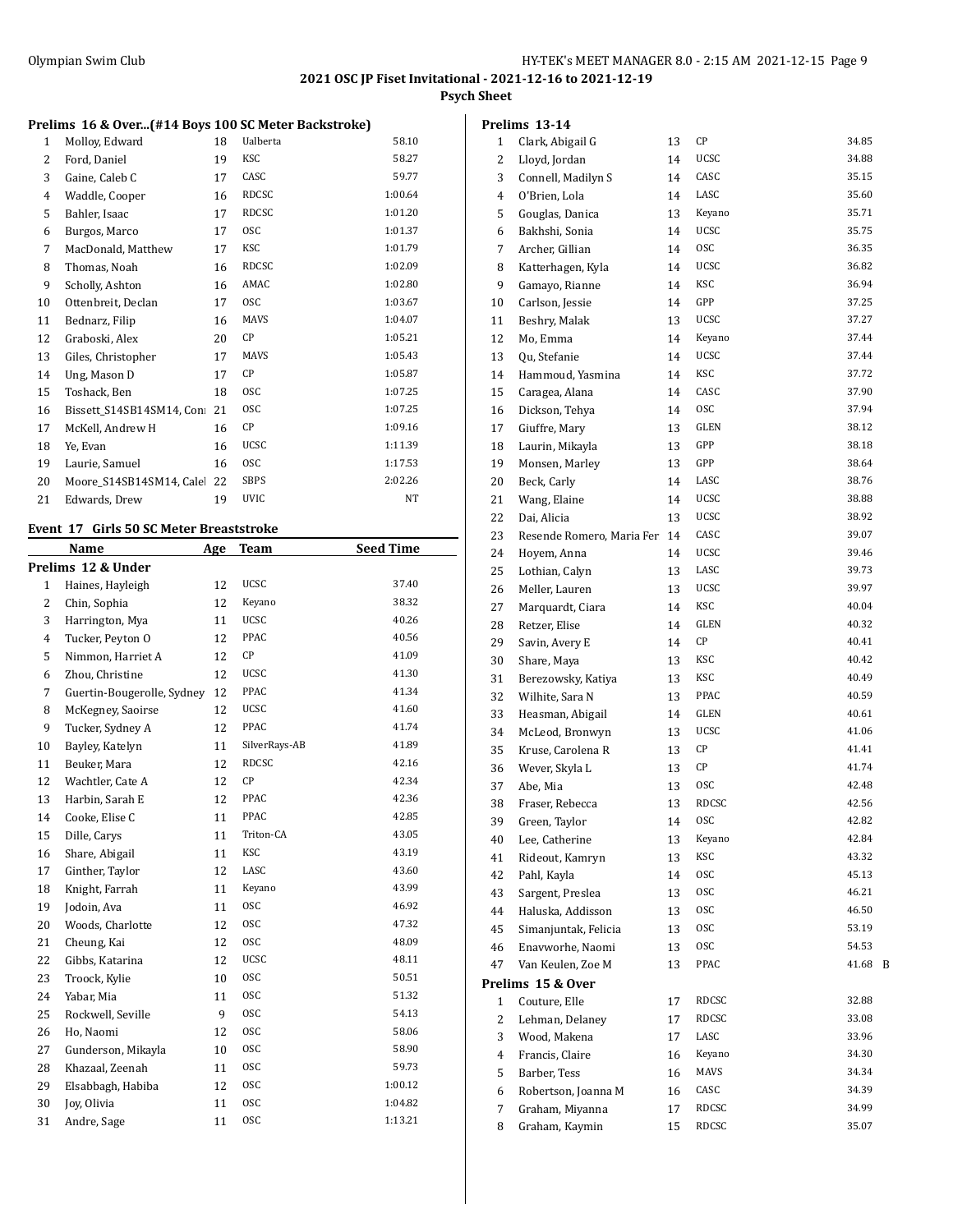# 2021 OSC JP Fiset Invitational - 2021-12-16 to 2021-12-19

## Psych Sheet

### Prelims 16 & Over...(#14 Boys 100 SC Meter Backstroke)

| | Name | Age | Team | Seed Time |
|---|---|---|---|---|
| 1 | Molloy, Edward | 18 | Ualberta | 58.10 |
| 2 | Ford, Daniel | 19 | KSC | 58.27 |
| 3 | Gaine, Caleb C | 17 | CASC | 59.77 |
| 4 | Waddle, Cooper | 16 | RDCSC | 1:00.64 |
| 5 | Bahler, Isaac | 17 | RDCSC | 1:01.20 |
| 6 | Burgos, Marco | 17 | OSC | 1:01.37 |
| 7 | MacDonald, Matthew | 17 | KSC | 1:01.79 |
| 8 | Thomas, Noah | 16 | RDCSC | 1:02.09 |
| 9 | Scholly, Ashton | 16 | AMAC | 1:02.80 |
| 10 | Ottenbreit, Declan | 17 | OSC | 1:03.67 |
| 11 | Bednarz, Filip | 16 | MAVS | 1:04.07 |
| 12 | Graboski, Alex | 20 | CP | 1:05.21 |
| 13 | Giles, Christopher | 17 | MAVS | 1:05.43 |
| 14 | Ung, Mason D | 17 | CP | 1:05.87 |
| 15 | Toshack, Ben | 18 | OSC | 1:07.25 |
| 16 | Bissett_S14SB14SM14, Con | 21 | OSC | 1:07.25 |
| 17 | McKell, Andrew H | 16 | CP | 1:09.16 |
| 18 | Ye, Evan | 16 | UCSC | 1:11.39 |
| 19 | Laurie, Samuel | 16 | OSC | 1:17.53 |
| 20 | Moore_S14SB14SM14, Calel | 22 | SBPS | 2:02.26 |
| 21 | Edwards, Drew | 19 | UVIC | NT |

### Event 17 Girls 50 SC Meter Breaststroke

#### Prelims 12 & Under

| | Name | Age | Team | Seed Time |
|---|---|---|---|---|
| 1 | Haines, Hayleigh | 12 | UCSC | 37.40 |
| 2 | Chin, Sophia | 12 | Keyano | 38.32 |
| 3 | Harrington, Mya | 11 | UCSC | 40.26 |
| 4 | Tucker, Peyton O | 12 | PPAC | 40.56 |
| 5 | Nimmon, Harriet A | 12 | CP | 41.09 |
| 6 | Zhou, Christine | 12 | UCSC | 41.30 |
| 7 | Guertin-Bougerolle, Sydney | 12 | PPAC | 41.34 |
| 8 | McKegney, Saoirse | 12 | UCSC | 41.60 |
| 9 | Tucker, Sydney A | 12 | PPAC | 41.74 |
| 10 | Bayley, Katelyn | 11 | SilverRays-AB | 41.89 |
| 11 | Beuker, Mara | 12 | RDCSC | 42.16 |
| 12 | Wachtler, Cate A | 12 | CP | 42.34 |
| 13 | Harbin, Sarah E | 12 | PPAC | 42.36 |
| 14 | Cooke, Elise C | 11 | PPAC | 42.85 |
| 15 | Dille, Carys | 11 | Triton-CA | 43.05 |
| 16 | Share, Abigail | 11 | KSC | 43.19 |
| 17 | Ginther, Taylor | 12 | LASC | 43.60 |
| 18 | Knight, Farrah | 11 | Keyano | 43.99 |
| 19 | Jodoin, Ava | 11 | OSC | 46.92 |
| 20 | Woods, Charlotte | 12 | OSC | 47.32 |
| 21 | Cheung, Kai | 12 | OSC | 48.09 |
| 22 | Gibbs, Katarina | 12 | UCSC | 48.11 |
| 23 | Troock, Kylie | 10 | OSC | 50.51 |
| 24 | Yabar, Mia | 11 | OSC | 51.32 |
| 25 | Rockwell, Seville | 9 | OSC | 54.13 |
| 26 | Ho, Naomi | 12 | OSC | 58.06 |
| 27 | Gunderson, Mikayla | 10 | OSC | 58.90 |
| 28 | Khazaal, Zeenah | 11 | OSC | 59.73 |
| 29 | Elsabbagh, Habiba | 12 | OSC | 1:00.12 |
| 30 | Joy, Olivia | 11 | OSC | 1:04.82 |
| 31 | Andre, Sage | 11 | OSC | 1:13.21 |

#### Prelims 13-14

| | Name | Age | Team | Seed Time |
|---|---|---|---|---|
| 1 | Clark, Abigail G | 13 | CP | 34.85 |
| 2 | Lloyd, Jordan | 14 | UCSC | 34.88 |
| 3 | Connell, Madilyn S | 14 | CASC | 35.15 |
| 4 | O'Brien, Lola | 14 | LASC | 35.60 |
| 5 | Gouglas, Danica | 13 | Keyano | 35.71 |
| 6 | Bakhshi, Sonia | 14 | UCSC | 35.75 |
| 7 | Archer, Gillian | 14 | OSC | 36.35 |
| 8 | Katterhagen, Kyla | 14 | UCSC | 36.82 |
| 9 | Gamayo, Rianne | 14 | KSC | 36.94 |
| 10 | Carlson, Jessie | 14 | GPP | 37.25 |
| 11 | Beshry, Malak | 13 | UCSC | 37.27 |
| 12 | Mo, Emma | 14 | Keyano | 37.44 |
| 13 | Qu, Stefanie | 14 | UCSC | 37.44 |
| 14 | Hammoud, Yasmina | 14 | KSC | 37.72 |
| 15 | Caragea, Alana | 14 | CASC | 37.90 |
| 16 | Dickson, Tehya | 14 | OSC | 37.94 |
| 17 | Giuffre, Mary | 13 | GLEN | 38.12 |
| 18 | Laurin, Mikayla | 13 | GPP | 38.18 |
| 19 | Monsen, Marley | 13 | GPP | 38.64 |
| 20 | Beck, Carly | 14 | LASC | 38.76 |
| 21 | Wang, Elaine | 14 | UCSC | 38.88 |
| 22 | Dai, Alicia | 13 | UCSC | 38.92 |
| 23 | Resende Romero, Maria Fer | 14 | CASC | 39.07 |
| 24 | Hoyem, Anna | 14 | UCSC | 39.46 |
| 25 | Lothian, Calyn | 13 | LASC | 39.73 |
| 26 | Meller, Lauren | 13 | UCSC | 39.97 |
| 27 | Marquardt, Ciara | 14 | KSC | 40.04 |
| 28 | Retzer, Elise | 14 | GLEN | 40.32 |
| 29 | Savin, Avery E | 14 | CP | 40.41 |
| 30 | Share, Maya | 13 | KSC | 40.42 |
| 31 | Berezowsky, Katiya | 13 | KSC | 40.49 |
| 32 | Wilhite, Sara N | 13 | PPAC | 40.59 |
| 33 | Heasman, Abigail | 14 | GLEN | 40.61 |
| 34 | McLeod, Bronwyn | 13 | UCSC | 41.06 |
| 35 | Kruse, Carolena R | 13 | CP | 41.41 |
| 36 | Wever, Skyla L | 13 | CP | 41.74 |
| 37 | Abe, Mia | 13 | OSC | 42.48 |
| 38 | Fraser, Rebecca | 13 | RDCSC | 42.56 |
| 39 | Green, Taylor | 14 | OSC | 42.82 |
| 40 | Lee, Catherine | 13 | Keyano | 42.84 |
| 41 | Rideout, Kamryn | 13 | KSC | 43.32 |
| 42 | Pahl, Kayla | 14 | OSC | 45.13 |
| 43 | Sargent, Preslea | 13 | OSC | 46.21 |
| 44 | Haluska, Addisson | 13 | OSC | 46.50 |
| 45 | Simanjuntak, Felicia | 13 | OSC | 53.19 |
| 46 | Enavworhe, Naomi | 13 | OSC | 54.53 |
| 47 | Van Keulen, Zoe M | 13 | PPAC | 41.68 B |

#### Prelims 15 & Over

| | Name | Age | Team | Seed Time |
|---|---|---|---|---|
| 1 | Couture, Elle | 17 | RDCSC | 32.88 |
| 2 | Lehman, Delaney | 17 | RDCSC | 33.08 |
| 3 | Wood, Makena | 17 | LASC | 33.96 |
| 4 | Francis, Claire | 16 | Keyano | 34.30 |
| 5 | Barber, Tess | 16 | MAVS | 34.34 |
| 6 | Robertson, Joanna M | 16 | CASC | 34.39 |
| 7 | Graham, Miyanna | 17 | RDCSC | 34.99 |
| 8 | Graham, Kaymin | 15 | RDCSC | 35.07 |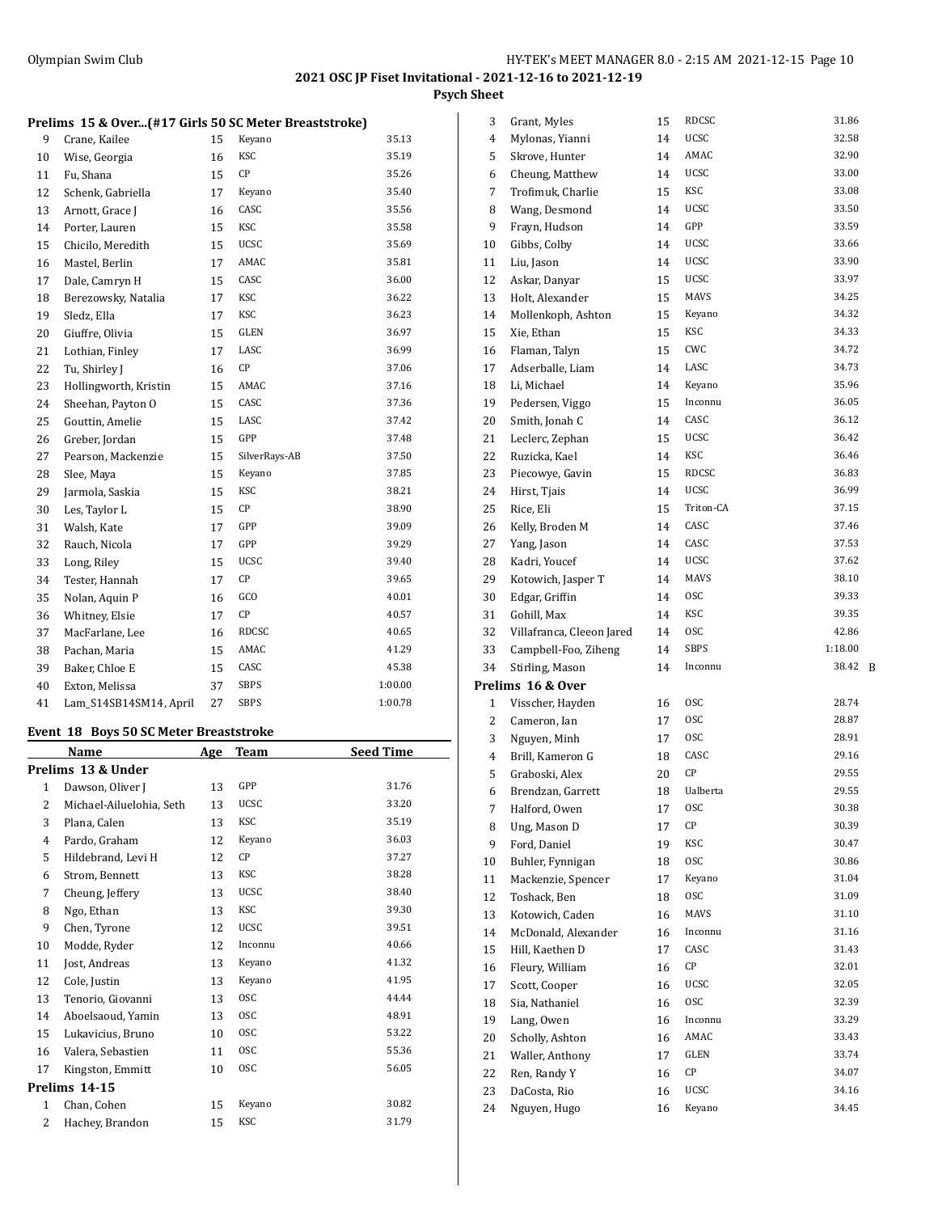## 2021 OSC JP Fiset Invitational - 2021-12-16 to 2021-12-19

### Psych Sheet

**Prelims 15 & Over...(#17 Girls 50 SC Meter Breaststroke)**

| | Name | Age | Team | Seed Time |
|---|---|---|---|---|
| 9 | Crane, Kailee | 15 | Keyano | 35.13 |
| 10 | Wise, Georgia | 16 | KSC | 35.19 |
| 11 | Fu, Shana | 15 | CP | 35.26 |
| 12 | Schenk, Gabriella | 17 | Keyano | 35.40 |
| 13 | Arnott, Grace J | 16 | CASC | 35.56 |
| 14 | Porter, Lauren | 15 | KSC | 35.58 |
| 15 | Chicilo, Meredith | 15 | UCSC | 35.69 |
| 16 | Mastel, Berlin | 17 | AMAC | 35.81 |
| 17 | Dale, Camryn H | 15 | CASC | 36.00 |
| 18 | Berezowsky, Natalia | 17 | KSC | 36.22 |
| 19 | Sledz, Ella | 17 | KSC | 36.23 |
| 20 | Giuffre, Olivia | 15 | GLEN | 36.97 |
| 21 | Lothian, Finley | 17 | LASC | 36.99 |
| 22 | Tu, Shirley J | 16 | CP | 37.06 |
| 23 | Hollingworth, Kristin | 15 | AMAC | 37.16 |
| 24 | Sheehan, Payton O | 15 | CASC | 37.36 |
| 25 | Gouttin, Amelie | 15 | LASC | 37.42 |
| 26 | Greber, Jordan | 15 | GPP | 37.48 |
| 27 | Pearson, Mackenzie | 15 | SilverRays-AB | 37.50 |
| 28 | Slee, Maya | 15 | Keyano | 37.85 |
| 29 | Jarmola, Saskia | 15 | KSC | 38.21 |
| 30 | Les, Taylor L | 15 | CP | 38.90 |
| 31 | Walsh, Kate | 17 | GPP | 39.09 |
| 32 | Rauch, Nicola | 17 | GPP | 39.29 |
| 33 | Long, Riley | 15 | UCSC | 39.40 |
| 34 | Tester, Hannah | 17 | CP | 39.65 |
| 35 | Nolan, Aquin P | 16 | GCO | 40.01 |
| 36 | Whitney, Elsie | 17 | CP | 40.57 |
| 37 | MacFarlane, Lee | 16 | RDCSC | 40.65 |
| 38 | Pachan, Maria | 15 | AMAC | 41.29 |
| 39 | Baker, Chloe E | 15 | CASC | 45.38 |
| 40 | Exton, Melissa | 37 | SBPS | 1:00.00 |
| 41 | Lam_S14SB14SM14, April | 27 | SBPS | 1:00.78 |

### Event 18 Boys 50 SC Meter Breaststroke

| | Name | Age | Team | Seed Time |
|---|---|---|---|---|
| **Prelims 13 & Under** | | | | |
| 1 | Dawson, Oliver J | 13 | GPP | 31.76 |
| 2 | Michael-Ailuelohia, Seth | 13 | UCSC | 33.20 |
| 3 | Plana, Calen | 13 | KSC | 35.19 |
| 4 | Pardo, Graham | 12 | Keyano | 36.03 |
| 5 | Hildebrand, Levi H | 12 | CP | 37.27 |
| 6 | Strom, Bennett | 13 | KSC | 38.28 |
| 7 | Cheung, Jeffery | 13 | UCSC | 38.40 |
| 8 | Ngo, Ethan | 13 | KSC | 39.30 |
| 9 | Chen, Tyrone | 12 | UCSC | 39.51 |
| 10 | Modde, Ryder | 12 | Inconnu | 40.66 |
| 11 | Jost, Andreas | 13 | Keyano | 41.32 |
| 12 | Cole, Justin | 13 | Keyano | 41.95 |
| 13 | Tenorio, Giovanni | 13 | OSC | 44.44 |
| 14 | Aboelsaoud, Yamin | 13 | OSC | 48.91 |
| 15 | Lukavicius, Bruno | 10 | OSC | 53.22 |
| 16 | Valera, Sebastien | 11 | OSC | 55.36 |
| 17 | Kingston, Emmitt | 10 | OSC | 56.05 |
| **Prelims 14-15** | | | | |
| 1 | Chan, Cohen | 15 | Keyano | 30.82 |
| 2 | Hachey, Brandon | 15 | KSC | 31.79 |
| 3 | Grant, Myles | 15 | RDCSC | 31.86 |
| 4 | Mylonas, Yianni | 14 | UCSC | 32.58 |
| 5 | Skrove, Hunter | 14 | AMAC | 32.90 |
| 6 | Cheung, Matthew | 14 | UCSC | 33.00 |
| 7 | Trofimuk, Charlie | 15 | KSC | 33.08 |
| 8 | Wang, Desmond | 14 | UCSC | 33.50 |
| 9 | Frayn, Hudson | 14 | GPP | 33.59 |
| 10 | Gibbs, Colby | 14 | UCSC | 33.66 |
| 11 | Liu, Jason | 14 | UCSC | 33.90 |
| 12 | Askar, Danyar | 15 | UCSC | 33.97 |
| 13 | Holt, Alexander | 15 | MAVS | 34.25 |
| 14 | Mollenkoph, Ashton | 15 | Keyano | 34.32 |
| 15 | Xie, Ethan | 15 | KSC | 34.33 |
| 16 | Flaman, Talyn | 15 | CWC | 34.72 |
| 17 | Adserballe, Liam | 14 | LASC | 34.73 |
| 18 | Li, Michael | 14 | Keyano | 35.96 |
| 19 | Pedersen, Viggo | 15 | Inconnu | 36.05 |
| 20 | Smith, Jonah C | 14 | CASC | 36.12 |
| 21 | Leclerc, Zephan | 15 | UCSC | 36.42 |
| 22 | Ruzicka, Kael | 14 | KSC | 36.46 |
| 23 | Piecowye, Gavin | 15 | RDCSC | 36.83 |
| 24 | Hirst, Tjais | 14 | UCSC | 36.99 |
| 25 | Rice, Eli | 15 | Triton-CA | 37.15 |
| 26 | Kelly, Broden M | 14 | CASC | 37.46 |
| 27 | Yang, Jason | 14 | CASC | 37.53 |
| 28 | Kadri, Youcef | 14 | UCSC | 37.62 |
| 29 | Kotowich, Jasper T | 14 | MAVS | 38.10 |
| 30 | Edgar, Griffin | 14 | OSC | 39.33 |
| 31 | Gohill, Max | 14 | KSC | 39.35 |
| 32 | Villafranca, Cleeon Jared | 14 | OSC | 42.86 |
| 33 | Campbell-Foo, Ziheng | 14 | SBPS | 1:18.00 |
| 34 | Stirling, Mason | 14 | Inconnu | 38.42 B |
| **Prelims 16 & Over** | | | | |
| 1 | Visscher, Hayden | 16 | OSC | 28.74 |
| 2 | Cameron, Ian | 17 | OSC | 28.87 |
| 3 | Nguyen, Minh | 17 | OSC | 28.91 |
| 4 | Brill, Kameron G | 18 | CASC | 29.16 |
| 5 | Graboski, Alex | 20 | CP | 29.55 |
| 6 | Brendzan, Garrett | 18 | Ualberta | 29.55 |
| 7 | Halford, Owen | 17 | OSC | 30.38 |
| 8 | Ung, Mason D | 17 | CP | 30.39 |
| 9 | Ford, Daniel | 19 | KSC | 30.47 |
| 10 | Buhler, Fynnigan | 18 | OSC | 30.86 |
| 11 | Mackenzie, Spencer | 17 | Keyano | 31.04 |
| 12 | Toshack, Ben | 18 | OSC | 31.09 |
| 13 | Kotowich, Caden | 16 | MAVS | 31.10 |
| 14 | McDonald, Alexander | 16 | Inconnu | 31.16 |
| 15 | Hill, Kaethen D | 17 | CASC | 31.43 |
| 16 | Fleury, William | 16 | CP | 32.01 |
| 17 | Scott, Cooper | 16 | UCSC | 32.05 |
| 18 | Sia, Nathaniel | 16 | OSC | 32.39 |
| 19 | Lang, Owen | 16 | Inconnu | 33.29 |
| 20 | Scholly, Ashton | 16 | AMAC | 33.43 |
| 21 | Waller, Anthony | 17 | GLEN | 33.74 |
| 22 | Ren, Randy Y | 16 | CP | 34.07 |
| 23 | DaCosta, Rio | 16 | UCSC | 34.16 |
| 24 | Nguyen, Hugo | 16 | Keyano | 34.45 |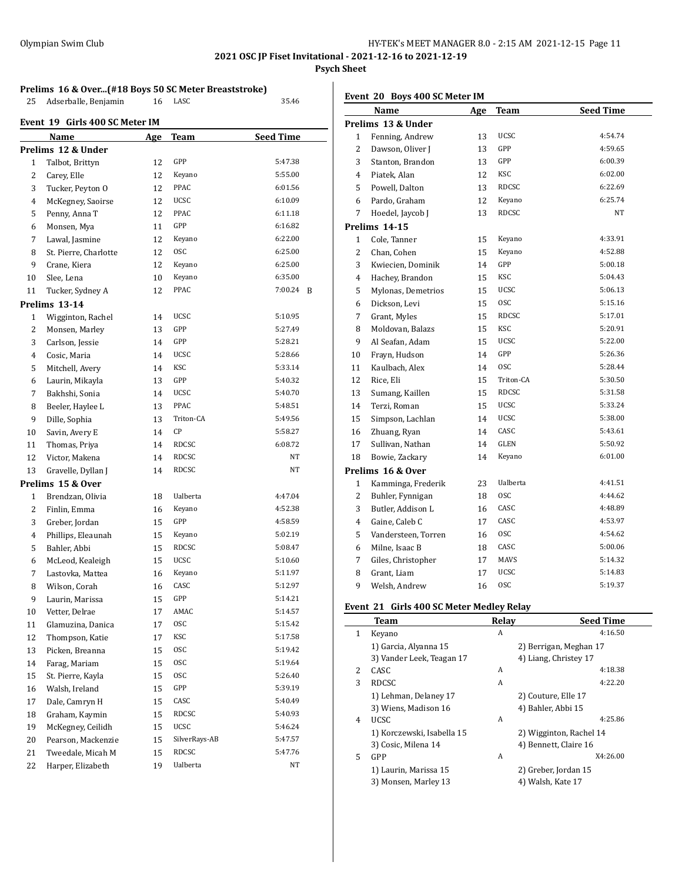## Prelims 16 & Over...(#18 Boys 50 SC Meter Breaststroke)

| | Name | Age | Team | Seed Time |
|---|---|---|---|---|
| 25 | Adserballe, Benjamin | 16 | LASC | 35.46 |

## Event 19 Girls 400 SC Meter IM

| | Name | Age | Team | Seed Time |
|---|---|---|---|---|
| **Prelims 12 & Under** | | | | |
| 1 | Talbot, Brittyn | 12 | GPP | 5:47.38 |
| 2 | Carey, Elle | 12 | Keyano | 5:55.00 |
| 3 | Tucker, Peyton O | 12 | PPAC | 6:01.56 |
| 4 | McKegney, Saoirse | 12 | UCSC | 6:10.09 |
| 5 | Penny, Anna T | 12 | PPAC | 6:11.18 |
| 6 | Monsen, Mya | 11 | GPP | 6:16.82 |
| 7 | Lawal, Jasmine | 12 | Keyano | 6:22.00 |
| 8 | St. Pierre, Charlotte | 12 | OSC | 6:25.00 |
| 9 | Crane, Kiera | 12 | Keyano | 6:25.00 |
| 10 | Slee, Lena | 10 | Keyano | 6:35.00 |
| 11 | Tucker, Sydney A | 12 | PPAC | 7:00.24 B |
| **Prelims 13-14** | | | | |
| 1 | Wigginton, Rachel | 14 | UCSC | 5:10.95 |
| 2 | Monsen, Marley | 13 | GPP | 5:27.49 |
| 3 | Carlson, Jessie | 14 | GPP | 5:28.21 |
| 4 | Cosic, Maria | 14 | UCSC | 5:28.66 |
| 5 | Mitchell, Avery | 14 | KSC | 5:33.14 |
| 6 | Laurin, Mikayla | 13 | GPP | 5:40.32 |
| 7 | Bakhshi, Sonia | 14 | UCSC | 5:40.70 |
| 8 | Beeler, Haylee L | 13 | PPAC | 5:48.51 |
| 9 | Dille, Sophia | 13 | Triton-CA | 5:49.56 |
| 10 | Savin, Avery E | 14 | CP | 5:58.27 |
| 11 | Thomas, Priya | 14 | RDCSC | 6:08.72 |
| 12 | Victor, Makena | 14 | RDCSC | NT |
| 13 | Gravelle, Dyllan J | 14 | RDCSC | NT |
| **Prelims 15 & Over** | | | | |
| 1 | Brendzan, Olivia | 18 | Ualberta | 4:47.04 |
| 2 | Finlin, Emma | 16 | Keyano | 4:52.38 |
| 3 | Greber, Jordan | 15 | GPP | 4:58.59 |
| 4 | Phillips, Eleaunah | 15 | Keyano | 5:02.19 |
| 5 | Bahler, Abbi | 15 | RDCSC | 5:08.47 |
| 6 | McLeod, Kealeigh | 15 | UCSC | 5:10.60 |
| 7 | Lastovka, Mattea | 16 | Keyano | 5:11.97 |
| 8 | Wilson, Corah | 16 | CASC | 5:12.97 |
| 9 | Laurin, Marissa | 15 | GPP | 5:14.21 |
| 10 | Vetter, Delrae | 17 | AMAC | 5:14.57 |
| 11 | Glamuzina, Danica | 17 | OSC | 5:15.42 |
| 12 | Thompson, Katie | 17 | KSC | 5:17.58 |
| 13 | Picken, Breanna | 15 | OSC | 5:19.42 |
| 14 | Farag, Mariam | 15 | OSC | 5:19.64 |
| 15 | St. Pierre, Kayla | 15 | OSC | 5:26.40 |
| 16 | Walsh, Ireland | 15 | GPP | 5:39.19 |
| 17 | Dale, Camryn H | 15 | CASC | 5:40.49 |
| 18 | Graham, Kaymin | 15 | RDCSC | 5:40.93 |
| 19 | McKegney, Ceilidh | 15 | UCSC | 5:46.24 |
| 20 | Pearson, Mackenzie | 15 | SilverRays-AB | 5:47.57 |
| 21 | Tweedale, Micah M | 15 | RDCSC | 5:47.76 |
| 22 | Harper, Elizabeth | 19 | Ualberta | NT |

## Event 20 Boys 400 SC Meter IM

| | Name | Age | Team | Seed Time |
|---|---|---|---|---|
| **Prelims 13 & Under** | | | | |
| 1 | Fenning, Andrew | 13 | UCSC | 4:54.74 |
| 2 | Dawson, Oliver J | 13 | GPP | 4:59.65 |
| 3 | Stanton, Brandon | 13 | GPP | 6:00.39 |
| 4 | Piatek, Alan | 12 | KSC | 6:02.00 |
| 5 | Powell, Dalton | 13 | RDCSC | 6:22.69 |
| 6 | Pardo, Graham | 12 | Keyano | 6:25.74 |
| 7 | Hoedel, Jaycob J | 13 | RDCSC | NT |
| **Prelims 14-15** | | | | |
| 1 | Cole, Tanner | 15 | Keyano | 4:33.91 |
| 2 | Chan, Cohen | 15 | Keyano | 4:52.88 |
| 3 | Kwiecien, Dominik | 14 | GPP | 5:00.18 |
| 4 | Hachey, Brandon | 15 | KSC | 5:04.43 |
| 5 | Mylonas, Demetrios | 15 | UCSC | 5:06.13 |
| 6 | Dickson, Levi | 15 | OSC | 5:15.16 |
| 7 | Grant, Myles | 15 | RDCSC | 5:17.01 |
| 8 | Moldovan, Balazs | 15 | KSC | 5:20.91 |
| 9 | Al Seafan, Adam | 15 | UCSC | 5:22.00 |
| 10 | Frayn, Hudson | 14 | GPP | 5:26.36 |
| 11 | Kaulbach, Alex | 14 | OSC | 5:28.44 |
| 12 | Rice, Eli | 15 | Triton-CA | 5:30.50 |
| 13 | Sumang, Kaillen | 15 | RDCSC | 5:31.58 |
| 14 | Terzi, Roman | 15 | UCSC | 5:33.24 |
| 15 | Simpson, Lachlan | 14 | UCSC | 5:38.00 |
| 16 | Zhuang, Ryan | 14 | CASC | 5:43.61 |
| 17 | Sullivan, Nathan | 14 | GLEN | 5:50.92 |
| 18 | Bowie, Zackary | 14 | Keyano | 6:01.00 |
| **Prelims 16 & Over** | | | | |
| 1 | Kamminga, Frederik | 23 | Ualberta | 4:41.51 |
| 2 | Buhler, Fynnigan | 18 | OSC | 4:44.62 |
| 3 | Butler, Addison L | 16 | CASC | 4:48.89 |
| 4 | Gaine, Caleb C | 17 | CASC | 4:53.97 |
| 5 | Vandersteen, Torren | 16 | OSC | 4:54.62 |
| 6 | Milne, Isaac B | 18 | CASC | 5:00.06 |
| 7 | Giles, Christopher | 17 | MAVS | 5:14.32 |
| 8 | Grant, Liam | 17 | UCSC | 5:14.83 |
| 9 | Welsh, Andrew | 16 | OSC | 5:19.37 |

## Event 21 Girls 400 SC Meter Medley Relay

| | Team | Relay | Seed Time |
|---|---|---|---|
| 1 | Keyano | A | 4:16.50 |
| | 1) Garcia, Alyanna 15 | 2) Berrigan, Meghan 17 | |
| | 3) Vander Leek, Teagan 17 | 4) Liang, Christey 17 | |
| 2 | CASC | A | 4:18.38 |
| 3 | RDCSC | A | 4:22.20 |
| | 1) Lehman, Delaney 17 | 2) Couture, Elle 17 | |
| | 3) Wiens, Madison 16 | 4) Bahler, Abbi 15 | |
| 4 | UCSC | A | 4:25.86 |
| | 1) Korczewski, Isabella 15 | 2) Wigginton, Rachel 14 | |
| | 3) Cosic, Milena 14 | 4) Bennett, Claire 16 | |
| 5 | GPP | A | X4:26.00 |
| | 1) Laurin, Marissa 15 | 2) Greber, Jordan 15 | |
| | 3) Monsen, Marley 13 | 4) Walsh, Kate 17 | |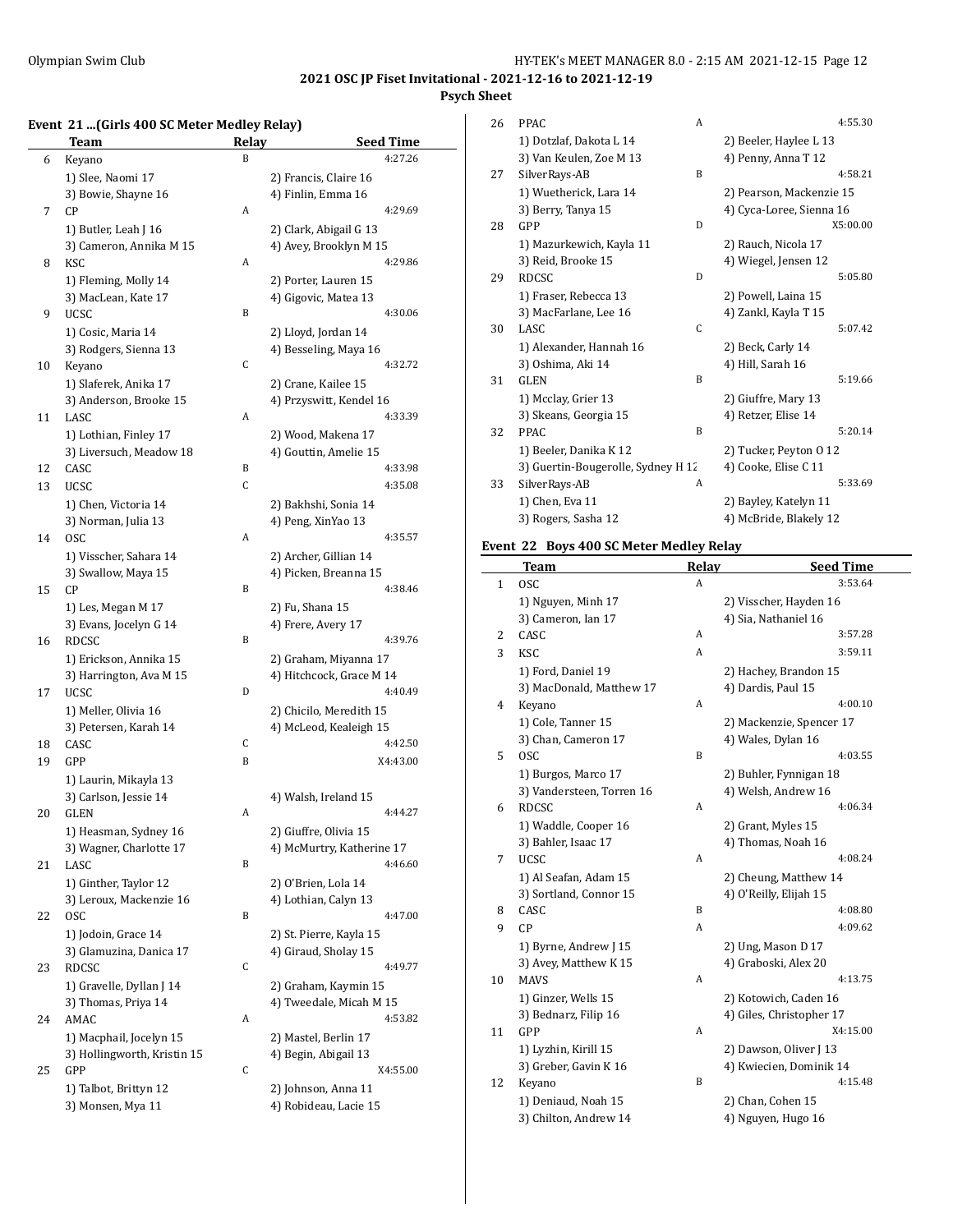## 2021 OSC JP Fiset Invitational - 2021-12-16 to 2021-12-19

### Psych Sheet

#### Event 21 ...(Girls 400 SC Meter Medley Relay)

| | Team | Relay | Seed Time |
|---|---|---|---|
| 6 | Keyano | B | 4:27.26 |
| | 1) Slee, Naomi 17 | 2) Francis, Claire 16 | |
| | 3) Bowie, Shayne 16 | 4) Finlin, Emma 16 | |
| 7 | CP | A | 4:29.69 |
| | 1) Butler, Leah J 16 | 2) Clark, Abigail G 13 | |
| | 3) Cameron, Annika M 15 | 4) Avey, Brooklyn M 15 | |
| 8 | KSC | A | 4:29.86 |
| | 1) Fleming, Molly 14 | 2) Porter, Lauren 15 | |
| | 3) MacLean, Kate 17 | 4) Gigovic, Matea 13 | |
| 9 | UCSC | B | 4:30.06 |
| | 1) Cosic, Maria 14 | 2) Lloyd, Jordan 14 | |
| | 3) Rodgers, Sienna 13 | 4) Besseling, Maya 16 | |
| 10 | Keyano | C | 4:32.72 |
| | 1) Slaferek, Anika 17 | 2) Crane, Kailee 15 | |
| | 3) Anderson, Brooke 15 | 4) Przyswitt, Kendel 16 | |
| 11 | LASC | A | 4:33.39 |
| | 1) Lothian, Finley 17 | 2) Wood, Makena 17 | |
| | 3) Liversuch, Meadow 18 | 4) Gouttin, Amelie 15 | |
| 12 | CASC | B | 4:33.98 |
| 13 | UCSC | C | 4:35.08 |
| | 1) Chen, Victoria 14 | 2) Bakhshi, Sonia 14 | |
| | 3) Norman, Julia 13 | 4) Peng, XinYao 13 | |
| 14 | OSC | A | 4:35.57 |
| | 1) Visscher, Sahara 14 | 2) Archer, Gillian 14 | |
| | 3) Swallow, Maya 15 | 4) Picken, Breanna 15 | |
| 15 | CP | B | 4:38.46 |
| | 1) Les, Megan M 17 | 2) Fu, Shana 15 | |
| | 3) Evans, Jocelyn G 14 | 4) Frere, Avery 17 | |
| 16 | RDCSC | B | 4:39.76 |
| | 1) Erickson, Annika 15 | 2) Graham, Miyanna 17 | |
| | 3) Harrington, Ava M 15 | 4) Hitchcock, Grace M 14 | |
| 17 | UCSC | D | 4:40.49 |
| | 1) Meller, Olivia 16 | 2) Chicilo, Meredith 15 | |
| | 3) Petersen, Karah 14 | 4) McLeod, Kealeigh 15 | |
| 18 | CASC | C | 4:42.50 |
| 19 | GPP | B | X4:43.00 |
| | 1) Laurin, Mikayla 13 | | |
| | 3) Carlson, Jessie 14 | 4) Walsh, Ireland 15 | |
| 20 | GLEN | A | 4:44.27 |
| | 1) Heasman, Sydney 16 | 2) Giuffre, Olivia 15 | |
| | 3) Wagner, Charlotte 17 | 4) McMurtry, Katherine 17 | |
| 21 | LASC | B | 4:46.60 |
| | 1) Ginther, Taylor 12 | 2) O'Brien, Lola 14 | |
| | 3) Leroux, Mackenzie 16 | 4) Lothian, Calyn 13 | |
| 22 | OSC | B | 4:47.00 |
| | 1) Jodoin, Grace 14 | 2) St. Pierre, Kayla 15 | |
| | 3) Glamuzina, Danica 17 | 4) Giraud, Sholay 15 | |
| 23 | RDCSC | C | 4:49.77 |
| | 1) Gravelle, Dyllan J 14 | 2) Graham, Kaymin 15 | |
| | 3) Thomas, Priya 14 | 4) Tweedale, Micah M 15 | |
| 24 | AMAC | A | 4:53.82 |
| | 1) Macphail, Jocelyn 15 | 2) Mastel, Berlin 17 | |
| | 3) Hollingworth, Kristin 15 | 4) Begin, Abigail 13 | |
| 25 | GPP | C | X4:55.00 |
| | 1) Talbot, Brittyn 12 | 2) Johnson, Anna 11 | |
| | 3) Monsen, Mya 11 | 4) Robideau, Lacie 15 | |
| 26 | PPAC | A | 4:55.30 |
| | 1) Dotzlaf, Dakota L 14 | 2) Beeler, Haylee L 13 | |
| | 3) Van Keulen, Zoe M 13 | 4) Penny, Anna T 12 | |
| 27 | SilverRays-AB | B | 4:58.21 |
| | 1) Wuetherick, Lara 14 | 2) Pearson, Mackenzie 15 | |
| | 3) Berry, Tanya 15 | 4) Cyca-Loree, Sienna 16 | |
| 28 | GPP | D | X5:00.00 |
| | 1) Mazurkewich, Kayla 11 | 2) Rauch, Nicola 17 | |
| | 3) Reid, Brooke 15 | 4) Wiegel, Jensen 12 | |
| 29 | RDCSC | D | 5:05.80 |
| | 1) Fraser, Rebecca 13 | 2) Powell, Laina 15 | |
| | 3) MacFarlane, Lee 16 | 4) Zankl, Kayla T 15 | |
| 30 | LASC | C | 5:07.42 |
| | 1) Alexander, Hannah 16 | 2) Beck, Carly 14 | |
| | 3) Oshima, Aki 14 | 4) Hill, Sarah 16 | |
| 31 | GLEN | B | 5:19.66 |
| | 1) Mcclay, Grier 13 | 2) Giuffre, Mary 13 | |
| | 3) Skeans, Georgia 15 | 4) Retzer, Elise 14 | |
| 32 | PPAC | B | 5:20.14 |
| | 1) Beeler, Danika K 12 | 2) Tucker, Peyton O 12 | |
| | 3) Guertin-Bougerolle, Sydney H 12 | 4) Cooke, Elise C 11 | |
| 33 | SilverRays-AB | A | 5:33.69 |
| | 1) Chen, Eva 11 | 2) Bayley, Katelyn 11 | |
| | 3) Rogers, Sasha 12 | 4) McBride, Blakely 12 | |

#### Event 22 Boys 400 SC Meter Medley Relay

| | Team | Relay | Seed Time |
|---|---|---|---|
| 1 | OSC | A | 3:53.64 |
| | 1) Nguyen, Minh 17 | 2) Visscher, Hayden 16 | |
| | 3) Cameron, Ian 17 | 4) Sia, Nathaniel 16 | |
| 2 | CASC | A | 3:57.28 |
| 3 | KSC | A | 3:59.11 |
| | 1) Ford, Daniel 19 | 2) Hachey, Brandon 15 | |
| | 3) MacDonald, Matthew 17 | 4) Dardis, Paul 15 | |
| 4 | Keyano | A | 4:00.10 |
| | 1) Cole, Tanner 15 | 2) Mackenzie, Spencer 17 | |
| | 3) Chan, Cameron 17 | 4) Wales, Dylan 16 | |
| 5 | OSC | B | 4:03.55 |
| | 1) Burgos, Marco 17 | 2) Buhler, Fynnigan 18 | |
| | 3) Vandersteen, Torren 16 | 4) Welsh, Andrew 16 | |
| 6 | RDCSC | A | 4:06.34 |
| | 1) Waddle, Cooper 16 | 2) Grant, Myles 15 | |
| | 3) Bahler, Isaac 17 | 4) Thomas, Noah 16 | |
| 7 | UCSC | A | 4:08.24 |
| | 1) Al Seafan, Adam 15 | 2) Cheung, Matthew 14 | |
| | 3) Sortland, Connor 15 | 4) O'Reilly, Elijah 15 | |
| 8 | CASC | B | 4:08.80 |
| 9 | CP | A | 4:09.62 |
| | 1) Byrne, Andrew J 15 | 2) Ung, Mason D 17 | |
| | 3) Avey, Matthew K 15 | 4) Graboski, Alex 20 | |
| 10 | MAVS | A | 4:13.75 |
| | 1) Ginzer, Wells 15 | 2) Kotowich, Caden 16 | |
| | 3) Bednarz, Filip 16 | 4) Giles, Christopher 17 | |
| 11 | GPP | A | X4:15.00 |
| | 1) Lyzhin, Kirill 15 | 2) Dawson, Oliver J 13 | |
| | 3) Greber, Gavin K 16 | 4) Kwiecien, Dominik 14 | |
| 12 | Keyano | B | 4:15.48 |
| | 1) Deniaud, Noah 15 | 2) Chan, Cohen 15 | |
| | 3) Chilton, Andrew 14 | 4) Nguyen, Hugo 16 | |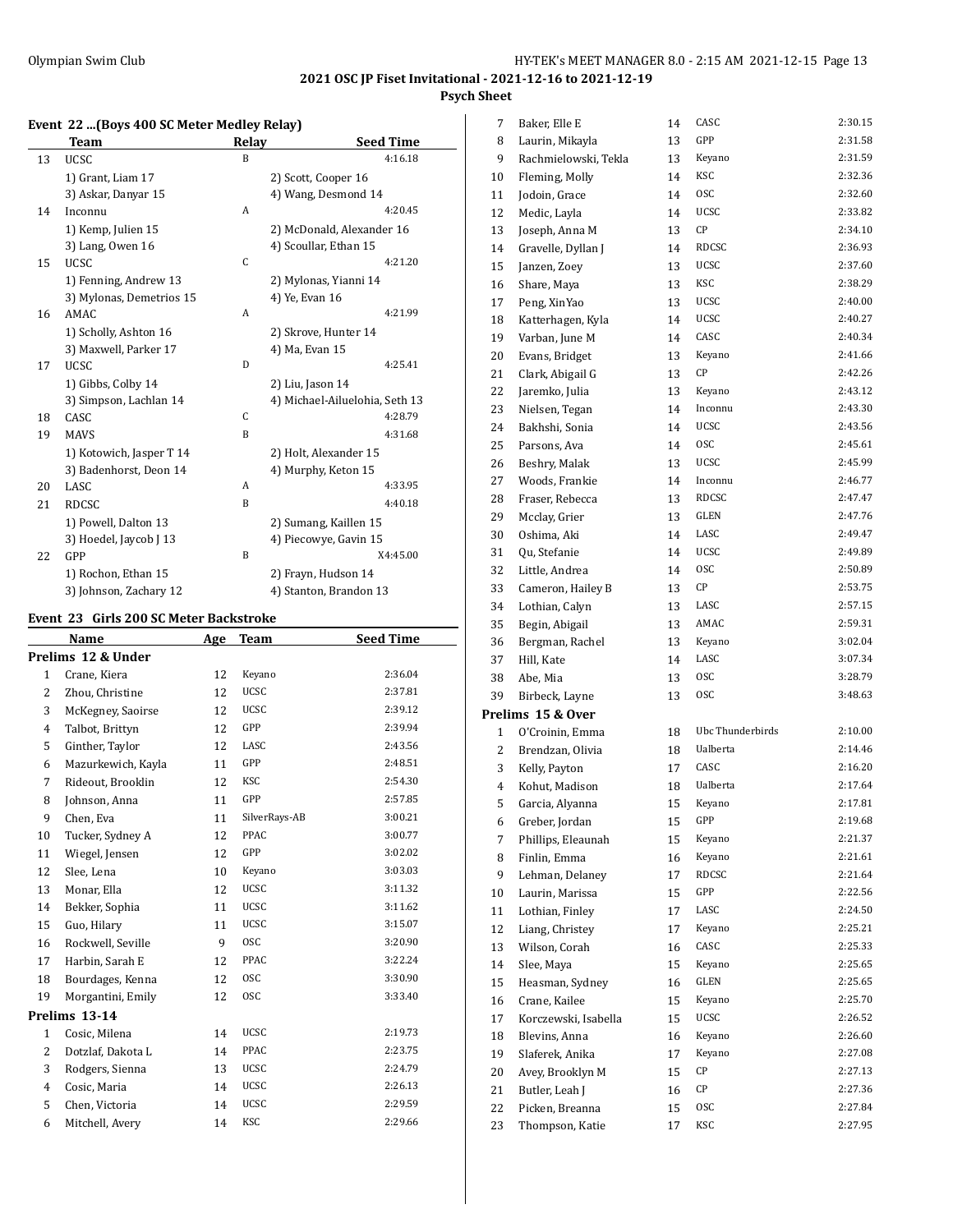## 2021 OSC JP Fiset Invitational - 2021-12-16 to 2021-12-19

**Psych Sheet**

### Event 22 ...(Boys 400 SC Meter Medley Relay)

| | Team | Relay | Seed Time |
|---|---|---|---|
| 13 | UCSC | B | 4:16.18 |
| | 1) Grant, Liam 17 | | 2) Scott, Cooper 16 |
| | 3) Askar, Danyar 15 | | 4) Wang, Desmond 14 |
| 14 | Inconnu | A | 4:20.45 |
| | 1) Kemp, Julien 15 | | 2) McDonald, Alexander 16 |
| | 3) Lang, Owen 16 | | 4) Scoullar, Ethan 15 |
| 15 | UCSC | C | 4:21.20 |
| | 1) Fenning, Andrew 13 | | 2) Mylonas, Yianni 14 |
| | 3) Mylonas, Demetrios 15 | | 4) Ye, Evan 16 |
| 16 | AMAC | A | 4:21.99 |
| | 1) Scholly, Ashton 16 | | 2) Skrove, Hunter 14 |
| | 3) Maxwell, Parker 17 | | 4) Ma, Evan 15 |
| 17 | UCSC | D | 4:25.41 |
| | 1) Gibbs, Colby 14 | | 2) Liu, Jason 14 |
| | 3) Simpson, Lachlan 14 | | 4) Michael-Ailuelohia, Seth 13 |
| 18 | CASC | C | 4:28.79 |
| 19 | MAVS | B | 4:31.68 |
| | 1) Kotowich, Jasper T 14 | | 2) Holt, Alexander 15 |
| | 3) Badenhorst, Deon 14 | | 4) Murphy, Keton 15 |
| 20 | LASC | A | 4:33.95 |
| 21 | RDCSC | B | 4:40.18 |
| | 1) Powell, Dalton 13 | | 2) Sumang, Kaillen 15 |
| | 3) Hoedel, Jaycob J 13 | | 4) Piecowye, Gavin 15 |
| 22 | GPP | B | X4:45.00 |
| | 1) Rochon, Ethan 15 | | 2) Frayn, Hudson 14 |
| | 3) Johnson, Zachary 12 | | 4) Stanton, Brandon 13 |

### Event 23 Girls 200 SC Meter Backstroke

| | Name | Age | Team | Seed Time |
|---|---|---|---|---|
| **Prelims 12 & Under** | | | | |
| 1 | Crane, Kiera | 12 | Keyano | 2:36.04 |
| 2 | Zhou, Christine | 12 | UCSC | 2:37.81 |
| 3 | McKegney, Saoirse | 12 | UCSC | 2:39.12 |
| 4 | Talbot, Brittyn | 12 | GPP | 2:39.94 |
| 5 | Ginther, Taylor | 12 | LASC | 2:43.56 |
| 6 | Mazurkewich, Kayla | 11 | GPP | 2:48.51 |
| 7 | Rideout, Brooklin | 12 | KSC | 2:54.30 |
| 8 | Johnson, Anna | 11 | GPP | 2:57.85 |
| 9 | Chen, Eva | 11 | SilverRays-AB | 3:00.21 |
| 10 | Tucker, Sydney A | 12 | PPAC | 3:00.77 |
| 11 | Wiegel, Jensen | 12 | GPP | 3:02.02 |
| 12 | Slee, Lena | 10 | Keyano | 3:03.03 |
| 13 | Monar, Ella | 12 | UCSC | 3:11.32 |
| 14 | Bekker, Sophia | 11 | UCSC | 3:11.62 |
| 15 | Guo, Hilary | 11 | UCSC | 3:15.07 |
| 16 | Rockwell, Seville | 9 | OSC | 3:20.90 |
| 17 | Harbin, Sarah E | 12 | PPAC | 3:22.24 |
| 18 | Bourdages, Kenna | 12 | OSC | 3:30.90 |
| 19 | Morgantini, Emily | 12 | OSC | 3:33.40 |
| **Prelims 13-14** | | | | |
| 1 | Cosic, Milena | 14 | UCSC | 2:19.73 |
| 2 | Dotzlaf, Dakota L | 14 | PPAC | 2:23.75 |
| 3 | Rodgers, Sienna | 13 | UCSC | 2:24.79 |
| 4 | Cosic, Maria | 14 | UCSC | 2:26.13 |
| 5 | Chen, Victoria | 14 | UCSC | 2:29.59 |
| 6 | Mitchell, Avery | 14 | KSC | 2:29.66 |
| 7 | Baker, Elle E | 14 | CASC | 2:30.15 |
| 8 | Laurin, Mikayla | 13 | GPP | 2:31.58 |
| 9 | Rachmielowski, Tekla | 13 | Keyano | 2:31.59 |
| 10 | Fleming, Molly | 14 | KSC | 2:32.36 |
| 11 | Jodoin, Grace | 14 | OSC | 2:32.60 |
| 12 | Medic, Layla | 14 | UCSC | 2:33.82 |
| 13 | Joseph, Anna M | 13 | CP | 2:34.10 |
| 14 | Gravelle, Dyllan J | 14 | RDCSC | 2:36.93 |
| 15 | Janzen, Zoey | 13 | UCSC | 2:37.60 |
| 16 | Share, Maya | 13 | KSC | 2:38.29 |
| 17 | Peng, XinYao | 13 | UCSC | 2:40.00 |
| 18 | Katterhagen, Kyla | 14 | UCSC | 2:40.27 |
| 19 | Varban, June M | 14 | CASC | 2:40.34 |
| 20 | Evans, Bridget | 13 | Keyano | 2:41.66 |
| 21 | Clark, Abigail G | 13 | CP | 2:42.26 |
| 22 | Jaremko, Julia | 13 | Keyano | 2:43.12 |
| 23 | Nielsen, Tegan | 14 | Inconnu | 2:43.30 |
| 24 | Bakhshi, Sonia | 14 | UCSC | 2:43.56 |
| 25 | Parsons, Ava | 14 | OSC | 2:45.61 |
| 26 | Beshry, Malak | 13 | UCSC | 2:45.99 |
| 27 | Woods, Frankie | 14 | Inconnu | 2:46.77 |
| 28 | Fraser, Rebecca | 13 | RDCSC | 2:47.47 |
| 29 | Mcclay, Grier | 13 | GLEN | 2:47.76 |
| 30 | Oshima, Aki | 14 | LASC | 2:49.47 |
| 31 | Qu, Stefanie | 14 | UCSC | 2:49.89 |
| 32 | Little, Andrea | 14 | OSC | 2:50.89 |
| 33 | Cameron, Hailey B | 13 | CP | 2:53.75 |
| 34 | Lothian, Calyn | 13 | LASC | 2:57.15 |
| 35 | Begin, Abigail | 13 | AMAC | 2:59.31 |
| 36 | Bergman, Rachel | 13 | Keyano | 3:02.04 |
| 37 | Hill, Kate | 14 | LASC | 3:07.34 |
| 38 | Abe, Mia | 13 | OSC | 3:28.79 |
| 39 | Birbeck, Layne | 13 | OSC | 3:48.63 |
| **Prelims 15 & Over** | | | | |
| 1 | O'Croinin, Emma | 18 | Ubc Thunderbirds | 2:10.00 |
| 2 | Brendzan, Olivia | 18 | Ualberta | 2:14.46 |
| 3 | Kelly, Payton | 17 | CASC | 2:16.20 |
| 4 | Kohut, Madison | 18 | Ualberta | 2:17.64 |
| 5 | Garcia, Alyanna | 15 | Keyano | 2:17.81 |
| 6 | Greber, Jordan | 15 | GPP | 2:19.68 |
| 7 | Phillips, Eleaunah | 15 | Keyano | 2:21.37 |
| 8 | Finlin, Emma | 16 | Keyano | 2:21.61 |
| 9 | Lehman, Delaney | 17 | RDCSC | 2:21.64 |
| 10 | Laurin, Marissa | 15 | GPP | 2:22.56 |
| 11 | Lothian, Finley | 17 | LASC | 2:24.50 |
| 12 | Liang, Christey | 17 | Keyano | 2:25.21 |
| 13 | Wilson, Corah | 16 | CASC | 2:25.33 |
| 14 | Slee, Maya | 15 | Keyano | 2:25.65 |
| 15 | Heasman, Sydney | 16 | GLEN | 2:25.65 |
| 16 | Crane, Kailee | 15 | Keyano | 2:25.70 |
| 17 | Korczewski, Isabella | 15 | UCSC | 2:26.52 |
| 18 | Blevins, Anna | 16 | Keyano | 2:26.60 |
| 19 | Slaferek, Anika | 17 | Keyano | 2:27.08 |
| 20 | Avey, Brooklyn M | 15 | CP | 2:27.13 |
| 21 | Butler, Leah J | 16 | CP | 2:27.36 |
| 22 | Picken, Breanna | 15 | OSC | 2:27.84 |
| 23 | Thompson, Katie | 17 | KSC | 2:27.95 |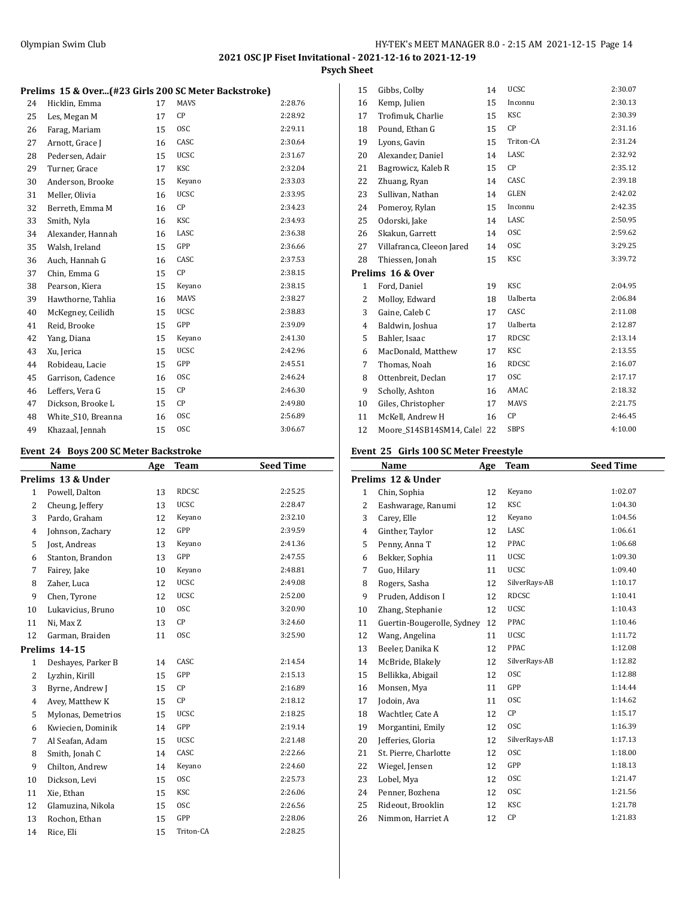# 2021 OSC JP Fiset Invitational - 2021-12-16 to 2021-12-19

## Psych Sheet

### Prelims 15 & Over...(#23 Girls 200 SC Meter Backstroke)

| | Name | Age | Team | Seed Time |
|---|---|---|---|---|
| 24 | Hicklin, Emma | 17 | MAVS | 2:28.76 |
| 25 | Les, Megan M | 17 | CP | 2:28.92 |
| 26 | Farag, Mariam | 15 | OSC | 2:29.11 |
| 27 | Arnott, Grace J | 16 | CASC | 2:30.64 |
| 28 | Pedersen, Adair | 15 | UCSC | 2:31.67 |
| 29 | Turner, Grace | 17 | KSC | 2:32.04 |
| 30 | Anderson, Brooke | 15 | Keyano | 2:33.03 |
| 31 | Meller, Olivia | 16 | UCSC | 2:33.95 |
| 32 | Berreth, Emma M | 16 | CP | 2:34.23 |
| 33 | Smith, Nyla | 16 | KSC | 2:34.93 |
| 34 | Alexander, Hannah | 16 | LASC | 2:36.38 |
| 35 | Walsh, Ireland | 15 | GPP | 2:36.66 |
| 36 | Auch, Hannah G | 16 | CASC | 2:37.53 |
| 37 | Chin, Emma G | 15 | CP | 2:38.15 |
| 38 | Pearson, Kiera | 15 | Keyano | 2:38.15 |
| 39 | Hawthorne, Tahlia | 16 | MAVS | 2:38.27 |
| 40 | McKegney, Ceilidh | 15 | UCSC | 2:38.83 |
| 41 | Reid, Brooke | 15 | GPP | 2:39.09 |
| 42 | Yang, Diana | 15 | Keyano | 2:41.30 |
| 43 | Xu, Jerica | 15 | UCSC | 2:42.96 |
| 44 | Robideau, Lacie | 15 | GPP | 2:45.51 |
| 45 | Garrison, Cadence | 16 | OSC | 2:46.24 |
| 46 | Leffers, Vera G | 15 | CP | 2:46.30 |
| 47 | Dickson, Brooke L | 15 | CP | 2:49.80 |
| 48 | White_S10, Breanna | 16 | OSC | 2:56.89 |
| 49 | Khazaal, Jennah | 15 | OSC | 3:06.67 |

### Event 24 Boys 200 SC Meter Backstroke

| | Name | Age | Team | Seed Time |
|---|---|---|---|---|
| **Prelims 13 & Under** | | | | |
| 1 | Powell, Dalton | 13 | RDCSC | 2:25.25 |
| 2 | Cheung, Jeffery | 13 | UCSC | 2:28.47 |
| 3 | Pardo, Graham | 12 | Keyano | 2:32.10 |
| 4 | Johnson, Zachary | 12 | GPP | 2:39.59 |
| 5 | Jost, Andreas | 13 | Keyano | 2:41.36 |
| 6 | Stanton, Brandon | 13 | GPP | 2:47.55 |
| 7 | Fairey, Jake | 10 | Keyano | 2:48.81 |
| 8 | Zaher, Luca | 12 | UCSC | 2:49.08 |
| 9 | Chen, Tyrone | 12 | UCSC | 2:52.00 |
| 10 | Lukavicius, Bruno | 10 | OSC | 3:20.90 |
| 11 | Ni, Max Z | 13 | CP | 3:24.60 |
| 12 | Garman, Braiden | 11 | OSC | 3:25.90 |
| **Prelims 14-15** | | | | |
| 1 | Deshayes, Parker B | 14 | CASC | 2:14.54 |
| 2 | Lyzhin, Kirill | 15 | GPP | 2:15.13 |
| 3 | Byrne, Andrew J | 15 | CP | 2:16.89 |
| 4 | Avey, Matthew K | 15 | CP | 2:18.12 |
| 5 | Mylonas, Demetrios | 15 | UCSC | 2:18.25 |
| 6 | Kwiecien, Dominik | 14 | GPP | 2:19.14 |
| 7 | Al Seafan, Adam | 15 | UCSC | 2:21.48 |
| 8 | Smith, Jonah C | 14 | CASC | 2:22.66 |
| 9 | Chilton, Andrew | 14 | Keyano | 2:24.60 |
| 10 | Dickson, Levi | 15 | OSC | 2:25.73 |
| 11 | Xie, Ethan | 15 | KSC | 2:26.06 |
| 12 | Glamuzina, Nikola | 15 | OSC | 2:26.56 |
| 13 | Rochon, Ethan | 15 | GPP | 2:28.06 |
| 14 | Rice, Eli | 15 | Triton-CA | 2:28.25 |
| 15 | Gibbs, Colby | 14 | UCSC | 2:30.07 |
| 16 | Kemp, Julien | 15 | Inconnu | 2:30.13 |
| 17 | Trofimuk, Charlie | 15 | KSC | 2:30.39 |
| 18 | Pound, Ethan G | 15 | CP | 2:31.16 |
| 19 | Lyons, Gavin | 15 | Triton-CA | 2:31.24 |
| 20 | Alexander, Daniel | 14 | LASC | 2:32.92 |
| 21 | Bagrowicz, Kaleb R | 15 | CP | 2:35.12 |
| 22 | Zhuang, Ryan | 14 | CASC | 2:39.18 |
| 23 | Sullivan, Nathan | 14 | GLEN | 2:42.02 |
| 24 | Pomeroy, Rylan | 15 | Inconnu | 2:42.35 |
| 25 | Odorski, Jake | 14 | LASC | 2:50.95 |
| 26 | Skakun, Garrett | 14 | OSC | 2:59.62 |
| 27 | Villafranca, Cleeon Jared | 14 | OSC | 3:29.25 |
| 28 | Thiessen, Jonah | 15 | KSC | 3:39.72 |
| **Prelims 16 & Over** | | | | |
| 1 | Ford, Daniel | 19 | KSC | 2:04.95 |
| 2 | Molloy, Edward | 18 | Ualberta | 2:06.84 |
| 3 | Gaine, Caleb C | 17 | CASC | 2:11.08 |
| 4 | Baldwin, Joshua | 17 | Ualberta | 2:12.87 |
| 5 | Bahler, Isaac | 17 | RDCSC | 2:13.14 |
| 6 | MacDonald, Matthew | 17 | KSC | 2:13.55 |
| 7 | Thomas, Noah | 16 | RDCSC | 2:16.07 |
| 8 | Ottenbreit, Declan | 17 | OSC | 2:17.17 |
| 9 | Scholly, Ashton | 16 | AMAC | 2:18.32 |
| 10 | Giles, Christopher | 17 | MAVS | 2:21.75 |
| 11 | McKell, Andrew H | 16 | CP | 2:46.45 |
| 12 | Moore_S14SB14SM14, Calel | 22 | SBPS | 4:10.00 |

### Event 25 Girls 100 SC Meter Freestyle

| | Name | Age | Team | Seed Time |
|---|---|---|---|---|
| **Prelims 12 & Under** | | | | |
| 1 | Chin, Sophia | 12 | Keyano | 1:02.07 |
| 2 | Eashwarage, Ranumi | 12 | KSC | 1:04.30 |
| 3 | Carey, Elle | 12 | Keyano | 1:04.56 |
| 4 | Ginther, Taylor | 12 | LASC | 1:06.61 |
| 5 | Penny, Anna T | 12 | PPAC | 1:06.68 |
| 6 | Bekker, Sophia | 11 | UCSC | 1:09.30 |
| 7 | Guo, Hilary | 11 | UCSC | 1:09.40 |
| 8 | Rogers, Sasha | 12 | SilverRays-AB | 1:10.17 |
| 9 | Pruden, Addison I | 12 | RDCSC | 1:10.41 |
| 10 | Zhang, Stephanie | 12 | UCSC | 1:10.43 |
| 11 | Guertin-Bougerolle, Sydney | 12 | PPAC | 1:10.46 |
| 12 | Wang, Angelina | 11 | UCSC | 1:11.72 |
| 13 | Beeler, Danika K | 12 | PPAC | 1:12.08 |
| 14 | McBride, Blakely | 12 | SilverRays-AB | 1:12.82 |
| 15 | Bellikka, Abigail | 12 | OSC | 1:12.88 |
| 16 | Monsen, Mya | 11 | GPP | 1:14.44 |
| 17 | Jodoin, Ava | 11 | OSC | 1:14.62 |
| 18 | Wachtler, Cate A | 12 | CP | 1:15.17 |
| 19 | Morgantini, Emily | 12 | OSC | 1:16.39 |
| 20 | Jefferies, Gloria | 12 | SilverRays-AB | 1:17.13 |
| 21 | St. Pierre, Charlotte | 12 | OSC | 1:18.00 |
| 22 | Wiegel, Jensen | 12 | GPP | 1:18.13 |
| 23 | Lobel, Mya | 12 | OSC | 1:21.47 |
| 24 | Penner, Bozhena | 12 | OSC | 1:21.56 |
| 25 | Rideout, Brooklin | 12 | KSC | 1:21.78 |
| 26 | Nimmon, Harriet A | 12 | CP | 1:21.83 |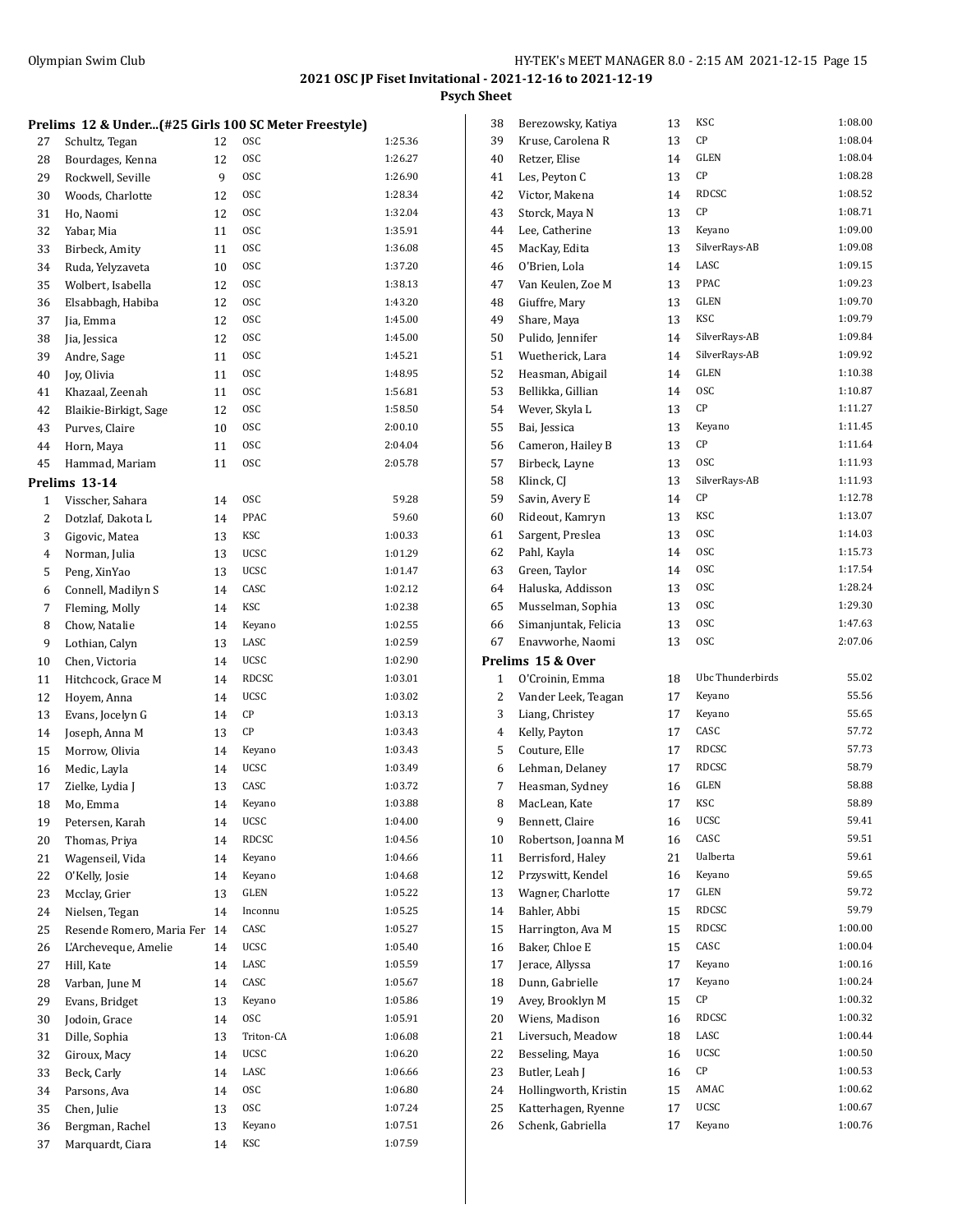**2021 OSC JP Fiset Invitational - 2021-12-16 to 2021-12-19**

**Psych Sheet**

### Prelims 12 & Under...(#25 Girls 100 SC Meter Freestyle)

| | | | | |
|---|---|---|---|---|
| 27 | Schultz, Tegan | 12 | OSC | 1:25.36 |
| 28 | Bourdages, Kenna | 12 | OSC | 1:26.27 |
| 29 | Rockwell, Seville | 9 | OSC | 1:26.90 |
| 30 | Woods, Charlotte | 12 | OSC | 1:28.34 |
| 31 | Ho, Naomi | 12 | OSC | 1:32.04 |
| 32 | Yabar, Mia | 11 | OSC | 1:35.91 |
| 33 | Birbeck, Amity | 11 | OSC | 1:36.08 |
| 34 | Ruda, Yelyzaveta | 10 | OSC | 1:37.20 |
| 35 | Wolbert, Isabella | 12 | OSC | 1:38.13 |
| 36 | Elsabbagh, Habiba | 12 | OSC | 1:43.20 |
| 37 | Jia, Emma | 12 | OSC | 1:45.00 |
| 38 | Jia, Jessica | 12 | OSC | 1:45.00 |
| 39 | Andre, Sage | 11 | OSC | 1:45.21 |
| 40 | Joy, Olivia | 11 | OSC | 1:48.95 |
| 41 | Khazaal, Zeenah | 11 | OSC | 1:56.81 |
| 42 | Blaikie-Birkigt, Sage | 12 | OSC | 1:58.50 |
| 43 | Purves, Claire | 10 | OSC | 2:00.10 |
| 44 | Horn, Maya | 11 | OSC | 2:04.04 |
| 45 | Hammad, Mariam | 11 | OSC | 2:05.78 |

### Prelims 13-14

| | | | | |
|---|---|---|---|---|
| 1 | Visscher, Sahara | 14 | OSC | 59.28 |
| 2 | Dotzlaf, Dakota L | 14 | PPAC | 59.60 |
| 3 | Gigovic, Matea | 13 | KSC | 1:00.33 |
| 4 | Norman, Julia | 13 | UCSC | 1:01.29 |
| 5 | Peng, XinYao | 13 | UCSC | 1:01.47 |
| 6 | Connell, Madilyn S | 14 | CASC | 1:02.12 |
| 7 | Fleming, Molly | 14 | KSC | 1:02.38 |
| 8 | Chow, Natalie | 14 | Keyano | 1:02.55 |
| 9 | Lothian, Calyn | 13 | LASC | 1:02.59 |
| 10 | Chen, Victoria | 14 | UCSC | 1:02.90 |
| 11 | Hitchcock, Grace M | 14 | RDCSC | 1:03.01 |
| 12 | Hoyem, Anna | 14 | UCSC | 1:03.02 |
| 13 | Evans, Jocelyn G | 14 | CP | 1:03.13 |
| 14 | Joseph, Anna M | 13 | CP | 1:03.43 |
| 15 | Morrow, Olivia | 14 | Keyano | 1:03.43 |
| 16 | Medic, Layla | 14 | UCSC | 1:03.49 |
| 17 | Zielke, Lydia J | 13 | CASC | 1:03.72 |
| 18 | Mo, Emma | 14 | Keyano | 1:03.88 |
| 19 | Petersen, Karah | 14 | UCSC | 1:04.00 |
| 20 | Thomas, Priya | 14 | RDCSC | 1:04.56 |
| 21 | Wagenseil, Vida | 14 | Keyano | 1:04.66 |
| 22 | O'Kelly, Josie | 14 | Keyano | 1:04.68 |
| 23 | Mcclay, Grier | 13 | GLEN | 1:05.22 |
| 24 | Nielsen, Tegan | 14 | Inconnu | 1:05.25 |
| 25 | Resende Romero, Maria Fer | 14 | CASC | 1:05.27 |
| 26 | L'Archeveque, Amelie | 14 | UCSC | 1:05.40 |
| 27 | Hill, Kate | 14 | LASC | 1:05.59 |
| 28 | Varban, June M | 14 | CASC | 1:05.67 |
| 29 | Evans, Bridget | 13 | Keyano | 1:05.86 |
| 30 | Jodoin, Grace | 14 | OSC | 1:05.91 |
| 31 | Dille, Sophia | 13 | Triton-CA | 1:06.08 |
| 32 | Giroux, Macy | 14 | UCSC | 1:06.20 |
| 33 | Beck, Carly | 14 | LASC | 1:06.66 |
| 34 | Parsons, Ava | 14 | OSC | 1:06.80 |
| 35 | Chen, Julie | 13 | OSC | 1:07.24 |
| 36 | Bergman, Rachel | 13 | Keyano | 1:07.51 |
| 37 | Marquardt, Ciara | 14 | KSC | 1:07.59 |
| 38 | Berezowsky, Katiya | 13 | KSC | 1:08.00 |
| 39 | Kruse, Carolena R | 13 | CP | 1:08.04 |
| 40 | Retzer, Elise | 14 | GLEN | 1:08.04 |
| 41 | Les, Peyton C | 13 | CP | 1:08.28 |
| 42 | Victor, Makena | 14 | RDCSC | 1:08.52 |
| 43 | Storck, Maya N | 13 | CP | 1:08.71 |
| 44 | Lee, Catherine | 13 | Keyano | 1:09.00 |
| 45 | MacKay, Edita | 13 | SilverRays-AB | 1:09.08 |
| 46 | O'Brien, Lola | 14 | LASC | 1:09.15 |
| 47 | Van Keulen, Zoe M | 13 | PPAC | 1:09.23 |
| 48 | Giuffre, Mary | 13 | GLEN | 1:09.70 |
| 49 | Share, Maya | 13 | KSC | 1:09.79 |
| 50 | Pulido, Jennifer | 14 | SilverRays-AB | 1:09.84 |
| 51 | Wuetherick, Lara | 14 | SilverRays-AB | 1:09.92 |
| 52 | Heasman, Abigail | 14 | GLEN | 1:10.38 |
| 53 | Bellikka, Gillian | 14 | OSC | 1:10.87 |
| 54 | Wever, Skyla L | 13 | CP | 1:11.27 |
| 55 | Bai, Jessica | 13 | Keyano | 1:11.45 |
| 56 | Cameron, Hailey B | 13 | CP | 1:11.64 |
| 57 | Birbeck, Layne | 13 | OSC | 1:11.93 |
| 58 | Klinck, CJ | 13 | SilverRays-AB | 1:11.93 |
| 59 | Savin, Avery E | 14 | CP | 1:12.78 |
| 60 | Rideout, Kamryn | 13 | KSC | 1:13.07 |
| 61 | Sargent, Preslea | 13 | OSC | 1:14.03 |
| 62 | Pahl, Kayla | 14 | OSC | 1:15.73 |
| 63 | Green, Taylor | 14 | OSC | 1:17.54 |
| 64 | Haluska, Addisson | 13 | OSC | 1:28.24 |
| 65 | Musselman, Sophia | 13 | OSC | 1:29.30 |
| 66 | Simanjuntak, Felicia | 13 | OSC | 1:47.63 |
| 67 | Enavworhe, Naomi | 13 | OSC | 2:07.06 |

### Prelims 15 & Over

| | | | | |
|---|---|---|---|---|
| 1 | O'Croinin, Emma | 18 | Ubc Thunderbirds | 55.02 |
| 2 | Vander Leek, Teagan | 17 | Keyano | 55.56 |
| 3 | Liang, Christey | 17 | Keyano | 55.65 |
| 4 | Kelly, Payton | 17 | CASC | 57.72 |
| 5 | Couture, Elle | 17 | RDCSC | 57.73 |
| 6 | Lehman, Delaney | 17 | RDCSC | 58.79 |
| 7 | Heasman, Sydney | 16 | GLEN | 58.88 |
| 8 | MacLean, Kate | 17 | KSC | 58.89 |
| 9 | Bennett, Claire | 16 | UCSC | 59.41 |
| 10 | Robertson, Joanna M | 16 | CASC | 59.51 |
| 11 | Berrisford, Haley | 21 | Ualberta | 59.61 |
| 12 | Przyswitt, Kendel | 16 | Keyano | 59.65 |
| 13 | Wagner, Charlotte | 17 | GLEN | 59.72 |
| 14 | Bahler, Abbi | 15 | RDCSC | 59.79 |
| 15 | Harrington, Ava M | 15 | RDCSC | 1:00.00 |
| 16 | Baker, Chloe E | 15 | CASC | 1:00.04 |
| 17 | Jerace, Allyssa | 17 | Keyano | 1:00.16 |
| 18 | Dunn, Gabrielle | 17 | Keyano | 1:00.24 |
| 19 | Avey, Brooklyn M | 15 | CP | 1:00.32 |
| 20 | Wiens, Madison | 16 | RDCSC | 1:00.32 |
| 21 | Liversuch, Meadow | 18 | LASC | 1:00.44 |
| 22 | Besseling, Maya | 16 | UCSC | 1:00.50 |
| 23 | Butler, Leah J | 16 | CP | 1:00.53 |
| 24 | Hollingworth, Kristin | 15 | AMAC | 1:00.62 |
| 25 | Katterhagen, Ryenne | 17 | UCSC | 1:00.67 |
| 26 | Schenk, Gabriella | 17 | Keyano | 1:00.76 |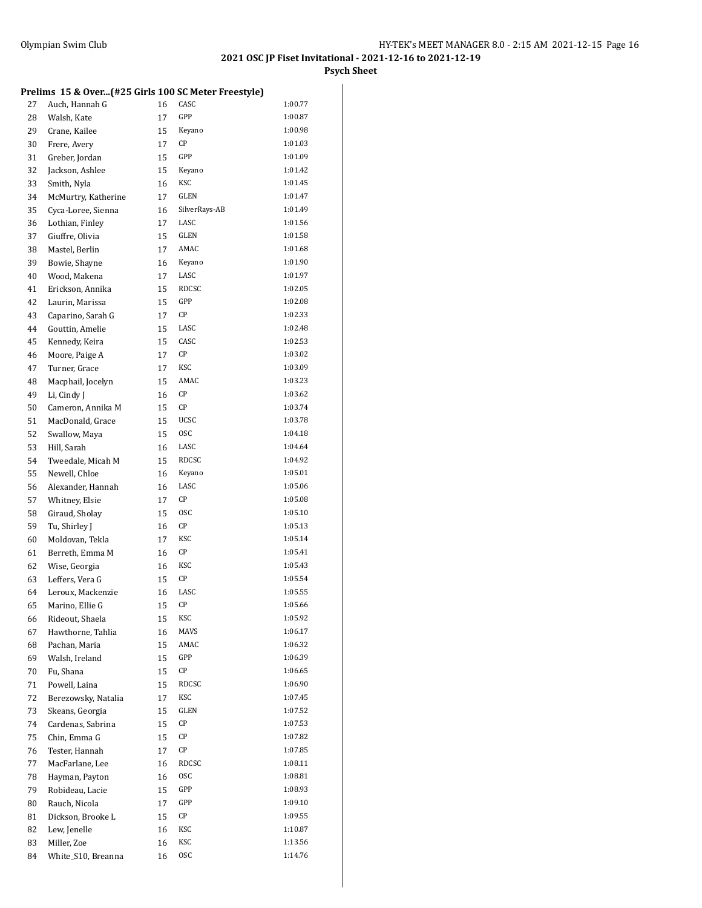## 2021 OSC JP Fiset Invitational - 2021-12-16 to 2021-12-19

### Psych Sheet

**Prelims 15 & Over...(#25 Girls 100 SC Meter Freestyle)**

| | | | | |
|---|---|---|---|---|
| 27 | Auch, Hannah G | 16 | CASC | 1:00.77 |
| 28 | Walsh, Kate | 17 | GPP | 1:00.87 |
| 29 | Crane, Kailee | 15 | Keyano | 1:00.98 |
| 30 | Frere, Avery | 17 | CP | 1:01.03 |
| 31 | Greber, Jordan | 15 | GPP | 1:01.09 |
| 32 | Jackson, Ashlee | 15 | Keyano | 1:01.42 |
| 33 | Smith, Nyla | 16 | KSC | 1:01.45 |
| 34 | McMurtry, Katherine | 17 | GLEN | 1:01.47 |
| 35 | Cyca-Loree, Sienna | 16 | SilverRays-AB | 1:01.49 |
| 36 | Lothian, Finley | 17 | LASC | 1:01.56 |
| 37 | Giuffre, Olivia | 15 | GLEN | 1:01.58 |
| 38 | Mastel, Berlin | 17 | AMAC | 1:01.68 |
| 39 | Bowie, Shayne | 16 | Keyano | 1:01.90 |
| 40 | Wood, Makena | 17 | LASC | 1:01.97 |
| 41 | Erickson, Annika | 15 | RDCSC | 1:02.05 |
| 42 | Laurin, Marissa | 15 | GPP | 1:02.08 |
| 43 | Caparino, Sarah G | 17 | CP | 1:02.33 |
| 44 | Gouttin, Amelie | 15 | LASC | 1:02.48 |
| 45 | Kennedy, Keira | 15 | CASC | 1:02.53 |
| 46 | Moore, Paige A | 17 | CP | 1:03.02 |
| 47 | Turner, Grace | 17 | KSC | 1:03.09 |
| 48 | Macphail, Jocelyn | 15 | AMAC | 1:03.23 |
| 49 | Li, Cindy J | 16 | CP | 1:03.62 |
| 50 | Cameron, Annika M | 15 | CP | 1:03.74 |
| 51 | MacDonald, Grace | 15 | UCSC | 1:03.78 |
| 52 | Swallow, Maya | 15 | OSC | 1:04.18 |
| 53 | Hill, Sarah | 16 | LASC | 1:04.64 |
| 54 | Tweedale, Micah M | 15 | RDCSC | 1:04.92 |
| 55 | Newell, Chloe | 16 | Keyano | 1:05.01 |
| 56 | Alexander, Hannah | 16 | LASC | 1:05.06 |
| 57 | Whitney, Elsie | 17 | CP | 1:05.08 |
| 58 | Giraud, Sholay | 15 | OSC | 1:05.10 |
| 59 | Tu, Shirley J | 16 | CP | 1:05.13 |
| 60 | Moldovan, Tekla | 17 | KSC | 1:05.14 |
| 61 | Berreth, Emma M | 16 | CP | 1:05.41 |
| 62 | Wise, Georgia | 16 | KSC | 1:05.43 |
| 63 | Leffers, Vera G | 15 | CP | 1:05.54 |
| 64 | Leroux, Mackenzie | 16 | LASC | 1:05.55 |
| 65 | Marino, Ellie G | 15 | CP | 1:05.66 |
| 66 | Rideout, Shaela | 15 | KSC | 1:05.92 |
| 67 | Hawthorne, Tahlia | 16 | MAVS | 1:06.17 |
| 68 | Pachan, Maria | 15 | AMAC | 1:06.32 |
| 69 | Walsh, Ireland | 15 | GPP | 1:06.39 |
| 70 | Fu, Shana | 15 | CP | 1:06.65 |
| 71 | Powell, Laina | 15 | RDCSC | 1:06.90 |
| 72 | Berezowsky, Natalia | 17 | KSC | 1:07.45 |
| 73 | Skeans, Georgia | 15 | GLEN | 1:07.52 |
| 74 | Cardenas, Sabrina | 15 | CP | 1:07.53 |
| 75 | Chin, Emma G | 15 | CP | 1:07.82 |
| 76 | Tester, Hannah | 17 | CP | 1:07.85 |
| 77 | MacFarlane, Lee | 16 | RDCSC | 1:08.11 |
| 78 | Hayman, Payton | 16 | OSC | 1:08.81 |
| 79 | Robideau, Lacie | 15 | GPP | 1:08.93 |
| 80 | Rauch, Nicola | 17 | GPP | 1:09.10 |
| 81 | Dickson, Brooke L | 15 | CP | 1:09.55 |
| 82 | Lew, Jenelle | 16 | KSC | 1:10.87 |
| 83 | Miller, Zoe | 16 | KSC | 1:13.56 |
| 84 | White_S10, Breanna | 16 | OSC | 1:14.76 |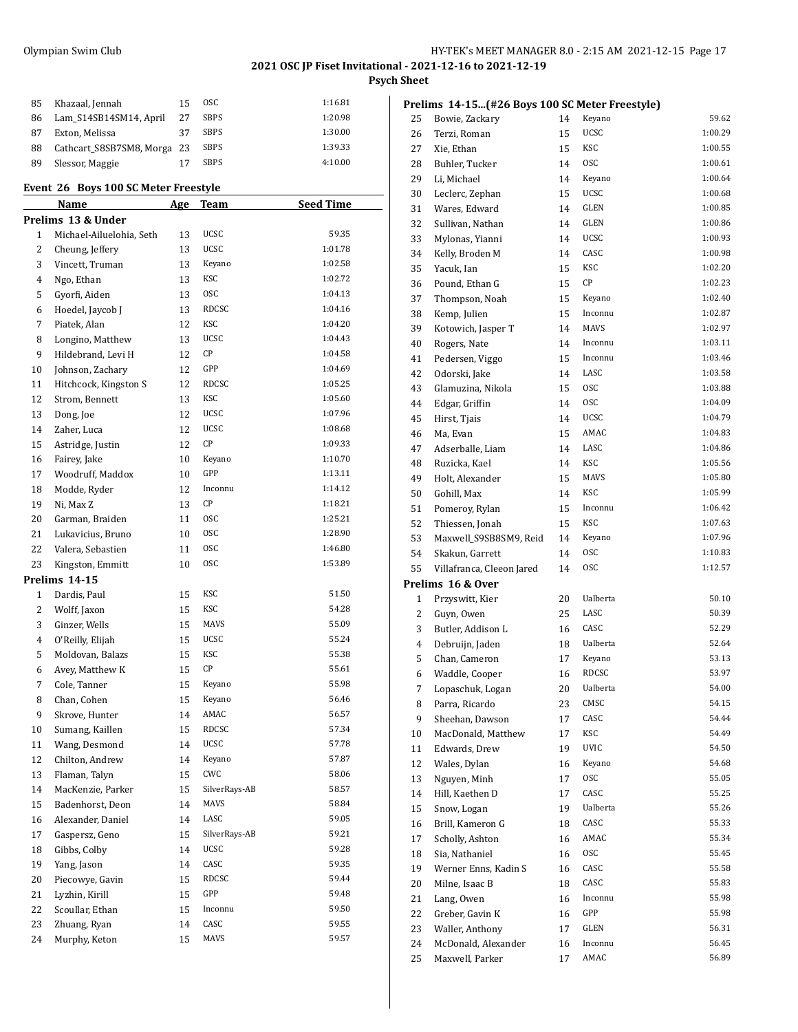# 2021 OSC JP Fiset Invitational - 2021-12-16 to 2021-12-19

## Psych Sheet

| | Name | Age | Team | Seed Time |
|---|---|---|---|---|
| 85 | Khazaal, Jennah | 15 | OSC | 1:16.81 |
| 86 | Lam_S14SB14SM14, April | 27 | SBPS | 1:20.98 |
| 87 | Exton, Melissa | 37 | SBPS | 1:30.00 |
| 88 | Cathcart_S8SB7SM8, Morga | 23 | SBPS | 1:39.33 |
| 89 | Slessor, Maggie | 17 | SBPS | 4:10.00 |

### Event 26 Boys 100 SC Meter Freestyle

| | Name | Age | Team | Seed Time |
|---|---|---|---|---|
| **Prelims 13 & Under** | | | | |
| 1 | Michael-Ailuelohia, Seth | 13 | UCSC | 59.35 |
| 2 | Cheung, Jeffery | 13 | UCSC | 1:01.78 |
| 3 | Vincett, Truman | 13 | Keyano | 1:02.58 |
| 4 | Ngo, Ethan | 13 | KSC | 1:02.72 |
| 5 | Gyorfi, Aiden | 13 | OSC | 1:04.13 |
| 6 | Hoedel, Jaycob J | 13 | RDCSC | 1:04.16 |
| 7 | Piatek, Alan | 12 | KSC | 1:04.20 |
| 8 | Longino, Matthew | 13 | UCSC | 1:04.43 |
| 9 | Hildebrand, Levi H | 12 | CP | 1:04.58 |
| 10 | Johnson, Zachary | 12 | GPP | 1:04.69 |
| 11 | Hitchcock, Kingston S | 12 | RDCSC | 1:05.25 |
| 12 | Strom, Bennett | 13 | KSC | 1:05.60 |
| 13 | Dong, Joe | 12 | UCSC | 1:07.96 |
| 14 | Zaher, Luca | 12 | UCSC | 1:08.68 |
| 15 | Astridge, Justin | 12 | CP | 1:09.33 |
| 16 | Fairey, Jake | 10 | Keyano | 1:10.70 |
| 17 | Woodruff, Maddox | 10 | GPP | 1:13.11 |
| 18 | Modde, Ryder | 12 | Inconnu | 1:14.12 |
| 19 | Ni, Max Z | 13 | CP | 1:18.21 |
| 20 | Garman, Braiden | 11 | OSC | 1:25.21 |
| 21 | Lukavicius, Bruno | 10 | OSC | 1:28.90 |
| 22 | Valera, Sebastien | 11 | OSC | 1:46.80 |
| 23 | Kingston, Emmitt | 10 | OSC | 1:53.89 |
| **Prelims 14-15** | | | | |
| 1 | Dardis, Paul | 15 | KSC | 51.50 |
| 2 | Wolff, Jaxon | 15 | KSC | 54.28 |
| 3 | Ginzer, Wells | 15 | MAVS | 55.09 |
| 4 | O'Reilly, Elijah | 15 | UCSC | 55.24 |
| 5 | Moldovan, Balazs | 15 | KSC | 55.38 |
| 6 | Avey, Matthew K | 15 | CP | 55.61 |
| 7 | Cole, Tanner | 15 | Keyano | 55.98 |
| 8 | Chan, Cohen | 15 | Keyano | 56.46 |
| 9 | Skrove, Hunter | 14 | AMAC | 56.57 |
| 10 | Sumang, Kaillen | 15 | RDCSC | 57.34 |
| 11 | Wang, Desmond | 14 | UCSC | 57.78 |
| 12 | Chilton, Andrew | 14 | Keyano | 57.87 |
| 13 | Flaman, Talyn | 15 | CWC | 58.06 |
| 14 | MacKenzie, Parker | 15 | SilverRays-AB | 58.57 |
| 15 | Badenhorst, Deon | 14 | MAVS | 58.84 |
| 16 | Alexander, Daniel | 14 | LASC | 59.05 |
| 17 | Gaspersz, Geno | 15 | SilverRays-AB | 59.21 |
| 18 | Gibbs, Colby | 14 | UCSC | 59.28 |
| 19 | Yang, Jason | 14 | CASC | 59.35 |
| 20 | Piecowye, Gavin | 15 | RDCSC | 59.44 |
| 21 | Lyzhin, Kirill | 15 | GPP | 59.48 |
| 22 | Scoullar, Ethan | 15 | Inconnu | 59.50 |
| 23 | Zhuang, Ryan | 14 | CASC | 59.55 |
| 24 | Murphy, Keton | 15 | MAVS | 59.57 |
| **Prelims 14-15...(#26 Boys 100 SC Meter Freestyle)** | | | | |
| 25 | Bowie, Zackary | 14 | Keyano | 59.62 |
| 26 | Terzi, Roman | 15 | UCSC | 1:00.29 |
| 27 | Xie, Ethan | 15 | KSC | 1:00.55 |
| 28 | Buhler, Tucker | 14 | OSC | 1:00.61 |
| 29 | Li, Michael | 14 | Keyano | 1:00.64 |
| 30 | Leclerc, Zephan | 15 | UCSC | 1:00.68 |
| 31 | Wares, Edward | 14 | GLEN | 1:00.85 |
| 32 | Sullivan, Nathan | 14 | GLEN | 1:00.86 |
| 33 | Mylonas, Yianni | 14 | UCSC | 1:00.93 |
| 34 | Kelly, Broden M | 14 | CASC | 1:00.98 |
| 35 | Yacuk, Ian | 15 | KSC | 1:02.20 |
| 36 | Pound, Ethan G | 15 | CP | 1:02.23 |
| 37 | Thompson, Noah | 15 | Keyano | 1:02.40 |
| 38 | Kemp, Julien | 15 | Inconnu | 1:02.87 |
| 39 | Kotowich, Jasper T | 14 | MAVS | 1:02.97 |
| 40 | Rogers, Nate | 14 | Inconnu | 1:03.11 |
| 41 | Pedersen, Viggo | 15 | Inconnu | 1:03.46 |
| 42 | Odorski, Jake | 14 | LASC | 1:03.58 |
| 43 | Glamuzina, Nikola | 15 | OSC | 1:03.88 |
| 44 | Edgar, Griffin | 14 | OSC | 1:04.09 |
| 45 | Hirst, Tjais | 14 | UCSC | 1:04.79 |
| 46 | Ma, Evan | 15 | AMAC | 1:04.83 |
| 47 | Adserballe, Liam | 14 | LASC | 1:04.86 |
| 48 | Ruzicka, Kael | 14 | KSC | 1:05.56 |
| 49 | Holt, Alexander | 15 | MAVS | 1:05.80 |
| 50 | Gohill, Max | 14 | KSC | 1:05.99 |
| 51 | Pomeroy, Rylan | 15 | Inconnu | 1:06.42 |
| 52 | Thiessen, Jonah | 15 | KSC | 1:07.63 |
| 53 | Maxwell_S9SB8SM9, Reid | 14 | Keyano | 1:07.96 |
| 54 | Skakun, Garrett | 14 | OSC | 1:10.83 |
| 55 | Villafranca, Cleeon Jared | 14 | OSC | 1:12.57 |
| **Prelims 16 & Over** | | | | |
| 1 | Przyswitt, Kier | 20 | Ualberta | 50.10 |
| 2 | Guyn, Owen | 25 | LASC | 50.39 |
| 3 | Butler, Addison L | 16 | CASC | 52.29 |
| 4 | Debruijn, Jaden | 18 | Ualberta | 52.64 |
| 5 | Chan, Cameron | 17 | Keyano | 53.13 |
| 6 | Waddle, Cooper | 16 | RDCSC | 53.97 |
| 7 | Lopaschuk, Logan | 20 | Ualberta | 54.00 |
| 8 | Parra, Ricardo | 23 | CMSC | 54.15 |
| 9 | Sheehan, Dawson | 17 | CASC | 54.44 |
| 10 | MacDonald, Matthew | 17 | KSC | 54.49 |
| 11 | Edwards, Drew | 19 | UVIC | 54.50 |
| 12 | Wales, Dylan | 16 | Keyano | 54.68 |
| 13 | Nguyen, Minh | 17 | OSC | 55.05 |
| 14 | Hill, Kaethen D | 17 | CASC | 55.25 |
| 15 | Snow, Logan | 19 | Ualberta | 55.26 |
| 16 | Brill, Kameron G | 18 | CASC | 55.33 |
| 17 | Scholly, Ashton | 16 | AMAC | 55.34 |
| 18 | Sia, Nathaniel | 16 | OSC | 55.45 |
| 19 | Werner Enns, Kadin S | 16 | CASC | 55.58 |
| 20 | Milne, Isaac B | 18 | CASC | 55.83 |
| 21 | Lang, Owen | 16 | Inconnu | 55.98 |
| 22 | Greber, Gavin K | 16 | GPP | 55.98 |
| 23 | Waller, Anthony | 17 | GLEN | 56.31 |
| 24 | McDonald, Alexander | 16 | Inconnu | 56.45 |
| 25 | Maxwell, Parker | 17 | AMAC | 56.89 |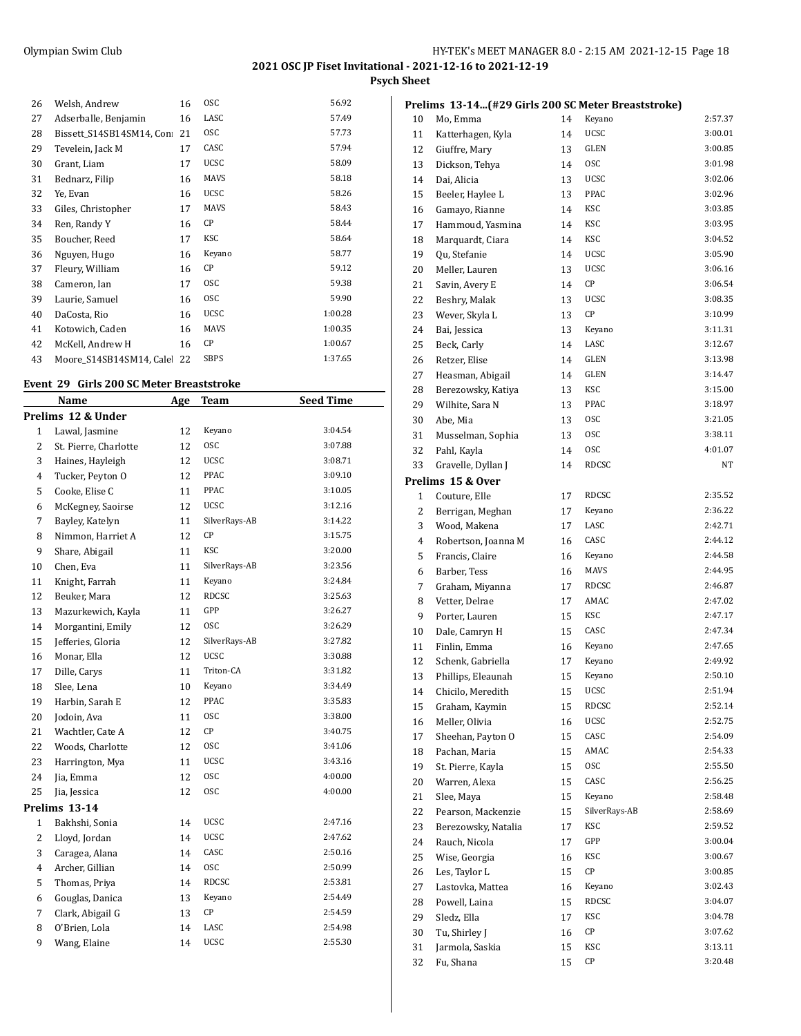**2021 OSC JP Fiset Invitational - 2021-12-16 to 2021-12-19**

**Psych Sheet**

| | | | | |
|---|---|---|---|---|
| 26 | Welsh, Andrew | 16 | OSC | 56.92 |
| 27 | Adserballe, Benjamin | 16 | LASC | 57.49 |
| 28 | Bissett_S14SB14SM14, Con | 21 | OSC | 57.73 |
| 29 | Tevelein, Jack M | 17 | CASC | 57.94 |
| 30 | Grant, Liam | 17 | UCSC | 58.09 |
| 31 | Bednarz, Filip | 16 | MAVS | 58.18 |
| 32 | Ye, Evan | 16 | UCSC | 58.26 |
| 33 | Giles, Christopher | 17 | MAVS | 58.43 |
| 34 | Ren, Randy Y | 16 | CP | 58.44 |
| 35 | Boucher, Reed | 17 | KSC | 58.64 |
| 36 | Nguyen, Hugo | 16 | Keyano | 58.77 |
| 37 | Fleury, William | 16 | CP | 59.12 |
| 38 | Cameron, Ian | 17 | OSC | 59.38 |
| 39 | Laurie, Samuel | 16 | OSC | 59.90 |
| 40 | DaCosta, Rio | 16 | UCSC | 1:00.28 |
| 41 | Kotowich, Caden | 16 | MAVS | 1:00.35 |
| 42 | McKell, Andrew H | 16 | CP | 1:00.67 |
| 43 | Moore_S14SB14SM14, Calel | 22 | SBPS | 1:37.65 |

## Event 29 Girls 200 SC Meter Breaststroke

| | Name | Age | Team | Seed Time |
|---|---|---|---|---|
| **Prelims 12 & Under** | | | | |
| 1 | Lawal, Jasmine | 12 | Keyano | 3:04.54 |
| 2 | St. Pierre, Charlotte | 12 | OSC | 3:07.88 |
| 3 | Haines, Hayleigh | 12 | UCSC | 3:08.71 |
| 4 | Tucker, Peyton O | 12 | PPAC | 3:09.10 |
| 5 | Cooke, Elise C | 11 | PPAC | 3:10.05 |
| 6 | McKegney, Saoirse | 12 | UCSC | 3:12.16 |
| 7 | Bayley, Katelyn | 11 | SilverRays-AB | 3:14.22 |
| 8 | Nimmon, Harriet A | 12 | CP | 3:15.75 |
| 9 | Share, Abigail | 11 | KSC | 3:20.00 |
| 10 | Chen, Eva | 11 | SilverRays-AB | 3:23.56 |
| 11 | Knight, Farrah | 11 | Keyano | 3:24.84 |
| 12 | Beuker, Mara | 12 | RDCSC | 3:25.63 |
| 13 | Mazurkewich, Kayla | 11 | GPP | 3:26.27 |
| 14 | Morgantini, Emily | 12 | OSC | 3:26.29 |
| 15 | Jefferies, Gloria | 12 | SilverRays-AB | 3:27.82 |
| 16 | Monar, Ella | 12 | UCSC | 3:30.88 |
| 17 | Dille, Carys | 11 | Triton-CA | 3:31.82 |
| 18 | Slee, Lena | 10 | Keyano | 3:34.49 |
| 19 | Harbin, Sarah E | 12 | PPAC | 3:35.83 |
| 20 | Jodoin, Ava | 11 | OSC | 3:38.00 |
| 21 | Wachtler, Cate A | 12 | CP | 3:40.75 |
| 22 | Woods, Charlotte | 12 | OSC | 3:41.06 |
| 23 | Harrington, Mya | 11 | UCSC | 3:43.16 |
| 24 | Jia, Emma | 12 | OSC | 4:00.00 |
| 25 | Jia, Jessica | 12 | OSC | 4:00.00 |
| **Prelims 13-14** | | | | |
| 1 | Bakhshi, Sonia | 14 | UCSC | 2:47.16 |
| 2 | Lloyd, Jordan | 14 | UCSC | 2:47.62 |
| 3 | Caragea, Alana | 14 | CASC | 2:50.16 |
| 4 | Archer, Gillian | 14 | OSC | 2:50.99 |
| 5 | Thomas, Priya | 14 | RDCSC | 2:53.81 |
| 6 | Gouglas, Danica | 13 | Keyano | 2:54.49 |
| 7 | Clark, Abigail G | 13 | CP | 2:54.59 |
| 8 | O'Brien, Lola | 14 | LASC | 2:54.98 |
| 9 | Wang, Elaine | 14 | UCSC | 2:55.30 |
| **Prelims 13-14...(#29 Girls 200 SC Meter Breaststroke)** | | | | |
| 10 | Mo, Emma | 14 | Keyano | 2:57.37 |
| 11 | Katterhagen, Kyla | 14 | UCSC | 3:00.01 |
| 12 | Giuffre, Mary | 13 | GLEN | 3:00.85 |
| 13 | Dickson, Tehya | 14 | OSC | 3:01.98 |
| 14 | Dai, Alicia | 13 | UCSC | 3:02.06 |
| 15 | Beeler, Haylee L | 13 | PPAC | 3:02.96 |
| 16 | Gamayo, Rianne | 14 | KSC | 3:03.85 |
| 17 | Hammoud, Yasmina | 14 | KSC | 3:03.95 |
| 18 | Marquardt, Ciara | 14 | KSC | 3:04.52 |
| 19 | Qu, Stefanie | 14 | UCSC | 3:05.90 |
| 20 | Meller, Lauren | 13 | UCSC | 3:06.16 |
| 21 | Savin, Avery E | 14 | CP | 3:06.54 |
| 22 | Beshry, Malak | 13 | UCSC | 3:08.35 |
| 23 | Wever, Skyla L | 13 | CP | 3:10.99 |
| 24 | Bai, Jessica | 13 | Keyano | 3:11.31 |
| 25 | Beck, Carly | 14 | LASC | 3:12.67 |
| 26 | Retzer, Elise | 14 | GLEN | 3:13.98 |
| 27 | Heasman, Abigail | 14 | GLEN | 3:14.47 |
| 28 | Berezowsky, Katiya | 13 | KSC | 3:15.00 |
| 29 | Wilhite, Sara N | 13 | PPAC | 3:18.97 |
| 30 | Abe, Mia | 13 | OSC | 3:21.05 |
| 31 | Musselman, Sophia | 13 | OSC | 3:38.11 |
| 32 | Pahl, Kayla | 14 | OSC | 4:01.07 |
| 33 | Gravelle, Dyllan J | 14 | RDCSC | NT |
| **Prelims 15 & Over** | | | | |
| 1 | Couture, Elle | 17 | RDCSC | 2:35.52 |
| 2 | Berrigan, Meghan | 17 | Keyano | 2:36.22 |
| 3 | Wood, Makena | 17 | LASC | 2:42.71 |
| 4 | Robertson, Joanna M | 16 | CASC | 2:44.12 |
| 5 | Francis, Claire | 16 | Keyano | 2:44.58 |
| 6 | Barber, Tess | 16 | MAVS | 2:44.95 |
| 7 | Graham, Miyanna | 17 | RDCSC | 2:46.87 |
| 8 | Vetter, Delrae | 17 | AMAC | 2:47.02 |
| 9 | Porter, Lauren | 15 | KSC | 2:47.17 |
| 10 | Dale, Camryn H | 15 | CASC | 2:47.34 |
| 11 | Finlin, Emma | 16 | Keyano | 2:47.65 |
| 12 | Schenk, Gabriella | 17 | Keyano | 2:49.92 |
| 13 | Phillips, Eleaunah | 15 | Keyano | 2:50.10 |
| 14 | Chicilo, Meredith | 15 | UCSC | 2:51.94 |
| 15 | Graham, Kaymin | 15 | RDCSC | 2:52.14 |
| 16 | Meller, Olivia | 16 | UCSC | 2:52.75 |
| 17 | Sheehan, Payton O | 15 | CASC | 2:54.09 |
| 18 | Pachan, Maria | 15 | AMAC | 2:54.33 |
| 19 | St. Pierre, Kayla | 15 | OSC | 2:55.50 |
| 20 | Warren, Alexa | 15 | CASC | 2:56.25 |
| 21 | Slee, Maya | 15 | Keyano | 2:58.48 |
| 22 | Pearson, Mackenzie | 15 | SilverRays-AB | 2:58.69 |
| 23 | Berezowsky, Natalia | 17 | KSC | 2:59.52 |
| 24 | Rauch, Nicola | 17 | GPP | 3:00.04 |
| 25 | Wise, Georgia | 16 | KSC | 3:00.67 |
| 26 | Les, Taylor L | 15 | CP | 3:00.85 |
| 27 | Lastovka, Mattea | 16 | Keyano | 3:02.43 |
| 28 | Powell, Laina | 15 | RDCSC | 3:04.07 |
| 29 | Sledz, Ella | 17 | KSC | 3:04.78 |
| 30 | Tu, Shirley J | 16 | CP | 3:07.62 |
| 31 | Jarmola, Saskia | 15 | KSC | 3:13.11 |
| 32 | Fu, Shana | 15 | CP | 3:20.48 |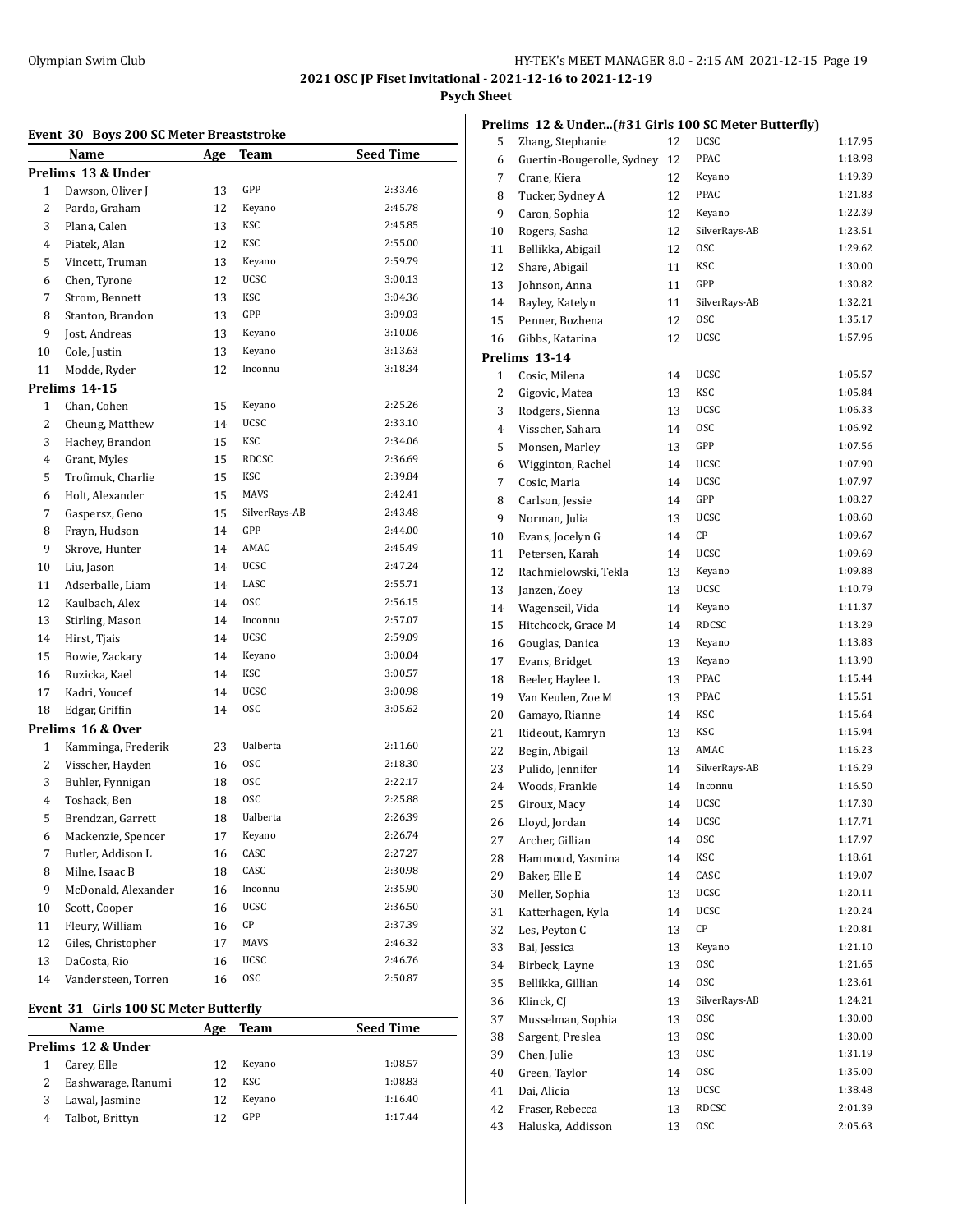# 2021 OSC JP Fiset Invitational - 2021-12-16 to 2021-12-19

**Psych Sheet**

### Event 30 Boys 200 SC Meter Breaststroke

| | Name | Age | Team | Seed Time |
|---|---|---|---|---|
| **Prelims 13 & Under** | | | | |
| 1 | Dawson, Oliver J | 13 | GPP | 2:33.46 |
| 2 | Pardo, Graham | 12 | Keyano | 2:45.78 |
| 3 | Plana, Calen | 13 | KSC | 2:45.85 |
| 4 | Piatek, Alan | 12 | KSC | 2:55.00 |
| 5 | Vincett, Truman | 13 | Keyano | 2:59.79 |
| 6 | Chen, Tyrone | 12 | UCSC | 3:00.13 |
| 7 | Strom, Bennett | 13 | KSC | 3:04.36 |
| 8 | Stanton, Brandon | 13 | GPP | 3:09.03 |
| 9 | Jost, Andreas | 13 | Keyano | 3:10.06 |
| 10 | Cole, Justin | 13 | Keyano | 3:13.63 |
| 11 | Modde, Ryder | 12 | Inconnu | 3:18.34 |
| **Prelims 14-15** | | | | |
| 1 | Chan, Cohen | 15 | Keyano | 2:25.26 |
| 2 | Cheung, Matthew | 14 | UCSC | 2:33.10 |
| 3 | Hachey, Brandon | 15 | KSC | 2:34.06 |
| 4 | Grant, Myles | 15 | RDCSC | 2:36.69 |
| 5 | Trofimuk, Charlie | 15 | KSC | 2:39.84 |
| 6 | Holt, Alexander | 15 | MAVS | 2:42.41 |
| 7 | Gaspersz, Geno | 15 | SilverRays-AB | 2:43.48 |
| 8 | Frayn, Hudson | 14 | GPP | 2:44.00 |
| 9 | Skrove, Hunter | 14 | AMAC | 2:45.49 |
| 10 | Liu, Jason | 14 | UCSC | 2:47.24 |
| 11 | Adserballe, Liam | 14 | LASC | 2:55.71 |
| 12 | Kaulbach, Alex | 14 | OSC | 2:56.15 |
| 13 | Stirling, Mason | 14 | Inconnu | 2:57.07 |
| 14 | Hirst, Tjais | 14 | UCSC | 2:59.09 |
| 15 | Bowie, Zackary | 14 | Keyano | 3:00.04 |
| 16 | Ruzicka, Kael | 14 | KSC | 3:00.57 |
| 17 | Kadri, Youcef | 14 | UCSC | 3:00.98 |
| 18 | Edgar, Griffin | 14 | OSC | 3:05.62 |
| **Prelims 16 & Over** | | | | |
| 1 | Kamminga, Frederik | 23 | Ualberta | 2:11.60 |
| 2 | Visscher, Hayden | 16 | OSC | 2:18.30 |
| 3 | Buhler, Fynnigan | 18 | OSC | 2:22.17 |
| 4 | Toshack, Ben | 18 | OSC | 2:25.88 |
| 5 | Brendzan, Garrett | 18 | Ualberta | 2:26.39 |
| 6 | Mackenzie, Spencer | 17 | Keyano | 2:26.74 |
| 7 | Butler, Addison L | 16 | CASC | 2:27.27 |
| 8 | Milne, Isaac B | 18 | CASC | 2:30.98 |
| 9 | McDonald, Alexander | 16 | Inconnu | 2:35.90 |
| 10 | Scott, Cooper | 16 | UCSC | 2:36.50 |
| 11 | Fleury, William | 16 | CP | 2:37.39 |
| 12 | Giles, Christopher | 17 | MAVS | 2:46.32 |
| 13 | DaCosta, Rio | 16 | UCSC | 2:46.76 |
| 14 | Vandersteen, Torren | 16 | OSC | 2:50.87 |

### Event 31 Girls 100 SC Meter Butterfly

| | Name | Age | Team | Seed Time |
|---|---|---|---|---|
| **Prelims 12 & Under** | | | | |
| 1 | Carey, Elle | 12 | Keyano | 1:08.57 |
| 2 | Eashwarage, Ranumi | 12 | KSC | 1:08.83 |
| 3 | Lawal, Jasmine | 12 | Keyano | 1:16.40 |
| 4 | Talbot, Brittyn | 12 | GPP | 1:17.44 |
| 5 | Zhang, Stephanie | 12 | UCSC | 1:17.95 |
| 6 | Guertin-Bougerolle, Sydney | 12 | PPAC | 1:18.98 |
| 7 | Crane, Kiera | 12 | Keyano | 1:19.39 |
| 8 | Tucker, Sydney A | 12 | PPAC | 1:21.83 |
| 9 | Caron, Sophia | 12 | Keyano | 1:22.39 |
| 10 | Rogers, Sasha | 12 | SilverRays-AB | 1:23.51 |
| 11 | Bellikka, Abigail | 12 | OSC | 1:29.62 |
| 12 | Share, Abigail | 11 | KSC | 1:30.00 |
| 13 | Johnson, Anna | 11 | GPP | 1:30.82 |
| 14 | Bayley, Katelyn | 11 | SilverRays-AB | 1:32.21 |
| 15 | Penner, Bozhena | 12 | OSC | 1:35.17 |
| 16 | Gibbs, Katarina | 12 | UCSC | 1:57.96 |
| **Prelims 13-14** | | | | |
| 1 | Cosic, Milena | 14 | UCSC | 1:05.57 |
| 2 | Gigovic, Matea | 13 | KSC | 1:05.84 |
| 3 | Rodgers, Sienna | 13 | UCSC | 1:06.33 |
| 4 | Visscher, Sahara | 14 | OSC | 1:06.92 |
| 5 | Monsen, Marley | 13 | GPP | 1:07.56 |
| 6 | Wigginton, Rachel | 14 | UCSC | 1:07.90 |
| 7 | Cosic, Maria | 14 | UCSC | 1:07.97 |
| 8 | Carlson, Jessie | 14 | GPP | 1:08.27 |
| 9 | Norman, Julia | 13 | UCSC | 1:08.60 |
| 10 | Evans, Jocelyn G | 14 | CP | 1:09.67 |
| 11 | Petersen, Karah | 14 | UCSC | 1:09.69 |
| 12 | Rachmielowski, Tekla | 13 | Keyano | 1:09.88 |
| 13 | Janzen, Zoey | 13 | UCSC | 1:10.79 |
| 14 | Wagenseil, Vida | 14 | Keyano | 1:11.37 |
| 15 | Hitchcock, Grace M | 14 | RDCSC | 1:13.29 |
| 16 | Gouglas, Danica | 13 | Keyano | 1:13.83 |
| 17 | Evans, Bridget | 13 | Keyano | 1:13.90 |
| 18 | Beeler, Haylee L | 13 | PPAC | 1:15.44 |
| 19 | Van Keulen, Zoe M | 13 | PPAC | 1:15.51 |
| 20 | Gamayo, Rianne | 14 | KSC | 1:15.64 |
| 21 | Rideout, Kamryn | 13 | KSC | 1:15.94 |
| 22 | Begin, Abigail | 13 | AMAC | 1:16.23 |
| 23 | Pulido, Jennifer | 14 | SilverRays-AB | 1:16.29 |
| 24 | Woods, Frankie | 14 | Inconnu | 1:16.50 |
| 25 | Giroux, Macy | 14 | UCSC | 1:17.30 |
| 26 | Lloyd, Jordan | 14 | UCSC | 1:17.71 |
| 27 | Archer, Gillian | 14 | OSC | 1:17.97 |
| 28 | Hammoud, Yasmina | 14 | KSC | 1:18.61 |
| 29 | Baker, Elle E | 14 | CASC | 1:19.07 |
| 30 | Meller, Sophia | 13 | UCSC | 1:20.11 |
| 31 | Katterhagen, Kyla | 14 | UCSC | 1:20.24 |
| 32 | Les, Peyton C | 13 | CP | 1:20.81 |
| 33 | Bai, Jessica | 13 | Keyano | 1:21.10 |
| 34 | Birbeck, Layne | 13 | OSC | 1:21.65 |
| 35 | Bellikka, Gillian | 14 | OSC | 1:23.61 |
| 36 | Klinck, CJ | 13 | SilverRays-AB | 1:24.21 |
| 37 | Musselman, Sophia | 13 | OSC | 1:30.00 |
| 38 | Sargent, Preslea | 13 | OSC | 1:30.00 |
| 39 | Chen, Julie | 13 | OSC | 1:31.19 |
| 40 | Green, Taylor | 14 | OSC | 1:35.00 |
| 41 | Dai, Alicia | 13 | UCSC | 1:38.48 |
| 42 | Fraser, Rebecca | 13 | RDCSC | 2:01.39 |
| 43 | Haluska, Addisson | 13 | OSC | 2:05.63 |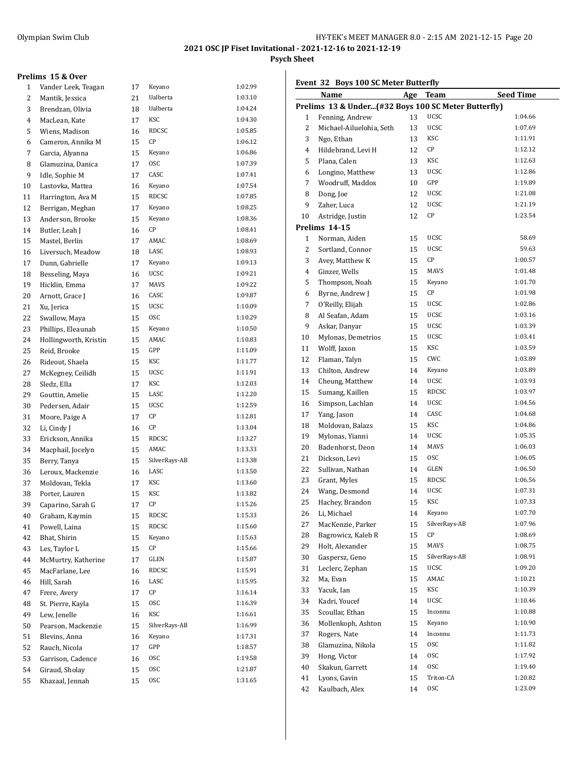## 2021 OSC JP Fiset Invitational - 2021-12-16 to 2021-12-19

### Psych Sheet

**Prelims 15 & Over**

| # | Name | Age | Team | Seed Time |
|---|---|---|---|---|
| 1 | Vander Leek, Teagan | 17 | Keyano | 1:02.99 |
| 2 | Mantik, Jessica | 21 | Ualberta | 1:03.10 |
| 3 | Brendzan, Olivia | 18 | Ualberta | 1:04.24 |
| 4 | MacLean, Kate | 17 | KSC | 1:04.30 |
| 5 | Wiens, Madison | 16 | RDCSC | 1:05.85 |
| 6 | Cameron, Annika M | 15 | CP | 1:06.12 |
| 7 | Garcia, Alyanna | 15 | Keyano | 1:06.86 |
| 8 | Glamuzina, Danica | 17 | OSC | 1:07.39 |
| 9 | Idle, Sophie M | 17 | CASC | 1:07.41 |
| 10 | Lastovka, Mattea | 16 | Keyano | 1:07.54 |
| 11 | Harrington, Ava M | 15 | RDCSC | 1:07.85 |
| 12 | Berrigan, Meghan | 17 | Keyano | 1:08.25 |
| 13 | Anderson, Brooke | 15 | Keyano | 1:08.36 |
| 14 | Butler, Leah J | 16 | CP | 1:08.41 |
| 15 | Mastel, Berlin | 17 | AMAC | 1:08.69 |
| 16 | Liversuch, Meadow | 18 | LASC | 1:08.93 |
| 17 | Dunn, Gabrielle | 17 | Keyano | 1:09.13 |
| 18 | Besseling, Maya | 16 | UCSC | 1:09.21 |
| 19 | Hicklin, Emma | 17 | MAVS | 1:09.22 |
| 20 | Arnott, Grace J | 16 | CASC | 1:09.87 |
| 21 | Xu, Jerica | 15 | UCSC | 1:10.09 |
| 22 | Swallow, Maya | 15 | OSC | 1:10.29 |
| 23 | Phillips, Eleaunah | 15 | Keyano | 1:10.50 |
| 24 | Hollingworth, Kristin | 15 | AMAC | 1:10.83 |
| 25 | Reid, Brooke | 15 | GPP | 1:11.09 |
| 26 | Rideout, Shaela | 15 | KSC | 1:11.77 |
| 27 | McKegney, Ceilidh | 15 | UCSC | 1:11.91 |
| 28 | Sledz, Ella | 17 | KSC | 1:12.03 |
| 29 | Gouttin, Amelie | 15 | LASC | 1:12.20 |
| 30 | Pedersen, Adair | 15 | UCSC | 1:12.59 |
| 31 | Moore, Paige A | 17 | CP | 1:12.81 |
| 32 | Li, Cindy J | 16 | CP | 1:13.04 |
| 33 | Erickson, Annika | 15 | RDCSC | 1:13.27 |
| 34 | Macphail, Jocelyn | 15 | AMAC | 1:13.33 |
| 35 | Berry, Tanya | 15 | SilverRays-AB | 1:13.38 |
| 36 | Leroux, Mackenzie | 16 | LASC | 1:13.50 |
| 37 | Moldovan, Tekla | 17 | KSC | 1:13.60 |
| 38 | Porter, Lauren | 15 | KSC | 1:13.82 |
| 39 | Caparino, Sarah G | 17 | CP | 1:15.26 |
| 40 | Graham, Kaymin | 15 | RDCSC | 1:15.33 |
| 41 | Powell, Laina | 15 | RDCSC | 1:15.60 |
| 42 | Bhat, Shirin | 15 | Keyano | 1:15.63 |
| 43 | Les, Taylor L | 15 | CP | 1:15.66 |
| 44 | McMurtry, Katherine | 17 | GLEN | 1:15.87 |
| 45 | MacFarlane, Lee | 16 | RDCSC | 1:15.91 |
| 46 | Hill, Sarah | 16 | LASC | 1:15.95 |
| 47 | Frere, Avery | 17 | CP | 1:16.14 |
| 48 | St. Pierre, Kayla | 15 | OSC | 1:16.39 |
| 49 | Lew, Jenelle | 16 | KSC | 1:16.61 |
| 50 | Pearson, Mackenzie | 15 | SilverRays-AB | 1:16.99 |
| 51 | Blevins, Anna | 16 | Keyano | 1:17.31 |
| 52 | Rauch, Nicola | 17 | GPP | 1:18.57 |
| 53 | Garrison, Cadence | 16 | OSC | 1:19.58 |
| 54 | Giraud, Sholay | 15 | OSC | 1:21.87 |
| 55 | Khazaal, Jennah | 15 | OSC | 1:31.65 |

### Event 32 Boys 100 SC Meter Butterfly

| # | Name | Age | Team | Seed Time |
|---|---|---|---|---|
| | **Prelims 13 & Under...(#32 Boys 100 SC Meter Butterfly)** | | | |
| 1 | Fenning, Andrew | 13 | UCSC | 1:04.66 |
| 2 | Michael-Ailuelohia, Seth | 13 | UCSC | 1:07.69 |
| 3 | Ngo, Ethan | 13 | KSC | 1:11.91 |
| 4 | Hildebrand, Levi H | 12 | CP | 1:12.12 |
| 5 | Plana, Calen | 13 | KSC | 1:12.63 |
| 6 | Longino, Matthew | 13 | UCSC | 1:12.86 |
| 7 | Woodruff, Maddox | 10 | GPP | 1:19.89 |
| 8 | Dong, Joe | 12 | UCSC | 1:21.08 |
| 9 | Zaher, Luca | 12 | UCSC | 1:21.19 |
| 10 | Astridge, Justin | 12 | CP | 1:23.54 |
| | **Prelims 14-15** | | | |
| 1 | Norman, Aiden | 15 | UCSC | 58.69 |
| 2 | Sortland, Connor | 15 | UCSC | 59.63 |
| 3 | Avey, Matthew K | 15 | CP | 1:00.57 |
| 4 | Ginzer, Wells | 15 | MAVS | 1:01.48 |
| 5 | Thompson, Noah | 15 | Keyano | 1:01.70 |
| 6 | Byrne, Andrew J | 15 | CP | 1:01.98 |
| 7 | O'Reilly, Elijah | 15 | UCSC | 1:02.86 |
| 8 | Al Seafan, Adam | 15 | UCSC | 1:03.16 |
| 9 | Askar, Danyar | 15 | UCSC | 1:03.39 |
| 10 | Mylonas, Demetrios | 15 | UCSC | 1:03.41 |
| 11 | Wolff, Jaxon | 15 | KSC | 1:03.59 |
| 12 | Flaman, Talyn | 15 | CWC | 1:03.89 |
| 13 | Chilton, Andrew | 14 | Keyano | 1:03.89 |
| 14 | Cheung, Matthew | 14 | UCSC | 1:03.93 |
| 15 | Sumang, Kaillen | 15 | RDCSC | 1:03.97 |
| 16 | Simpson, Lachlan | 14 | UCSC | 1:04.56 |
| 17 | Yang, Jason | 14 | CASC | 1:04.68 |
| 18 | Moldovan, Balazs | 15 | KSC | 1:04.86 |
| 19 | Mylonas, Yianni | 14 | UCSC | 1:05.35 |
| 20 | Badenhorst, Deon | 14 | MAVS | 1:06.03 |
| 21 | Dickson, Levi | 15 | OSC | 1:06.05 |
| 22 | Sullivan, Nathan | 14 | GLEN | 1:06.50 |
| 23 | Grant, Myles | 15 | RDCSC | 1:06.56 |
| 24 | Wang, Desmond | 14 | UCSC | 1:07.31 |
| 25 | Hachey, Brandon | 15 | KSC | 1:07.33 |
| 26 | Li, Michael | 14 | Keyano | 1:07.70 |
| 27 | MacKenzie, Parker | 15 | SilverRays-AB | 1:07.96 |
| 28 | Bagrowicz, Kaleb R | 15 | CP | 1:08.69 |
| 29 | Holt, Alexander | 15 | MAVS | 1:08.75 |
| 30 | Gaspersz, Geno | 15 | SilverRays-AB | 1:08.91 |
| 31 | Leclerc, Zephan | 15 | UCSC | 1:09.20 |
| 32 | Ma, Evan | 15 | AMAC | 1:10.21 |
| 33 | Yacuk, Ian | 15 | KSC | 1:10.39 |
| 34 | Kadri, Youcef | 14 | UCSC | 1:10.46 |
| 35 | Scoullar, Ethan | 15 | Inconnu | 1:10.88 |
| 36 | Mollenkoph, Ashton | 15 | Keyano | 1:10.90 |
| 37 | Rogers, Nate | 14 | Inconnu | 1:11.73 |
| 38 | Glamuzina, Nikola | 15 | OSC | 1:11.82 |
| 39 | Hong, Victor | 14 | OSC | 1:17.92 |
| 40 | Skakun, Garrett | 14 | OSC | 1:19.40 |
| 41 | Lyons, Gavin | 15 | Triton-CA | 1:20.82 |
| 42 | Kaulbach, Alex | 14 | OSC | 1:23.09 |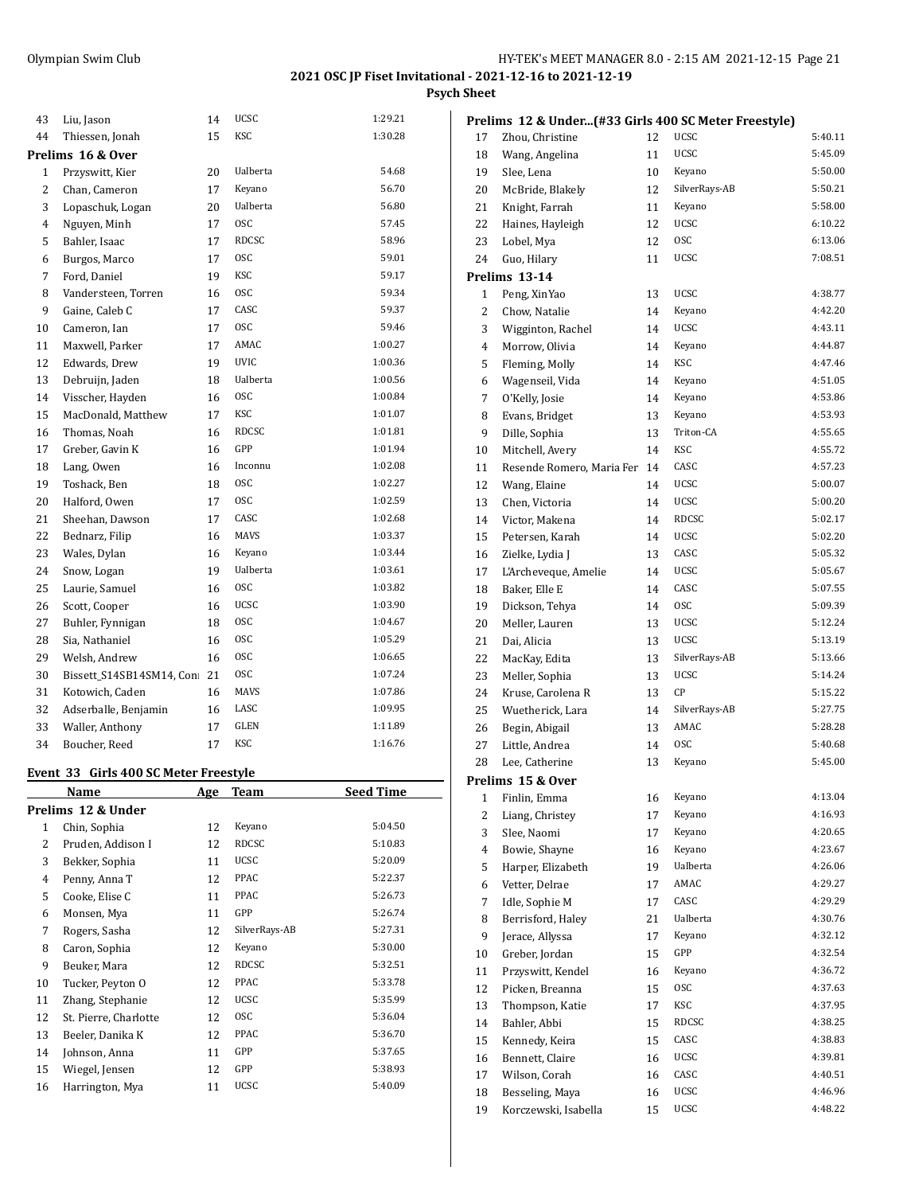**2021 OSC JP Fiset Invitational - 2021-12-16 to 2021-12-19**

**Psych Sheet**

| | | | | |
|---|---|---|---|---|
| 43 | Liu, Jason | 14 | UCSC | 1:29.21 |
| 44 | Thiessen, Jonah | 15 | KSC | 1:30.28 |

**Prelims 16 & Over**

| | | | | |
|---|---|---|---|---|
| 1 | Przyswitt, Kier | 20 | Ualberta | 54.68 |
| 2 | Chan, Cameron | 17 | Keyano | 56.70 |
| 3 | Lopaschuk, Logan | 20 | Ualberta | 56.80 |
| 4 | Nguyen, Minh | 17 | OSC | 57.45 |
| 5 | Bahler, Isaac | 17 | RDCSC | 58.96 |
| 6 | Burgos, Marco | 17 | OSC | 59.01 |
| 7 | Ford, Daniel | 19 | KSC | 59.17 |
| 8 | Vandersteen, Torren | 16 | OSC | 59.34 |
| 9 | Gaine, Caleb C | 17 | CASC | 59.37 |
| 10 | Cameron, Ian | 17 | OSC | 59.46 |
| 11 | Maxwell, Parker | 17 | AMAC | 1:00.27 |
| 12 | Edwards, Drew | 19 | UVIC | 1:00.36 |
| 13 | Debruijn, Jaden | 18 | Ualberta | 1:00.56 |
| 14 | Visscher, Hayden | 16 | OSC | 1:00.84 |
| 15 | MacDonald, Matthew | 17 | KSC | 1:01.07 |
| 16 | Thomas, Noah | 16 | RDCSC | 1:01.81 |
| 17 | Greber, Gavin K | 16 | GPP | 1:01.94 |
| 18 | Lang, Owen | 16 | Inconnu | 1:02.08 |
| 19 | Toshack, Ben | 18 | OSC | 1:02.27 |
| 20 | Halford, Owen | 17 | OSC | 1:02.59 |
| 21 | Sheehan, Dawson | 17 | CASC | 1:02.68 |
| 22 | Bednarz, Filip | 16 | MAVS | 1:03.37 |
| 23 | Wales, Dylan | 16 | Keyano | 1:03.44 |
| 24 | Snow, Logan | 19 | Ualberta | 1:03.61 |
| 25 | Laurie, Samuel | 16 | OSC | 1:03.82 |
| 26 | Scott, Cooper | 16 | UCSC | 1:03.90 |
| 27 | Buhler, Fynnigan | 18 | OSC | 1:04.67 |
| 28 | Sia, Nathaniel | 16 | OSC | 1:05.29 |
| 29 | Welsh, Andrew | 16 | OSC | 1:06.65 |
| 30 | Bissett_S14SB14SM14, Coni | 21 | OSC | 1:07.24 |
| 31 | Kotowich, Caden | 16 | MAVS | 1:07.86 |
| 32 | Adserballe, Benjamin | 16 | LASC | 1:09.95 |
| 33 | Waller, Anthony | 17 | GLEN | 1:11.89 |
| 34 | Boucher, Reed | 17 | KSC | 1:16.76 |

## Event 33 Girls 400 SC Meter Freestyle

| | Name | Age | Team | Seed Time |
|---|---|---|---|---|
| **Prelims 12 & Under** | | | | |
| 1 | Chin, Sophia | 12 | Keyano | 5:04.50 |
| 2 | Pruden, Addison I | 12 | RDCSC | 5:10.83 |
| 3 | Bekker, Sophia | 11 | UCSC | 5:20.09 |
| 4 | Penny, Anna T | 12 | PPAC | 5:22.37 |
| 5 | Cooke, Elise C | 11 | PPAC | 5:26.73 |
| 6 | Monsen, Mya | 11 | GPP | 5:26.74 |
| 7 | Rogers, Sasha | 12 | SilverRays-AB | 5:27.31 |
| 8 | Caron, Sophia | 12 | Keyano | 5:30.00 |
| 9 | Beuker, Mara | 12 | RDCSC | 5:32.51 |
| 10 | Tucker, Peyton O | 12 | PPAC | 5:33.78 |
| 11 | Zhang, Stephanie | 12 | UCSC | 5:35.99 |
| 12 | St. Pierre, Charlotte | 12 | OSC | 5:36.04 |
| 13 | Beeler, Danika K | 12 | PPAC | 5:36.70 |
| 14 | Johnson, Anna | 11 | GPP | 5:37.65 |
| 15 | Wiegel, Jensen | 12 | GPP | 5:38.93 |
| 16 | Harrington, Mya | 11 | UCSC | 5:40.09 |
| 17 | Zhou, Christine | 12 | UCSC | 5:40.11 |
| 18 | Wang, Angelina | 11 | UCSC | 5:45.09 |
| 19 | Slee, Lena | 10 | Keyano | 5:50.00 |
| 20 | McBride, Blakely | 12 | SilverRays-AB | 5:50.21 |
| 21 | Knight, Farrah | 11 | Keyano | 5:58.00 |
| 22 | Haines, Hayleigh | 12 | UCSC | 6:10.22 |
| 23 | Lobel, Mya | 12 | OSC | 6:13.06 |
| 24 | Guo, Hilary | 11 | UCSC | 7:08.51 |
| **Prelims 13-14** | | | | |
| 1 | Peng, XinYao | 13 | UCSC | 4:38.77 |
| 2 | Chow, Natalie | 14 | Keyano | 4:42.20 |
| 3 | Wigginton, Rachel | 14 | UCSC | 4:43.11 |
| 4 | Morrow, Olivia | 14 | Keyano | 4:44.87 |
| 5 | Fleming, Molly | 14 | KSC | 4:47.46 |
| 6 | Wagenseil, Vida | 14 | Keyano | 4:51.05 |
| 7 | O'Kelly, Josie | 14 | Keyano | 4:53.86 |
| 8 | Evans, Bridget | 13 | Keyano | 4:53.93 |
| 9 | Dille, Sophia | 13 | Triton-CA | 4:55.65 |
| 10 | Mitchell, Avery | 14 | KSC | 4:55.72 |
| 11 | Resende Romero, Maria Fer | 14 | CASC | 4:57.23 |
| 12 | Wang, Elaine | 14 | UCSC | 5:00.07 |
| 13 | Chen, Victoria | 14 | UCSC | 5:00.20 |
| 14 | Victor, Makena | 14 | RDCSC | 5:02.17 |
| 15 | Petersen, Karah | 14 | UCSC | 5:02.20 |
| 16 | Zielke, Lydia J | 13 | CASC | 5:05.32 |
| 17 | L'Archeveque, Amelie | 14 | UCSC | 5:05.67 |
| 18 | Baker, Elle E | 14 | CASC | 5:07.55 |
| 19 | Dickson, Tehya | 14 | OSC | 5:09.39 |
| 20 | Meller, Lauren | 13 | UCSC | 5:12.24 |
| 21 | Dai, Alicia | 13 | UCSC | 5:13.19 |
| 22 | MacKay, Edita | 13 | SilverRays-AB | 5:13.66 |
| 23 | Meller, Sophia | 13 | UCSC | 5:14.24 |
| 24 | Kruse, Carolena R | 13 | CP | 5:15.22 |
| 25 | Wuetherick, Lara | 14 | SilverRays-AB | 5:27.75 |
| 26 | Begin, Abigail | 13 | AMAC | 5:28.28 |
| 27 | Little, Andrea | 14 | OSC | 5:40.68 |
| 28 | Lee, Catherine | 13 | Keyano | 5:45.00 |
| **Prelims 15 & Over** | | | | |
| 1 | Finlin, Emma | 16 | Keyano | 4:13.04 |
| 2 | Liang, Christey | 17 | Keyano | 4:16.93 |
| 3 | Slee, Naomi | 17 | Keyano | 4:20.65 |
| 4 | Bowie, Shayne | 16 | Keyano | 4:23.67 |
| 5 | Harper, Elizabeth | 19 | Ualberta | 4:26.06 |
| 6 | Vetter, Delrae | 17 | AMAC | 4:29.27 |
| 7 | Idle, Sophie M | 17 | CASC | 4:29.29 |
| 8 | Berrisford, Haley | 21 | Ualberta | 4:30.76 |
| 9 | Jerace, Allyssa | 17 | Keyano | 4:32.12 |
| 10 | Greber, Jordan | 15 | GPP | 4:32.54 |
| 11 | Przyswitt, Kendel | 16 | Keyano | 4:36.72 |
| 12 | Picken, Breanna | 15 | OSC | 4:37.63 |
| 13 | Thompson, Katie | 17 | KSC | 4:37.95 |
| 14 | Bahler, Abbi | 15 | RDCSC | 4:38.25 |
| 15 | Kennedy, Keira | 15 | CASC | 4:38.83 |
| 16 | Bennett, Claire | 16 | UCSC | 4:39.81 |
| 17 | Wilson, Corah | 16 | CASC | 4:40.51 |
| 18 | Besseling, Maya | 16 | UCSC | 4:46.96 |
| 19 | Korczewski, Isabella | 15 | UCSC | 4:48.22 |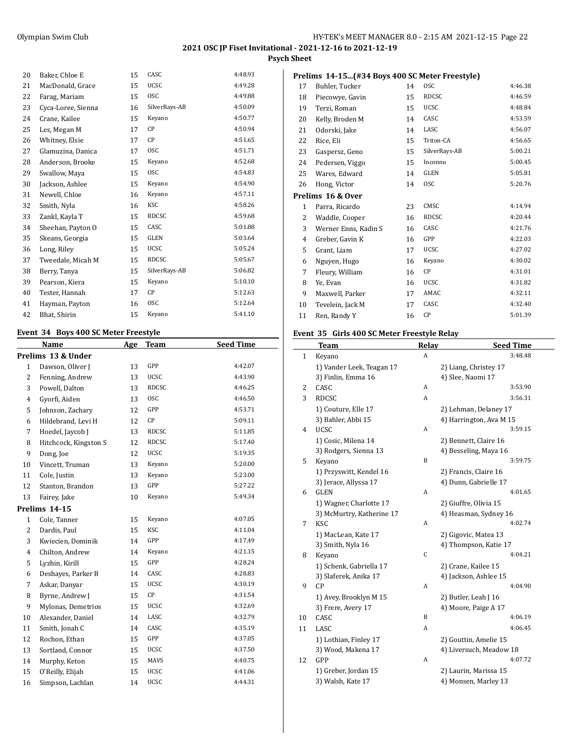| | | | | |
|---|---|---|---|---|
| 20 | Baker, Chloe E | 15 | CASC | 4:48.93 |
| 21 | MacDonald, Grace | 15 | UCSC | 4:49.28 |
| 22 | Farag, Mariam | 15 | OSC | 4:49.88 |
| 23 | Cyca-Loree, Sienna | 16 | SilverRays-AB | 4:50.09 |
| 24 | Crane, Kailee | 15 | Keyano | 4:50.77 |
| 25 | Les, Megan M | 17 | CP | 4:50.94 |
| 26 | Whitney, Elsie | 17 | CP | 4:51.65 |
| 27 | Glamuzina, Danica | 17 | OSC | 4:51.71 |
| 28 | Anderson, Brooke | 15 | Keyano | 4:52.68 |
| 29 | Swallow, Maya | 15 | OSC | 4:54.83 |
| 30 | Jackson, Ashlee | 15 | Keyano | 4:54.90 |
| 31 | Newell, Chloe | 16 | Keyano | 4:57.11 |
| 32 | Smith, Nyla | 16 | KSC | 4:58.26 |
| 33 | Zankl, Kayla T | 15 | RDCSC | 4:59.68 |
| 34 | Sheehan, Payton O | 15 | CASC | 5:01.88 |
| 35 | Skeans, Georgia | 15 | GLEN | 5:03.64 |
| 36 | Long, Riley | 15 | UCSC | 5:05.24 |
| 37 | Tweedale, Micah M | 15 | RDCSC | 5:05.67 |
| 38 | Berry, Tanya | 15 | SilverRays-AB | 5:06.82 |
| 39 | Pearson, Kiera | 15 | Keyano | 5:10.10 |
| 40 | Tester, Hannah | 17 | CP | 5:12.63 |
| 41 | Hayman, Payton | 16 | OSC | 5:12.64 |
| 42 | Bhat, Shirin | 15 | Keyano | 5:41.10 |

## Event 34 Boys 400 SC Meter Freestyle

| | Name | Age | Team | Seed Time |
|---|---|---|---|---|
| **Prelims 13 & Under** | | | | |
| 1 | Dawson, Oliver J | 13 | GPP | 4:42.07 |
| 2 | Fenning, Andrew | 13 | UCSC | 4:43.90 |
| 3 | Powell, Dalton | 13 | RDCSC | 4:46.25 |
| 4 | Gyorfi, Aiden | 13 | OSC | 4:46.50 |
| 5 | Johnson, Zachary | 12 | GPP | 4:53.71 |
| 6 | Hildebrand, Levi H | 12 | CP | 5:09.11 |
| 7 | Hoedel, Jaycob J | 13 | RDCSC | 5:11.85 |
| 8 | Hitchcock, Kingston S | 12 | RDCSC | 5:17.40 |
| 9 | Dong, Joe | 12 | UCSC | 5:19.35 |
| 10 | Vincett, Truman | 13 | Keyano | 5:20.00 |
| 11 | Cole, Justin | 13 | Keyano | 5:23.00 |
| 12 | Stanton, Brandon | 13 | GPP | 5:27.22 |
| 13 | Fairey, Jake | 10 | Keyano | 5:49.34 |
| **Prelims 14-15** | | | | |
| 1 | Cole, Tanner | 15 | Keyano | 4:07.05 |
| 2 | Dardis, Paul | 15 | KSC | 4:11.04 |
| 3 | Kwiecien, Dominik | 14 | GPP | 4:17.49 |
| 4 | Chilton, Andrew | 14 | Keyano | 4:21.15 |
| 5 | Lyzhin, Kirill | 15 | GPP | 4:28.24 |
| 6 | Deshayes, Parker B | 14 | CASC | 4:28.83 |
| 7 | Askar, Danyar | 15 | UCSC | 4:30.19 |
| 8 | Byrne, Andrew J | 15 | CP | 4:31.54 |
| 9 | Mylonas, Demetrios | 15 | UCSC | 4:32.69 |
| 10 | Alexander, Daniel | 14 | LASC | 4:32.79 |
| 11 | Smith, Jonah C | 14 | CASC | 4:35.19 |
| 12 | Rochon, Ethan | 15 | GPP | 4:37.05 |
| 13 | Sortland, Connor | 15 | UCSC | 4:37.50 |
| 14 | Murphy, Keton | 15 | MAVS | 4:40.75 |
| 15 | O'Reilly, Elijah | 15 | UCSC | 4:41.06 |
| 16 | Simpson, Lachlan | 14 | UCSC | 4:44.31 |
| **Prelims 14-15...(#34 Boys 400 SC Meter Freestyle)** | | | | |
| 17 | Buhler, Tucker | 14 | OSC | 4:46.38 |
| 18 | Piecowye, Gavin | 15 | RDCSC | 4:46.59 |
| 19 | Terzi, Roman | 15 | UCSC | 4:48.84 |
| 20 | Kelly, Broden M | 14 | CASC | 4:53.59 |
| 21 | Odorski, Jake | 14 | LASC | 4:56.07 |
| 22 | Rice, Eli | 15 | Triton-CA | 4:56.65 |
| 23 | Gaspersz, Geno | 15 | SilverRays-AB | 5:00.21 |
| 24 | Pedersen, Viggo | 15 | Inconnu | 5:00.45 |
| 25 | Wares, Edward | 14 | GLEN | 5:05.81 |
| 26 | Hong, Victor | 14 | OSC | 5:20.76 |
| **Prelims 16 & Over** | | | | |
| 1 | Parra, Ricardo | 23 | CMSC | 4:14.94 |
| 2 | Waddle, Cooper | 16 | RDCSC | 4:20.44 |
| 3 | Werner Enns, Kadin S | 16 | CASC | 4:21.76 |
| 4 | Greber, Gavin K | 16 | GPP | 4:22.03 |
| 5 | Grant, Liam | 17 | UCSC | 4:27.02 |
| 6 | Nguyen, Hugo | 16 | Keyano | 4:30.02 |
| 7 | Fleury, William | 16 | CP | 4:31.01 |
| 8 | Ye, Evan | 16 | UCSC | 4:31.82 |
| 9 | Maxwell, Parker | 17 | AMAC | 4:32.11 |
| 10 | Tevelein, Jack M | 17 | CASC | 4:32.40 |
| 11 | Ren, Randy Y | 16 | CP | 5:01.39 |

## Event 35 Girls 400 SC Meter Freestyle Relay

| | Team | Relay | Seed Time |
|---|---|---|---|
| 1 | Keyano | A | 3:48.48 |
| | 1) Vander Leek, Teagan 17 | | 2) Liang, Christey 17 |
| | 3) Finlin, Emma 16 | | 4) Slee, Naomi 17 |
| 2 | CASC | A | 3:53.90 |
| 3 | RDCSC | A | 3:56.31 |
| | 1) Couture, Elle 17 | | 2) Lehman, Delaney 17 |
| | 3) Bahler, Abbi 15 | | 4) Harrington, Ava M 15 |
| 4 | UCSC | A | 3:59.15 |
| | 1) Cosic, Milena 14 | | 2) Bennett, Claire 16 |
| | 3) Rodgers, Sienna 13 | | 4) Besseling, Maya 16 |
| 5 | Keyano | B | 3:59.75 |
| | 1) Przyswitt, Kendel 16 | | 2) Francis, Claire 16 |
| | 3) Jerace, Allyssa 17 | | 4) Dunn, Gabrielle 17 |
| 6 | GLEN | A | 4:01.65 |
| | 1) Wagner, Charlotte 17 | | 2) Giuffre, Olivia 15 |
| | 3) McMurtry, Katherine 17 | | 4) Heasman, Sydney 16 |
| 7 | KSC | A | 4:02.74 |
| | 1) MacLean, Kate 17 | | 2) Gigovic, Matea 13 |
| | 3) Smith, Nyla 16 | | 4) Thompson, Katie 17 |
| 8 | Keyano | C | 4:04.21 |
| | 1) Schenk, Gabriella 17 | | 2) Crane, Kailee 15 |
| | 3) Slaferek, Anika 17 | | 4) Jackson, Ashlee 15 |
| 9 | CP | A | 4:04.90 |
| | 1) Avey, Brooklyn M 15 | | 2) Butler, Leah J 16 |
| | 3) Frere, Avery 17 | | 4) Moore, Paige A 17 |
| 10 | CASC | B | 4:06.19 |
| 11 | LASC | A | 4:06.45 |
| | 1) Lothian, Finley 17 | | 2) Gouttin, Amelie 15 |
| | 3) Wood, Makena 17 | | 4) Liversuch, Meadow 18 |
| 12 | GPP | A | 4:07.72 |
| | 1) Greber, Jordan 15 | | 2) Laurin, Marissa 15 |
| | 3) Walsh, Kate 17 | | 4) Monsen, Marley 13 |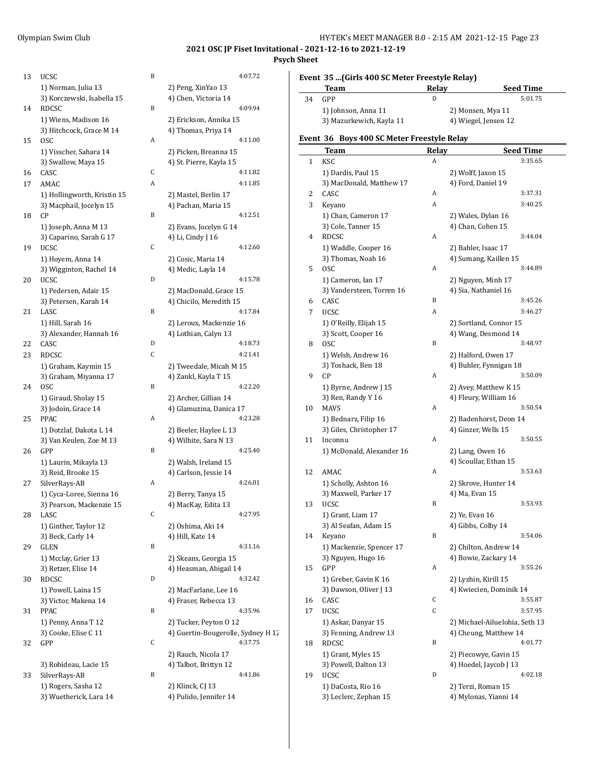## 2021 OSC JP Fiset Invitational - 2021-12-16 to 2021-12-19

### Psych Sheet

| | Team | Relay | Seed Time |
|---|---|---|---|
| 13 | UCSC | B | 4:07.72 |
| | 1) Norman, Julia 13 | 2) Peng, XinYao 13 | |
| | 3) Korczewski, Isabella 15 | 4) Chen, Victoria 14 | |
| 14 | RDCSC | B | 4:09.94 |
| | 1) Wiens, Madison 16 | 2) Erickson, Annika 15 | |
| | 3) Hitchcock, Grace M 14 | 4) Thomas, Priya 14 | |
| 15 | OSC | A | 4:11.00 |
| | 1) Visscher, Sahara 14 | 2) Picken, Breanna 15 | |
| | 3) Swallow, Maya 15 | 4) St. Pierre, Kayla 15 | |
| 16 | CASC | C | 4:11.82 |
| 17 | AMAC | A | 4:11.85 |
| | 1) Hollingworth, Kristin 15 | 2) Mastel, Berlin 17 | |
| | 3) Macphail, Jocelyn 15 | 4) Pachan, Maria 15 | |
| 18 | CP | B | 4:12.51 |
| | 1) Joseph, Anna M 13 | 2) Evans, Jocelyn G 14 | |
| | 3) Caparino, Sarah G 17 | 4) Li, Cindy J 16 | |
| 19 | UCSC | C | 4:12.60 |
| | 1) Hoyem, Anna 14 | 2) Cosic, Maria 14 | |
| | 3) Wigginton, Rachel 14 | 4) Medic, Layla 14 | |
| 20 | UCSC | D | 4:15.78 |
| | 1) Pedersen, Adair 15 | 2) MacDonald, Grace 15 | |
| | 3) Petersen, Karah 14 | 4) Chicilo, Meredith 15 | |
| 21 | LASC | B | 4:17.84 |
| | 1) Hill, Sarah 16 | 2) Leroux, Mackenzie 16 | |
| | 3) Alexander, Hannah 16 | 4) Lothian, Calyn 13 | |
| 22 | CASC | D | 4:18.73 |
| 23 | RDCSC | C | 4:21.41 |
| | 1) Graham, Kaymin 15 | 2) Tweedale, Micah M 15 | |
| | 3) Graham, Miyanna 17 | 4) Zankl, Kayla T 15 | |
| 24 | OSC | B | 4:22.20 |
| | 1) Giraud, Sholay 15 | 2) Archer, Gillian 14 | |
| | 3) Jodoin, Grace 14 | 4) Glamuzina, Danica 17 | |
| 25 | PPAC | A | 4:23.28 |
| | 1) Dotzlaf, Dakota L 14 | 2) Beeler, Haylee L 13 | |
| | 3) Van Keulen, Zoe M 13 | 4) Wilhite, Sara N 13 | |
| 26 | GPP | B | 4:25.40 |
| | 1) Laurin, Mikayla 13 | 2) Walsh, Ireland 15 | |
| | 3) Reid, Brooke 15 | 4) Carlson, Jessie 14 | |
| 27 | SilverRays-AB | A | 4:26.01 |
| | 1) Cyca-Loree, Sienna 16 | 2) Berry, Tanya 15 | |
| | 3) Pearson, Mackenzie 15 | 4) MacKay, Edita 13 | |
| 28 | LASC | C | 4:27.95 |
| | 1) Ginther, Taylor 12 | 2) Oshima, Aki 14 | |
| | 3) Beck, Carly 14 | 4) Hill, Kate 14 | |
| 29 | GLEN | B | 4:31.16 |
| | 1) Mcclay, Grier 13 | 2) Skeans, Georgia 15 | |
| | 3) Retzer, Elise 14 | 4) Heasman, Abigail 14 | |
| 30 | RDCSC | D | 4:32.42 |
| | 1) Powell, Laina 15 | 2) MacFarlane, Lee 16 | |
| | 3) Victor, Makena 14 | 4) Fraser, Rebecca 13 | |
| 31 | PPAC | B | 4:35.96 |
| | 1) Penny, Anna T 12 | 2) Tucker, Peyton O 12 | |
| | 3) Cooke, Elise C 11 | 4) Guertin-Bougerolle, Sydney H 12 | |
| 32 | GPP | C | 4:37.75 |
| | | 2) Rauch, Nicola 17 | |
| | 3) Robideau, Lacie 15 | 4) Talbot, Brittyn 12 | |
| 33 | SilverRays-AB | B | 4:41.86 |
| | 1) Rogers, Sasha 12 | 2) Klinck, CJ 13 | |
| | 3) Wuetherick, Lara 14 | 4) Pulido, Jennifer 14 | |

### Event 35 ...(Girls 400 SC Meter Freestyle Relay)

| | Team | Relay | Seed Time |
|---|---|---|---|
| 34 | GPP | D | 5:01.75 |
| | 1) Johnson, Anna 11 | 2) Monsen, Mya 11 | |
| | 3) Mazurkewich, Kayla 11 | 4) Wiegel, Jensen 12 | |

### Event 36 Boys 400 SC Meter Freestyle Relay

| | Team | Relay | Seed Time |
|---|---|---|---|
| 1 | KSC | A | 3:35.65 |
| | 1) Dardis, Paul 15 | 2) Wolff, Jaxon 15 | |
| | 3) MacDonald, Matthew 17 | 4) Ford, Daniel 19 | |
| 2 | CASC | A | 3:37.31 |
| 3 | Keyano | A | 3:40.25 |
| | 1) Chan, Cameron 17 | 2) Wales, Dylan 16 | |
| | 3) Cole, Tanner 15 | 4) Chan, Cohen 15 | |
| 4 | RDCSC | A | 3:44.04 |
| | 1) Waddle, Cooper 16 | 2) Bahler, Isaac 17 | |
| | 3) Thomas, Noah 16 | 4) Sumang, Kaillen 15 | |
| 5 | OSC | A | 3:44.89 |
| | 1) Cameron, Ian 17 | 2) Nguyen, Minh 17 | |
| | 3) Vandersteen, Torren 16 | 4) Sia, Nathaniel 16 | |
| 6 | CASC | B | 3:45.26 |
| 7 | UCSC | A | 3:46.27 |
| | 1) O'Reilly, Elijah 15 | 2) Sortland, Connor 15 | |
| | 3) Scott, Cooper 16 | 4) Wang, Desmond 14 | |
| 8 | OSC | B | 3:48.97 |
| | 1) Welsh, Andrew 16 | 2) Halford, Owen 17 | |
| | 3) Toshack, Ben 18 | 4) Buhler, Fynnigan 18 | |
| 9 | CP | A | 3:50.09 |
| | 1) Byrne, Andrew J 15 | 2) Avey, Matthew K 15 | |
| | 3) Ren, Randy Y 16 | 4) Fleury, William 16 | |
| 10 | MAVS | A | 3:50.54 |
| | 1) Bednarz, Filip 16 | 2) Badenhorst, Deon 14 | |
| | 3) Giles, Christopher 17 | 4) Ginzer, Wells 15 | |
| 11 | Inconnu | A | 3:50.55 |
| | 1) McDonald, Alexander 16 | 2) Lang, Owen 16 | |
| | | 4) Scoullar, Ethan 15 | |
| 12 | AMAC | A | 3:53.63 |
| | 1) Scholly, Ashton 16 | 2) Skrove, Hunter 14 | |
| | 3) Maxwell, Parker 17 | 4) Ma, Evan 15 | |
| 13 | UCSC | B | 3:53.93 |
| | 1) Grant, Liam 17 | 2) Ye, Evan 16 | |
| | 3) Al Seafan, Adam 15 | 4) Gibbs, Colby 14 | |
| 14 | Keyano | B | 3:54.06 |
| | 1) Mackenzie, Spencer 17 | 2) Chilton, Andrew 14 | |
| | 3) Nguyen, Hugo 16 | 4) Bowie, Zackary 14 | |
| 15 | GPP | A | 3:55.26 |
| | 1) Greber, Gavin K 16 | 2) Lyzhin, Kirill 15 | |
| | 3) Dawson, Oliver J 13 | 4) Kwiecien, Dominik 14 | |
| 16 | CASC | C | 3:55.87 |
| 17 | UCSC | C | 3:57.95 |
| | 1) Askar, Danyar 15 | 2) Michael-Ailuelohia, Seth 13 | |
| | 3) Fenning, Andrew 13 | 4) Cheung, Matthew 14 | |
| 18 | RDCSC | B | 4:01.77 |
| | 1) Grant, Myles 15 | 2) Piecowye, Gavin 15 | |
| | 3) Powell, Dalton 13 | 4) Hoedel, Jaycob J 13 | |
| 19 | UCSC | D | 4:02.18 |
| | 1) DaCosta, Rio 16 | 2) Terzi, Roman 15 | |
| | 3) Leclerc, Zephan 15 | 4) Mylonas, Yianni 14 | |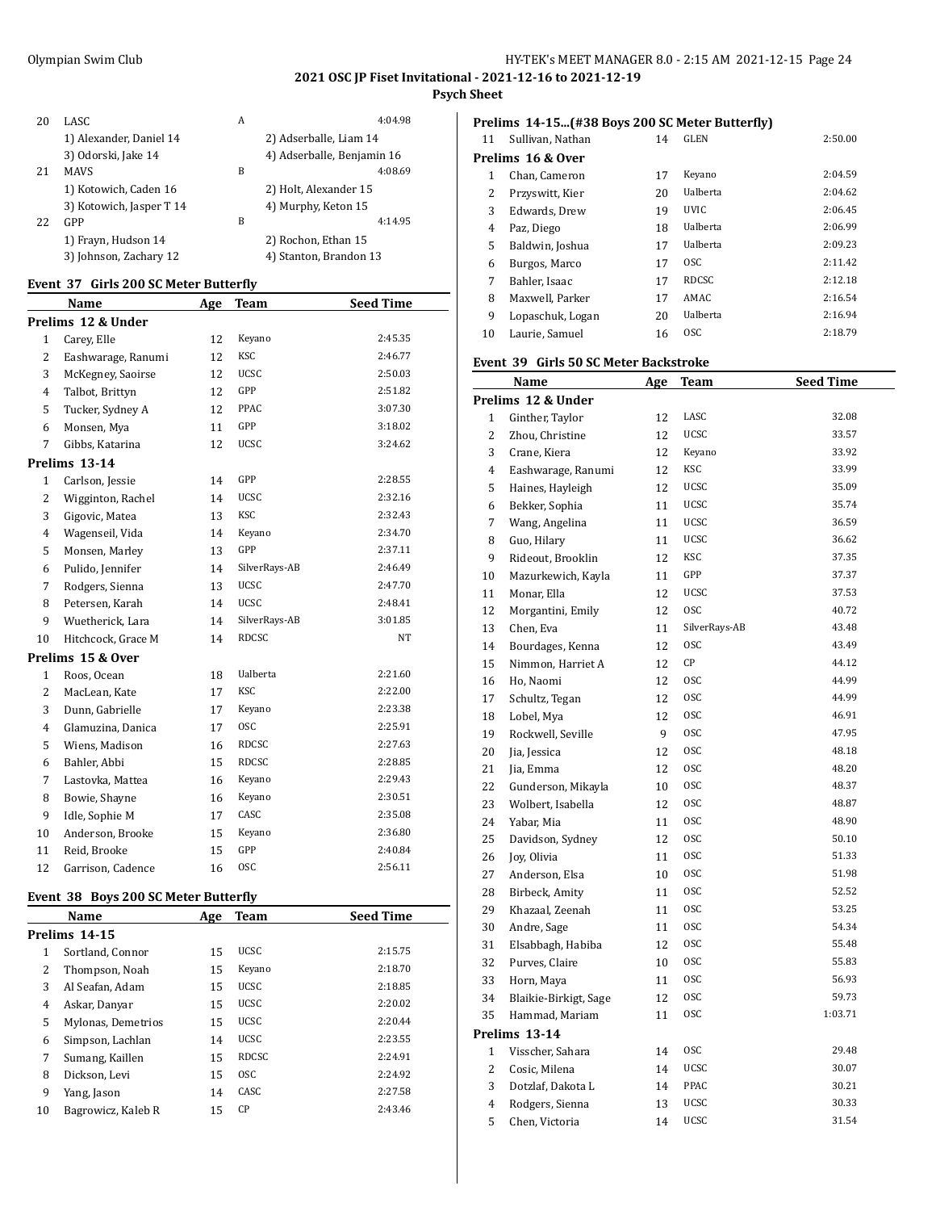## 2021 OSC JP Fiset Invitational - 2021-12-16 to 2021-12-19

### Psych Sheet

| | Team | Relay | Seed Time |
|---|---|---|---|
| 20 | LASC | A | 4:04.98 |
| | 1) Alexander, Daniel 14 | 2) Adserballe, Liam 14 | |
| | 3) Odorski, Jake 14 | 4) Adserballe, Benjamin 16 | |
| 21 | MAVS | B | 4:08.69 |
| | 1) Kotowich, Caden 16 | 2) Holt, Alexander 15 | |
| | 3) Kotowich, Jasper T 14 | 4) Murphy, Keton 15 | |
| 22 | GPP | B | 4:14.95 |
| | 1) Frayn, Hudson 14 | 2) Rochon, Ethan 15 | |
| | 3) Johnson, Zachary 12 | 4) Stanton, Brandon 13 | |

### Event 37 Girls 200 SC Meter Butterfly

| | Name | Age | Team | Seed Time |
|---|---|---|---|---|
| **Prelims 12 & Under** | | | | |
| 1 | Carey, Elle | 12 | Keyano | 2:45.35 |
| 2 | Eashwarage, Ranumi | 12 | KSC | 2:46.77 |
| 3 | McKegney, Saoirse | 12 | UCSC | 2:50.03 |
| 4 | Talbot, Brittyn | 12 | GPP | 2:51.82 |
| 5 | Tucker, Sydney A | 12 | PPAC | 3:07.30 |
| 6 | Monsen, Mya | 11 | GPP | 3:18.02 |
| 7 | Gibbs, Katarina | 12 | UCSC | 3:24.62 |
| **Prelims 13-14** | | | | |
| 1 | Carlson, Jessie | 14 | GPP | 2:28.55 |
| 2 | Wigginton, Rachel | 14 | UCSC | 2:32.16 |
| 3 | Gigovic, Matea | 13 | KSC | 2:32.43 |
| 4 | Wagenseil, Vida | 14 | Keyano | 2:34.70 |
| 5 | Monsen, Marley | 13 | GPP | 2:37.11 |
| 6 | Pulido, Jennifer | 14 | SilverRays-AB | 2:46.49 |
| 7 | Rodgers, Sienna | 13 | UCSC | 2:47.70 |
| 8 | Petersen, Karah | 14 | UCSC | 2:48.41 |
| 9 | Wuetherick, Lara | 14 | SilverRays-AB | 3:01.85 |
| 10 | Hitchcock, Grace M | 14 | RDCSC | NT |
| **Prelims 15 & Over** | | | | |
| 1 | Roos, Ocean | 18 | Ualberta | 2:21.60 |
| 2 | MacLean, Kate | 17 | KSC | 2:22.00 |
| 3 | Dunn, Gabrielle | 17 | Keyano | 2:23.38 |
| 4 | Glamuzina, Danica | 17 | OSC | 2:25.91 |
| 5 | Wiens, Madison | 16 | RDCSC | 2:27.63 |
| 6 | Bahler, Abbi | 15 | RDCSC | 2:28.85 |
| 7 | Lastovka, Mattea | 16 | Keyano | 2:29.43 |
| 8 | Bowie, Shayne | 16 | Keyano | 2:30.51 |
| 9 | Idle, Sophie M | 17 | CASC | 2:35.08 |
| 10 | Anderson, Brooke | 15 | Keyano | 2:36.80 |
| 11 | Reid, Brooke | 15 | GPP | 2:40.84 |
| 12 | Garrison, Cadence | 16 | OSC | 2:56.11 |

### Event 38 Boys 200 SC Meter Butterfly

| | Name | Age | Team | Seed Time |
|---|---|---|---|---|
| **Prelims 14-15** | | | | |
| 1 | Sortland, Connor | 15 | UCSC | 2:15.75 |
| 2 | Thompson, Noah | 15 | Keyano | 2:18.70 |
| 3 | Al Seafan, Adam | 15 | UCSC | 2:18.85 |
| 4 | Askar, Danyar | 15 | UCSC | 2:20.02 |
| 5 | Mylonas, Demetrios | 15 | UCSC | 2:20.44 |
| 6 | Simpson, Lachlan | 14 | UCSC | 2:23.55 |
| 7 | Sumang, Kaillen | 15 | RDCSC | 2:24.91 |
| 8 | Dickson, Levi | 15 | OSC | 2:24.92 |
| 9 | Yang, Jason | 14 | CASC | 2:27.58 |
| 10 | Bagrowicz, Kaleb R | 15 | CP | 2:43.46 |
| **Prelims 14-15...(#38 Boys 200 SC Meter Butterfly)** | | | | |
| 11 | Sullivan, Nathan | 14 | GLEN | 2:50.00 |
| **Prelims 16 & Over** | | | | |
| 1 | Chan, Cameron | 17 | Keyano | 2:04.59 |
| 2 | Przyswitt, Kier | 20 | Ualberta | 2:04.62 |
| 3 | Edwards, Drew | 19 | UVIC | 2:06.45 |
| 4 | Paz, Diego | 18 | Ualberta | 2:06.99 |
| 5 | Baldwin, Joshua | 17 | Ualberta | 2:09.23 |
| 6 | Burgos, Marco | 17 | OSC | 2:11.42 |
| 7 | Bahler, Isaac | 17 | RDCSC | 2:12.18 |
| 8 | Maxwell, Parker | 17 | AMAC | 2:16.54 |
| 9 | Lopaschuk, Logan | 20 | Ualberta | 2:16.94 |
| 10 | Laurie, Samuel | 16 | OSC | 2:18.79 |

### Event 39 Girls 50 SC Meter Backstroke

| | Name | Age | Team | Seed Time |
|---|---|---|---|---|
| **Prelims 12 & Under** | | | | |
| 1 | Ginther, Taylor | 12 | LASC | 32.08 |
| 2 | Zhou, Christine | 12 | UCSC | 33.57 |
| 3 | Crane, Kiera | 12 | Keyano | 33.92 |
| 4 | Eashwarage, Ranumi | 12 | KSC | 33.99 |
| 5 | Haines, Hayleigh | 12 | UCSC | 35.09 |
| 6 | Bekker, Sophia | 11 | UCSC | 35.74 |
| 7 | Wang, Angelina | 11 | UCSC | 36.59 |
| 8 | Guo, Hilary | 11 | UCSC | 36.62 |
| 9 | Rideout, Brooklin | 12 | KSC | 37.35 |
| 10 | Mazurkewich, Kayla | 11 | GPP | 37.37 |
| 11 | Monar, Ella | 12 | UCSC | 37.53 |
| 12 | Morgantini, Emily | 12 | OSC | 40.72 |
| 13 | Chen, Eva | 11 | SilverRays-AB | 43.48 |
| 14 | Bourdages, Kenna | 12 | OSC | 43.49 |
| 15 | Nimmon, Harriet A | 12 | CP | 44.12 |
| 16 | Ho, Naomi | 12 | OSC | 44.99 |
| 17 | Schultz, Tegan | 12 | OSC | 44.99 |
| 18 | Lobel, Mya | 12 | OSC | 46.91 |
| 19 | Rockwell, Seville | 9 | OSC | 47.95 |
| 20 | Jia, Jessica | 12 | OSC | 48.18 |
| 21 | Jia, Emma | 12 | OSC | 48.20 |
| 22 | Gunderson, Mikayla | 10 | OSC | 48.37 |
| 23 | Wolbert, Isabella | 12 | OSC | 48.87 |
| 24 | Yabar, Mia | 11 | OSC | 48.90 |
| 25 | Davidson, Sydney | 12 | OSC | 50.10 |
| 26 | Joy, Olivia | 11 | OSC | 51.33 |
| 27 | Anderson, Elsa | 10 | OSC | 51.98 |
| 28 | Birbeck, Amity | 11 | OSC | 52.52 |
| 29 | Khazaal, Zeenah | 11 | OSC | 53.25 |
| 30 | Andre, Sage | 11 | OSC | 54.34 |
| 31 | Elsabbagh, Habiba | 12 | OSC | 55.48 |
| 32 | Purves, Claire | 10 | OSC | 55.83 |
| 33 | Horn, Maya | 11 | OSC | 56.93 |
| 34 | Blaikie-Birkigt, Sage | 12 | OSC | 59.73 |
| 35 | Hammad, Mariam | 11 | OSC | 1:03.71 |
| **Prelims 13-14** | | | | |
| 1 | Visscher, Sahara | 14 | OSC | 29.48 |
| 2 | Cosic, Milena | 14 | UCSC | 30.07 |
| 3 | Dotzlaf, Dakota L | 14 | PPAC | 30.21 |
| 4 | Rodgers, Sienna | 13 | UCSC | 30.33 |
| 5 | Chen, Victoria | 14 | UCSC | 31.54 |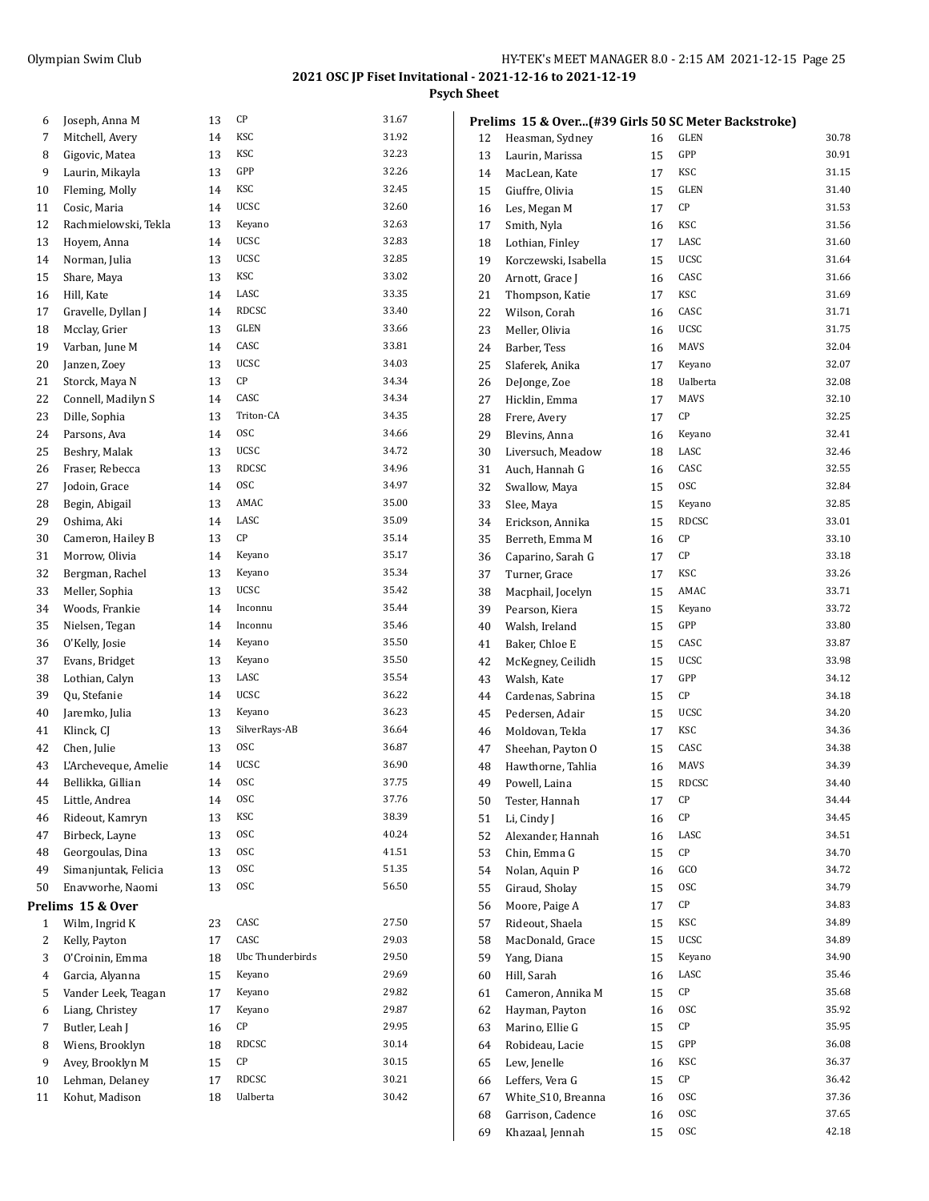**2021 OSC JP Fiset Invitational - 2021-12-16 to 2021-12-19**

**Psych Sheet**

| | Name | Age | Team | Seed |
|---|---|---|---|---|
| 6 | Joseph, Anna M | 13 | CP | 31.67 |
| 7 | Mitchell, Avery | 14 | KSC | 31.92 |
| 8 | Gigovic, Matea | 13 | KSC | 32.23 |
| 9 | Laurin, Mikayla | 13 | GPP | 32.26 |
| 10 | Fleming, Molly | 14 | KSC | 32.45 |
| 11 | Cosic, Maria | 14 | UCSC | 32.60 |
| 12 | Rachmielowski, Tekla | 13 | Keyano | 32.63 |
| 13 | Hoyem, Anna | 14 | UCSC | 32.83 |
| 14 | Norman, Julia | 13 | UCSC | 32.85 |
| 15 | Share, Maya | 13 | KSC | 33.02 |
| 16 | Hill, Kate | 14 | LASC | 33.35 |
| 17 | Gravelle, Dyllan J | 14 | RDCSC | 33.40 |
| 18 | Mcclay, Grier | 13 | GLEN | 33.66 |
| 19 | Varban, June M | 14 | CASC | 33.81 |
| 20 | Janzen, Zoey | 13 | UCSC | 34.03 |
| 21 | Storck, Maya N | 13 | CP | 34.34 |
| 22 | Connell, Madilyn S | 14 | CASC | 34.34 |
| 23 | Dille, Sophia | 13 | Triton-CA | 34.35 |
| 24 | Parsons, Ava | 14 | OSC | 34.66 |
| 25 | Beshry, Malak | 13 | UCSC | 34.72 |
| 26 | Fraser, Rebecca | 13 | RDCSC | 34.96 |
| 27 | Jodoin, Grace | 14 | OSC | 34.97 |
| 28 | Begin, Abigail | 13 | AMAC | 35.00 |
| 29 | Oshima, Aki | 14 | LASC | 35.09 |
| 30 | Cameron, Hailey B | 13 | CP | 35.14 |
| 31 | Morrow, Olivia | 14 | Keyano | 35.17 |
| 32 | Bergman, Rachel | 13 | Keyano | 35.34 |
| 33 | Meller, Sophia | 13 | UCSC | 35.42 |
| 34 | Woods, Frankie | 14 | Inconnu | 35.44 |
| 35 | Nielsen, Tegan | 14 | Inconnu | 35.46 |
| 36 | O'Kelly, Josie | 14 | Keyano | 35.50 |
| 37 | Evans, Bridget | 13 | Keyano | 35.50 |
| 38 | Lothian, Calyn | 13 | LASC | 35.54 |
| 39 | Qu, Stefanie | 14 | UCSC | 36.22 |
| 40 | Jaremko, Julia | 13 | Keyano | 36.23 |
| 41 | Klinck, CJ | 13 | SilverRays-AB | 36.64 |
| 42 | Chen, Julie | 13 | OSC | 36.87 |
| 43 | L'Archeveque, Amelie | 14 | UCSC | 36.90 |
| 44 | Bellikka, Gillian | 14 | OSC | 37.75 |
| 45 | Little, Andrea | 14 | OSC | 37.76 |
| 46 | Rideout, Kamryn | 13 | KSC | 38.39 |
| 47 | Birbeck, Layne | 13 | OSC | 40.24 |
| 48 | Georgoulas, Dina | 13 | OSC | 41.51 |
| 49 | Simanjuntak, Felicia | 13 | OSC | 51.35 |
| 50 | Enavworhe, Naomi | 13 | OSC | 56.50 |

**Prelims 15 & Over**

| | Name | Age | Team | Seed |
|---|---|---|---|---|
| 1 | Wilm, Ingrid K | 23 | CASC | 27.50 |
| 2 | Kelly, Payton | 17 | CASC | 29.03 |
| 3 | O'Croinin, Emma | 18 | Ubc Thunderbirds | 29.50 |
| 4 | Garcia, Alyanna | 15 | Keyano | 29.69 |
| 5 | Vander Leek, Teagan | 17 | Keyano | 29.82 |
| 6 | Liang, Christey | 17 | Keyano | 29.87 |
| 7 | Butler, Leah J | 16 | CP | 29.95 |
| 8 | Wiens, Brooklyn | 18 | RDCSC | 30.14 |
| 9 | Avey, Brooklyn M | 15 | CP | 30.15 |
| 10 | Lehman, Delaney | 17 | RDCSC | 30.21 |
| 11 | Kohut, Madison | 18 | Ualberta | 30.42 |

**Prelims 15 & Over...(#39 Girls 50 SC Meter Backstroke)**

| | Name | Age | Team | Seed |
|---|---|---|---|---|
| 12 | Heasman, Sydney | 16 | GLEN | 30.78 |
| 13 | Laurin, Marissa | 15 | GPP | 30.91 |
| 14 | MacLean, Kate | 17 | KSC | 31.15 |
| 15 | Giuffre, Olivia | 15 | GLEN | 31.40 |
| 16 | Les, Megan M | 17 | CP | 31.53 |
| 17 | Smith, Nyla | 16 | KSC | 31.56 |
| 18 | Lothian, Finley | 17 | LASC | 31.60 |
| 19 | Korczewski, Isabella | 15 | UCSC | 31.64 |
| 20 | Arnott, Grace J | 16 | CASC | 31.66 |
| 21 | Thompson, Katie | 17 | KSC | 31.69 |
| 22 | Wilson, Corah | 16 | CASC | 31.71 |
| 23 | Meller, Olivia | 16 | UCSC | 31.75 |
| 24 | Barber, Tess | 16 | MAVS | 32.04 |
| 25 | Slaferek, Anika | 17 | Keyano | 32.07 |
| 26 | DeJonge, Zoe | 18 | Ualberta | 32.08 |
| 27 | Hicklin, Emma | 17 | MAVS | 32.10 |
| 28 | Frere, Avery | 17 | CP | 32.25 |
| 29 | Blevins, Anna | 16 | Keyano | 32.41 |
| 30 | Liversuch, Meadow | 18 | LASC | 32.46 |
| 31 | Auch, Hannah G | 16 | CASC | 32.55 |
| 32 | Swallow, Maya | 15 | OSC | 32.84 |
| 33 | Slee, Maya | 15 | Keyano | 32.85 |
| 34 | Erickson, Annika | 15 | RDCSC | 33.01 |
| 35 | Berreth, Emma M | 16 | CP | 33.10 |
| 36 | Caparino, Sarah G | 17 | CP | 33.18 |
| 37 | Turner, Grace | 17 | KSC | 33.26 |
| 38 | Macphail, Jocelyn | 15 | AMAC | 33.71 |
| 39 | Pearson, Kiera | 15 | Keyano | 33.72 |
| 40 | Walsh, Ireland | 15 | GPP | 33.80 |
| 41 | Baker, Chloe E | 15 | CASC | 33.87 |
| 42 | McKegney, Ceilidh | 15 | UCSC | 33.98 |
| 43 | Walsh, Kate | 17 | GPP | 34.12 |
| 44 | Cardenas, Sabrina | 15 | CP | 34.18 |
| 45 | Pedersen, Adair | 15 | UCSC | 34.20 |
| 46 | Moldovan, Tekla | 17 | KSC | 34.36 |
| 47 | Sheehan, Payton O | 15 | CASC | 34.38 |
| 48 | Hawthorne, Tahlia | 16 | MAVS | 34.39 |
| 49 | Powell, Laina | 15 | RDCSC | 34.40 |
| 50 | Tester, Hannah | 17 | CP | 34.44 |
| 51 | Li, Cindy J | 16 | CP | 34.45 |
| 52 | Alexander, Hannah | 16 | LASC | 34.51 |
| 53 | Chin, Emma G | 15 | CP | 34.70 |
| 54 | Nolan, Aquin P | 16 | GCO | 34.72 |
| 55 | Giraud, Sholay | 15 | OSC | 34.79 |
| 56 | Moore, Paige A | 17 | CP | 34.83 |
| 57 | Rideout, Shaela | 15 | KSC | 34.89 |
| 58 | MacDonald, Grace | 15 | UCSC | 34.89 |
| 59 | Yang, Diana | 15 | Keyano | 34.90 |
| 60 | Hill, Sarah | 16 | LASC | 35.46 |
| 61 | Cameron, Annika M | 15 | CP | 35.68 |
| 62 | Hayman, Payton | 16 | OSC | 35.92 |
| 63 | Marino, Ellie G | 15 | CP | 35.95 |
| 64 | Robideau, Lacie | 15 | GPP | 36.08 |
| 65 | Lew, Jenelle | 16 | KSC | 36.37 |
| 66 | Leffers, Vera G | 15 | CP | 36.42 |
| 67 | White_S10, Breanna | 16 | OSC | 37.36 |
| 68 | Garrison, Cadence | 16 | OSC | 37.65 |
| 69 | Khazaal, Jennah | 15 | OSC | 42.18 |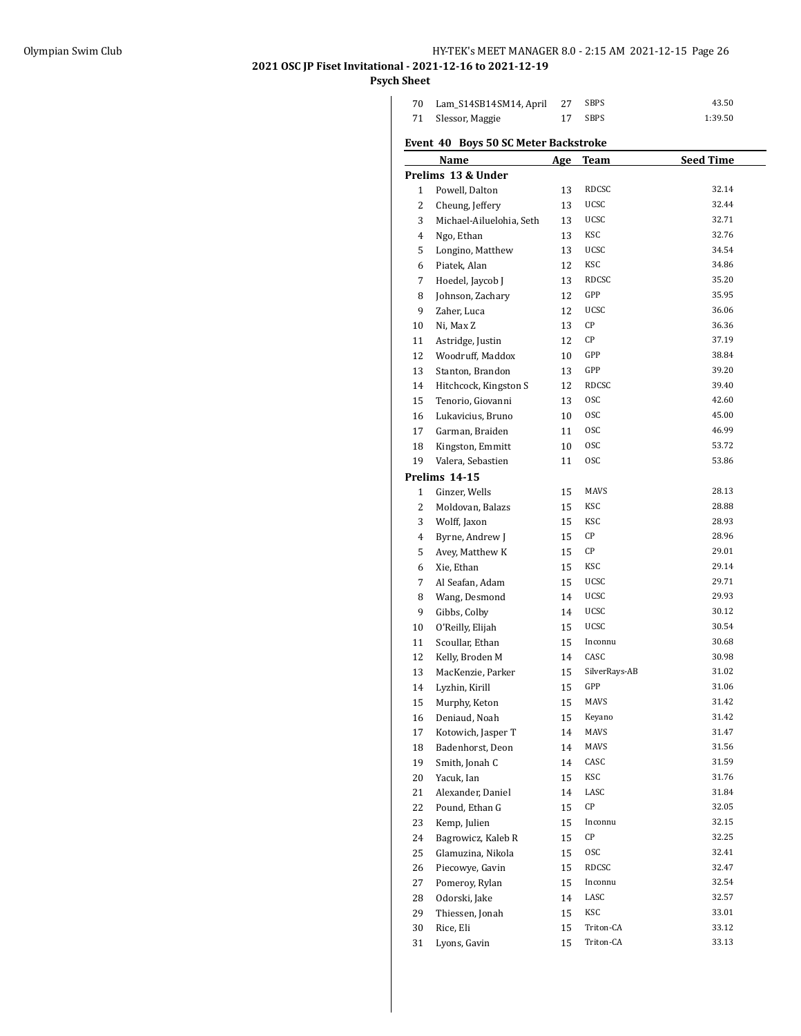| | Name | Age | Team | Seed Time |
|---|---|---|---|---|
| 70 | Lam_S14SB14SM14, April | 27 | SBPS | 43.50 |
| 71 | Slessor, Maggie | 17 | SBPS | 1:39.50 |

### Event 40 Boys 50 SC Meter Backstroke

| | Name | Age | Team | Seed Time |
|---|---|---|---|---|
| **Prelims 13 & Under** | | | | |
| 1 | Powell, Dalton | 13 | RDCSC | 32.14 |
| 2 | Cheung, Jeffery | 13 | UCSC | 32.44 |
| 3 | Michael-Ailuelohia, Seth | 13 | UCSC | 32.71 |
| 4 | Ngo, Ethan | 13 | KSC | 32.76 |
| 5 | Longino, Matthew | 13 | UCSC | 34.54 |
| 6 | Piatek, Alan | 12 | KSC | 34.86 |
| 7 | Hoedel, Jaycob J | 13 | RDCSC | 35.20 |
| 8 | Johnson, Zachary | 12 | GPP | 35.95 |
| 9 | Zaher, Luca | 12 | UCSC | 36.06 |
| 10 | Ni, Max Z | 13 | CP | 36.36 |
| 11 | Astridge, Justin | 12 | CP | 37.19 |
| 12 | Woodruff, Maddox | 10 | GPP | 38.84 |
| 13 | Stanton, Brandon | 13 | GPP | 39.20 |
| 14 | Hitchcock, Kingston S | 12 | RDCSC | 39.40 |
| 15 | Tenorio, Giovanni | 13 | OSC | 42.60 |
| 16 | Lukavicius, Bruno | 10 | OSC | 45.00 |
| 17 | Garman, Braiden | 11 | OSC | 46.99 |
| 18 | Kingston, Emmitt | 10 | OSC | 53.72 |
| 19 | Valera, Sebastien | 11 | OSC | 53.86 |
| **Prelims 14-15** | | | | |
| 1 | Ginzer, Wells | 15 | MAVS | 28.13 |
| 2 | Moldovan, Balazs | 15 | KSC | 28.88 |
| 3 | Wolff, Jaxon | 15 | KSC | 28.93 |
| 4 | Byrne, Andrew J | 15 | CP | 28.96 |
| 5 | Avey, Matthew K | 15 | CP | 29.01 |
| 6 | Xie, Ethan | 15 | KSC | 29.14 |
| 7 | Al Seafan, Adam | 15 | UCSC | 29.71 |
| 8 | Wang, Desmond | 14 | UCSC | 29.93 |
| 9 | Gibbs, Colby | 14 | UCSC | 30.12 |
| 10 | O'Reilly, Elijah | 15 | UCSC | 30.54 |
| 11 | Scoullar, Ethan | 15 | Inconnu | 30.68 |
| 12 | Kelly, Broden M | 14 | CASC | 30.98 |
| 13 | MacKenzie, Parker | 15 | SilverRays-AB | 31.02 |
| 14 | Lyzhin, Kirill | 15 | GPP | 31.06 |
| 15 | Murphy, Keton | 15 | MAVS | 31.42 |
| 16 | Deniaud, Noah | 15 | Keyano | 31.42 |
| 17 | Kotowich, Jasper T | 14 | MAVS | 31.47 |
| 18 | Badenhorst, Deon | 14 | MAVS | 31.56 |
| 19 | Smith, Jonah C | 14 | CASC | 31.59 |
| 20 | Yacuk, Ian | 15 | KSC | 31.76 |
| 21 | Alexander, Daniel | 14 | LASC | 31.84 |
| 22 | Pound, Ethan G | 15 | CP | 32.05 |
| 23 | Kemp, Julien | 15 | Inconnu | 32.15 |
| 24 | Bagrowicz, Kaleb R | 15 | CP | 32.25 |
| 25 | Glamuzina, Nikola | 15 | OSC | 32.41 |
| 26 | Piecowye, Gavin | 15 | RDCSC | 32.47 |
| 27 | Pomeroy, Rylan | 15 | Inconnu | 32.54 |
| 28 | Odorski, Jake | 14 | LASC | 32.57 |
| 29 | Thiessen, Jonah | 15 | KSC | 33.01 |
| 30 | Rice, Eli | 15 | Triton-CA | 33.12 |
| 31 | Lyons, Gavin | 15 | Triton-CA | 33.13 |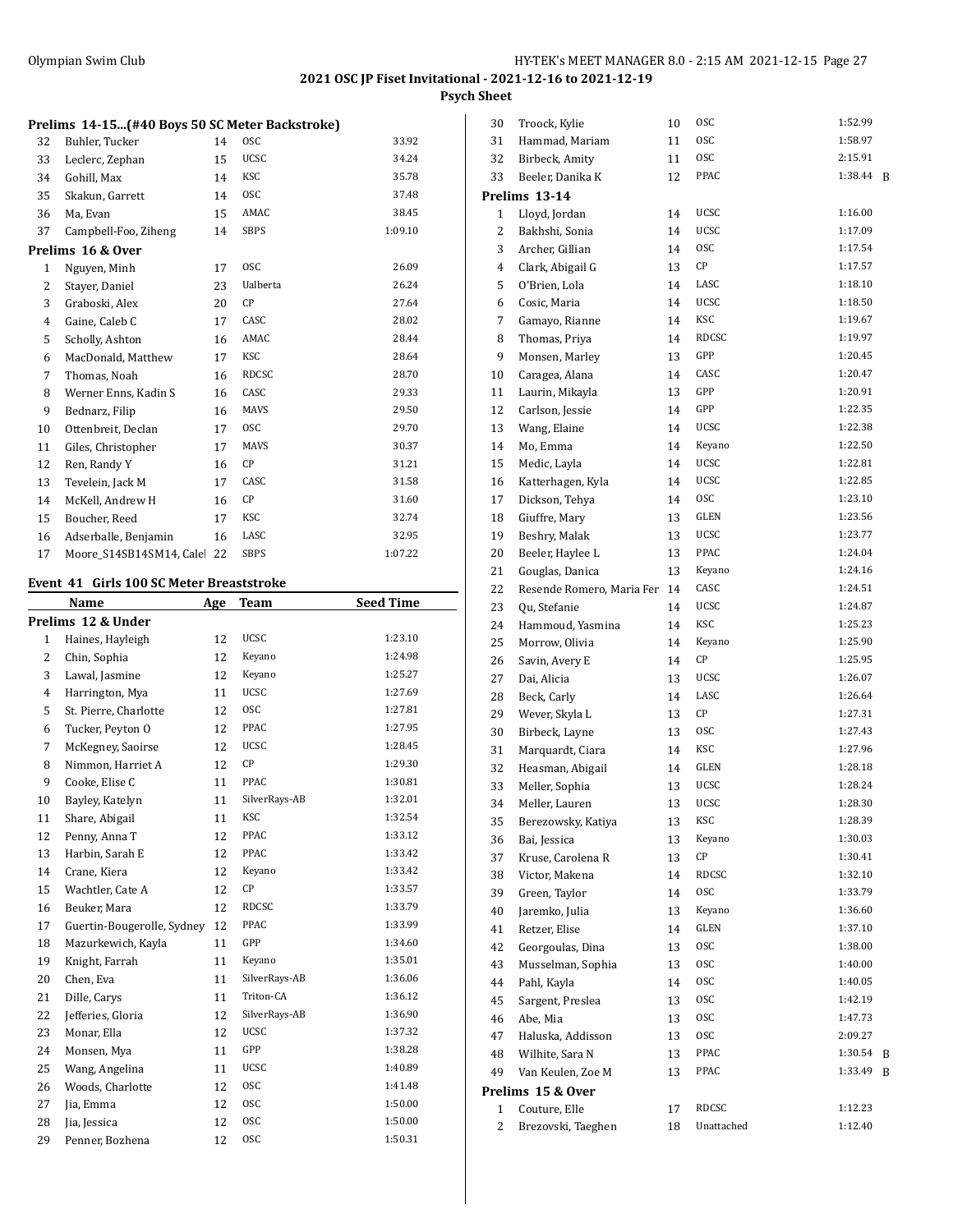# 2021 OSC JP Fiset Invitational - 2021-12-16 to 2021-12-19

## Psych Sheet

### Prelims 14-15...(#40 Boys 50 SC Meter Backstroke)

| | Name | Age | Team | Seed Time |
|---|---|---|---|---|
| 32 | Buhler, Tucker | 14 | OSC | 33.92 |
| 33 | Leclerc, Zephan | 15 | UCSC | 34.24 |
| 34 | Gohill, Max | 14 | KSC | 35.78 |
| 35 | Skakun, Garrett | 14 | OSC | 37.48 |
| 36 | Ma, Evan | 15 | AMAC | 38.45 |
| 37 | Campbell-Foo, Ziheng | 14 | SBPS | 1:09.10 |

### Prelims 16 & Over

| | Name | Age | Team | Seed Time |
|---|---|---|---|---|
| 1 | Nguyen, Minh | 17 | OSC | 26.09 |
| 2 | Stayer, Daniel | 23 | Ualberta | 26.24 |
| 3 | Graboski, Alex | 20 | CP | 27.64 |
| 4 | Gaine, Caleb C | 17 | CASC | 28.02 |
| 5 | Scholly, Ashton | 16 | AMAC | 28.44 |
| 6 | MacDonald, Matthew | 17 | KSC | 28.64 |
| 7 | Thomas, Noah | 16 | RDCSC | 28.70 |
| 8 | Werner Enns, Kadin S | 16 | CASC | 29.33 |
| 9 | Bednarz, Filip | 16 | MAVS | 29.50 |
| 10 | Ottenbreit, Declan | 17 | OSC | 29.70 |
| 11 | Giles, Christopher | 17 | MAVS | 30.37 |
| 12 | Ren, Randy Y | 16 | CP | 31.21 |
| 13 | Tevelein, Jack M | 17 | CASC | 31.58 |
| 14 | McKell, Andrew H | 16 | CP | 31.60 |
| 15 | Boucher, Reed | 17 | KSC | 32.74 |
| 16 | Adserballe, Benjamin | 16 | LASC | 32.95 |
| 17 | Moore_S14SB14SM14, Calel | 22 | SBPS | 1:07.22 |

## Event 41 Girls 100 SC Meter Breaststroke

### Prelims 12 & Under

| | Name | Age | Team | Seed Time |
|---|---|---|---|---|
| 1 | Haines, Hayleigh | 12 | UCSC | 1:23.10 |
| 2 | Chin, Sophia | 12 | Keyano | 1:24.98 |
| 3 | Lawal, Jasmine | 12 | Keyano | 1:25.27 |
| 4 | Harrington, Mya | 11 | UCSC | 1:27.69 |
| 5 | St. Pierre, Charlotte | 12 | OSC | 1:27.81 |
| 6 | Tucker, Peyton O | 12 | PPAC | 1:27.95 |
| 7 | McKegney, Saoirse | 12 | UCSC | 1:28.45 |
| 8 | Nimmon, Harriet A | 12 | CP | 1:29.30 |
| 9 | Cooke, Elise C | 11 | PPAC | 1:30.81 |
| 10 | Bayley, Katelyn | 11 | SilverRays-AB | 1:32.01 |
| 11 | Share, Abigail | 11 | KSC | 1:32.54 |
| 12 | Penny, Anna T | 12 | PPAC | 1:33.12 |
| 13 | Harbin, Sarah E | 12 | PPAC | 1:33.42 |
| 14 | Crane, Kiera | 12 | Keyano | 1:33.42 |
| 15 | Wachtler, Cate A | 12 | CP | 1:33.57 |
| 16 | Beuker, Mara | 12 | RDCSC | 1:33.79 |
| 17 | Guertin-Bougerolle, Sydney | 12 | PPAC | 1:33.99 |
| 18 | Mazurkewich, Kayla | 11 | GPP | 1:34.60 |
| 19 | Knight, Farrah | 11 | Keyano | 1:35.01 |
| 20 | Chen, Eva | 11 | SilverRays-AB | 1:36.06 |
| 21 | Dille, Carys | 11 | Triton-CA | 1:36.12 |
| 22 | Jefferies, Gloria | 12 | SilverRays-AB | 1:36.90 |
| 23 | Monar, Ella | 12 | UCSC | 1:37.32 |
| 24 | Monsen, Mya | 11 | GPP | 1:38.28 |
| 25 | Wang, Angelina | 11 | UCSC | 1:40.89 |
| 26 | Woods, Charlotte | 12 | OSC | 1:41.48 |
| 27 | Jia, Emma | 12 | OSC | 1:50.00 |
| 28 | Jia, Jessica | 12 | OSC | 1:50.00 |
| 29 | Penner, Bozhena | 12 | OSC | 1:50.31 |
| 30 | Troock, Kylie | 10 | OSC | 1:52.99 |
| 31 | Hammad, Mariam | 11 | OSC | 1:58.97 |
| 32 | Birbeck, Amity | 11 | OSC | 2:15.91 |
| 33 | Beeler, Danika K | 12 | PPAC | 1:38.44 B |

### Prelims 13-14

| | Name | Age | Team | Seed Time |
|---|---|---|---|---|
| 1 | Lloyd, Jordan | 14 | UCSC | 1:16.00 |
| 2 | Bakhshi, Sonia | 14 | UCSC | 1:17.09 |
| 3 | Archer, Gillian | 14 | OSC | 1:17.54 |
| 4 | Clark, Abigail G | 13 | CP | 1:17.57 |
| 5 | O'Brien, Lola | 14 | LASC | 1:18.10 |
| 6 | Cosic, Maria | 14 | UCSC | 1:18.50 |
| 7 | Gamayo, Rianne | 14 | KSC | 1:19.67 |
| 8 | Thomas, Priya | 14 | RDCSC | 1:19.97 |
| 9 | Monsen, Marley | 13 | GPP | 1:20.45 |
| 10 | Caragea, Alana | 14 | CASC | 1:20.47 |
| 11 | Laurin, Mikayla | 13 | GPP | 1:20.91 |
| 12 | Carlson, Jessie | 14 | GPP | 1:22.35 |
| 13 | Wang, Elaine | 14 | UCSC | 1:22.38 |
| 14 | Mo, Emma | 14 | Keyano | 1:22.50 |
| 15 | Medic, Layla | 14 | UCSC | 1:22.81 |
| 16 | Katterhagen, Kyla | 14 | UCSC | 1:22.85 |
| 17 | Dickson, Tehya | 14 | OSC | 1:23.10 |
| 18 | Giuffre, Mary | 13 | GLEN | 1:23.56 |
| 19 | Beshry, Malak | 13 | UCSC | 1:23.77 |
| 20 | Beeler, Haylee L | 13 | PPAC | 1:24.04 |
| 21 | Gouglas, Danica | 13 | Keyano | 1:24.16 |
| 22 | Resende Romero, Maria Fer | 14 | CASC | 1:24.51 |
| 23 | Qu, Stefanie | 14 | UCSC | 1:24.87 |
| 24 | Hammoud, Yasmina | 14 | KSC | 1:25.23 |
| 25 | Morrow, Olivia | 14 | Keyano | 1:25.90 |
| 26 | Savin, Avery E | 14 | CP | 1:25.95 |
| 27 | Dai, Alicia | 13 | UCSC | 1:26.07 |
| 28 | Beck, Carly | 14 | LASC | 1:26.64 |
| 29 | Wever, Skyla L | 13 | CP | 1:27.31 |
| 30 | Birbeck, Layne | 13 | OSC | 1:27.43 |
| 31 | Marquardt, Ciara | 14 | KSC | 1:27.96 |
| 32 | Heasman, Abigail | 14 | GLEN | 1:28.18 |
| 33 | Meller, Sophia | 13 | UCSC | 1:28.24 |
| 34 | Meller, Lauren | 13 | UCSC | 1:28.30 |
| 35 | Berezowsky, Katiya | 13 | KSC | 1:28.39 |
| 36 | Bai, Jessica | 13 | Keyano | 1:30.03 |
| 37 | Kruse, Carolena R | 13 | CP | 1:30.41 |
| 38 | Victor, Makena | 14 | RDCSC | 1:32.10 |
| 39 | Green, Taylor | 14 | OSC | 1:33.79 |
| 40 | Jaremko, Julia | 13 | Keyano | 1:36.60 |
| 41 | Retzer, Elise | 14 | GLEN | 1:37.10 |
| 42 | Georgoulas, Dina | 13 | OSC | 1:38.00 |
| 43 | Musselman, Sophia | 13 | OSC | 1:40.00 |
| 44 | Pahl, Kayla | 14 | OSC | 1:40.05 |
| 45 | Sargent, Preslea | 13 | OSC | 1:42.19 |
| 46 | Abe, Mia | 13 | OSC | 1:47.73 |
| 47 | Haluska, Addisson | 13 | OSC | 2:09.27 |
| 48 | Wilhite, Sara N | 13 | PPAC | 1:30.54 B |
| 49 | Van Keulen, Zoe M | 13 | PPAC | 1:33.49 B |

### Prelims 15 & Over

| | Name | Age | Team | Seed Time |
|---|---|---|---|---|
| 1 | Couture, Elle | 17 | RDCSC | 1:12.23 |
| 2 | Brezovski, Taeghen | 18 | Unattached | 1:12.40 |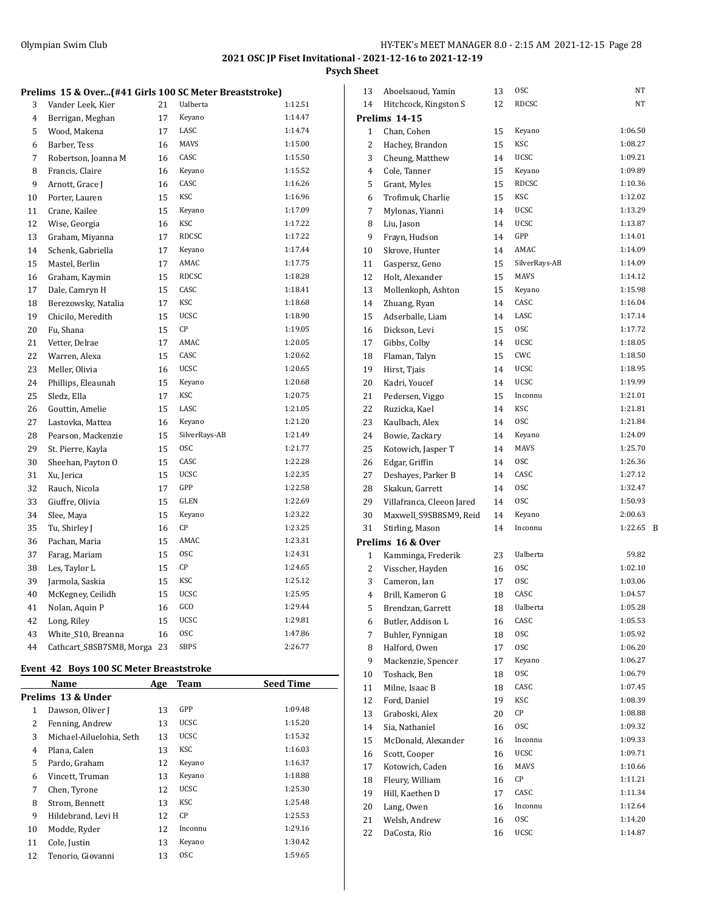**2021 OSC JP Fiset Invitational - 2021-12-16 to 2021-12-19**

**Psych Sheet**

### Prelims 15 & Over...(#41 Girls 100 SC Meter Breaststroke)

| | Name | Age | Team | Seed Time |
|---|---|---|---|---|
| 3 | Vander Leek, Kier | 21 | Ualberta | 1:12.51 |
| 4 | Berrigan, Meghan | 17 | Keyano | 1:14.47 |
| 5 | Wood, Makena | 17 | LASC | 1:14.74 |
| 6 | Barber, Tess | 16 | MAVS | 1:15.00 |
| 7 | Robertson, Joanna M | 16 | CASC | 1:15.50 |
| 8 | Francis, Claire | 16 | Keyano | 1:15.52 |
| 9 | Arnott, Grace J | 16 | CASC | 1:16.26 |
| 10 | Porter, Lauren | 15 | KSC | 1:16.96 |
| 11 | Crane, Kailee | 15 | Keyano | 1:17.09 |
| 12 | Wise, Georgia | 16 | KSC | 1:17.22 |
| 13 | Graham, Miyanna | 17 | RDCSC | 1:17.22 |
| 14 | Schenk, Gabriella | 17 | Keyano | 1:17.44 |
| 15 | Mastel, Berlin | 17 | AMAC | 1:17.75 |
| 16 | Graham, Kaymin | 15 | RDCSC | 1:18.28 |
| 17 | Dale, Camryn H | 15 | CASC | 1:18.41 |
| 18 | Berezowsky, Natalia | 17 | KSC | 1:18.68 |
| 19 | Chicilo, Meredith | 15 | UCSC | 1:18.90 |
| 20 | Fu, Shana | 15 | CP | 1:19.05 |
| 21 | Vetter, Delrae | 17 | AMAC | 1:20.05 |
| 22 | Warren, Alexa | 15 | CASC | 1:20.62 |
| 23 | Meller, Olivia | 16 | UCSC | 1:20.65 |
| 24 | Phillips, Eleaunah | 15 | Keyano | 1:20.68 |
| 25 | Sledz, Ella | 17 | KSC | 1:20.75 |
| 26 | Gouttin, Amelie | 15 | LASC | 1:21.05 |
| 27 | Lastovka, Mattea | 16 | Keyano | 1:21.20 |
| 28 | Pearson, Mackenzie | 15 | SilverRays-AB | 1:21.49 |
| 29 | St. Pierre, Kayla | 15 | OSC | 1:21.77 |
| 30 | Sheehan, Payton O | 15 | CASC | 1:22.28 |
| 31 | Xu, Jerica | 15 | UCSC | 1:22.35 |
| 32 | Rauch, Nicola | 17 | GPP | 1:22.58 |
| 33 | Giuffre, Olivia | 15 | GLEN | 1:22.69 |
| 34 | Slee, Maya | 15 | Keyano | 1:23.22 |
| 35 | Tu, Shirley J | 16 | CP | 1:23.25 |
| 36 | Pachan, Maria | 15 | AMAC | 1:23.31 |
| 37 | Farag, Mariam | 15 | OSC | 1:24.31 |
| 38 | Les, Taylor L | 15 | CP | 1:24.65 |
| 39 | Jarmola, Saskia | 15 | KSC | 1:25.12 |
| 40 | McKegney, Ceilidh | 15 | UCSC | 1:25.95 |
| 41 | Nolan, Aquin P | 16 | GCO | 1:29.44 |
| 42 | Long, Riley | 15 | UCSC | 1:29.81 |
| 43 | White_S10, Breanna | 16 | OSC | 1:47.86 |
| 44 | Cathcart_S8SB7SM8, Morga | 23 | SBPS | 2:26.77 |

### Event 42 Boys 100 SC Meter Breaststroke

| | Name | Age | Team | Seed Time |
|---|---|---|---|---|
| | **Prelims 13 & Under** | | | |
| 1 | Dawson, Oliver J | 13 | GPP | 1:09.48 |
| 2 | Fenning, Andrew | 13 | UCSC | 1:15.20 |
| 3 | Michael-Ailuelohia, Seth | 13 | UCSC | 1:15.32 |
| 4 | Plana, Calen | 13 | KSC | 1:16.03 |
| 5 | Pardo, Graham | 12 | Keyano | 1:16.37 |
| 6 | Vincett, Truman | 13 | Keyano | 1:18.88 |
| 7 | Chen, Tyrone | 12 | UCSC | 1:25.30 |
| 8 | Strom, Bennett | 13 | KSC | 1:25.48 |
| 9 | Hildebrand, Levi H | 12 | CP | 1:25.53 |
| 10 | Modde, Ryder | 12 | Inconnu | 1:29.16 |
| 11 | Cole, Justin | 13 | Keyano | 1:30.42 |
| 12 | Tenorio, Giovanni | 13 | OSC | 1:59.65 |
| 13 | Aboelsaoud, Yamin | 13 | OSC | NT |
| 14 | Hitchcock, Kingston S | 12 | RDCSC | NT |
| | **Prelims 14-15** | | | |
| 1 | Chan, Cohen | 15 | Keyano | 1:06.50 |
| 2 | Hachey, Brandon | 15 | KSC | 1:08.27 |
| 3 | Cheung, Matthew | 14 | UCSC | 1:09.21 |
| 4 | Cole, Tanner | 15 | Keyano | 1:09.89 |
| 5 | Grant, Myles | 15 | RDCSC | 1:10.36 |
| 6 | Trofimuk, Charlie | 15 | KSC | 1:12.02 |
| 7 | Mylonas, Yianni | 14 | UCSC | 1:13.29 |
| 8 | Liu, Jason | 14 | UCSC | 1:13.87 |
| 9 | Frayn, Hudson | 14 | GPP | 1:14.01 |
| 10 | Skrove, Hunter | 14 | AMAC | 1:14.09 |
| 11 | Gaspersz, Geno | 15 | SilverRays-AB | 1:14.09 |
| 12 | Holt, Alexander | 15 | MAVS | 1:14.12 |
| 13 | Mollenkoph, Ashton | 15 | Keyano | 1:15.98 |
| 14 | Zhuang, Ryan | 14 | CASC | 1:16.04 |
| 15 | Adserballe, Liam | 14 | LASC | 1:17.14 |
| 16 | Dickson, Levi | 15 | OSC | 1:17.72 |
| 17 | Gibbs, Colby | 14 | UCSC | 1:18.05 |
| 18 | Flaman, Talyn | 15 | CWC | 1:18.50 |
| 19 | Hirst, Tjais | 14 | UCSC | 1:18.95 |
| 20 | Kadri, Youcef | 14 | UCSC | 1:19.99 |
| 21 | Pedersen, Viggo | 15 | Inconnu | 1:21.01 |
| 22 | Ruzicka, Kael | 14 | KSC | 1:21.81 |
| 23 | Kaulbach, Alex | 14 | OSC | 1:21.84 |
| 24 | Bowie, Zackary | 14 | Keyano | 1:24.09 |
| 25 | Kotowich, Jasper T | 14 | MAVS | 1:25.70 |
| 26 | Edgar, Griffin | 14 | OSC | 1:26.36 |
| 27 | Deshayes, Parker B | 14 | CASC | 1:27.12 |
| 28 | Skakun, Garrett | 14 | OSC | 1:32.47 |
| 29 | Villafranca, Cleeon Jared | 14 | OSC | 1:50.93 |
| 30 | Maxwell_S9SB8SM9, Reid | 14 | Keyano | 2:00.63 |
| 31 | Stirling, Mason | 14 | Inconnu | 1:22.65 B |
| | **Prelims 16 & Over** | | | |
| 1 | Kamminga, Frederik | 23 | Ualberta | 59.82 |
| 2 | Visscher, Hayden | 16 | OSC | 1:02.10 |
| 3 | Cameron, Ian | 17 | OSC | 1:03.06 |
| 4 | Brill, Kameron G | 18 | CASC | 1:04.57 |
| 5 | Brendzan, Garrett | 18 | Ualberta | 1:05.28 |
| 6 | Butler, Addison L | 16 | CASC | 1:05.53 |
| 7 | Buhler, Fynnigan | 18 | OSC | 1:05.92 |
| 8 | Halford, Owen | 17 | OSC | 1:06.20 |
| 9 | Mackenzie, Spencer | 17 | Keyano | 1:06.27 |
| 10 | Toshack, Ben | 18 | OSC | 1:06.79 |
| 11 | Milne, Isaac B | 18 | CASC | 1:07.45 |
| 12 | Ford, Daniel | 19 | KSC | 1:08.39 |
| 13 | Graboski, Alex | 20 | CP | 1:08.88 |
| 14 | Sia, Nathaniel | 16 | OSC | 1:09.32 |
| 15 | McDonald, Alexander | 16 | Inconnu | 1:09.33 |
| 16 | Scott, Cooper | 16 | UCSC | 1:09.71 |
| 17 | Kotowich, Caden | 16 | MAVS | 1:10.66 |
| 18 | Fleury, William | 16 | CP | 1:11.21 |
| 19 | Hill, Kaethen D | 17 | CASC | 1:11.34 |
| 20 | Lang, Owen | 16 | Inconnu | 1:12.64 |
| 21 | Welsh, Andrew | 16 | OSC | 1:14.20 |
| 22 | DaCosta, Rio | 16 | UCSC | 1:14.87 |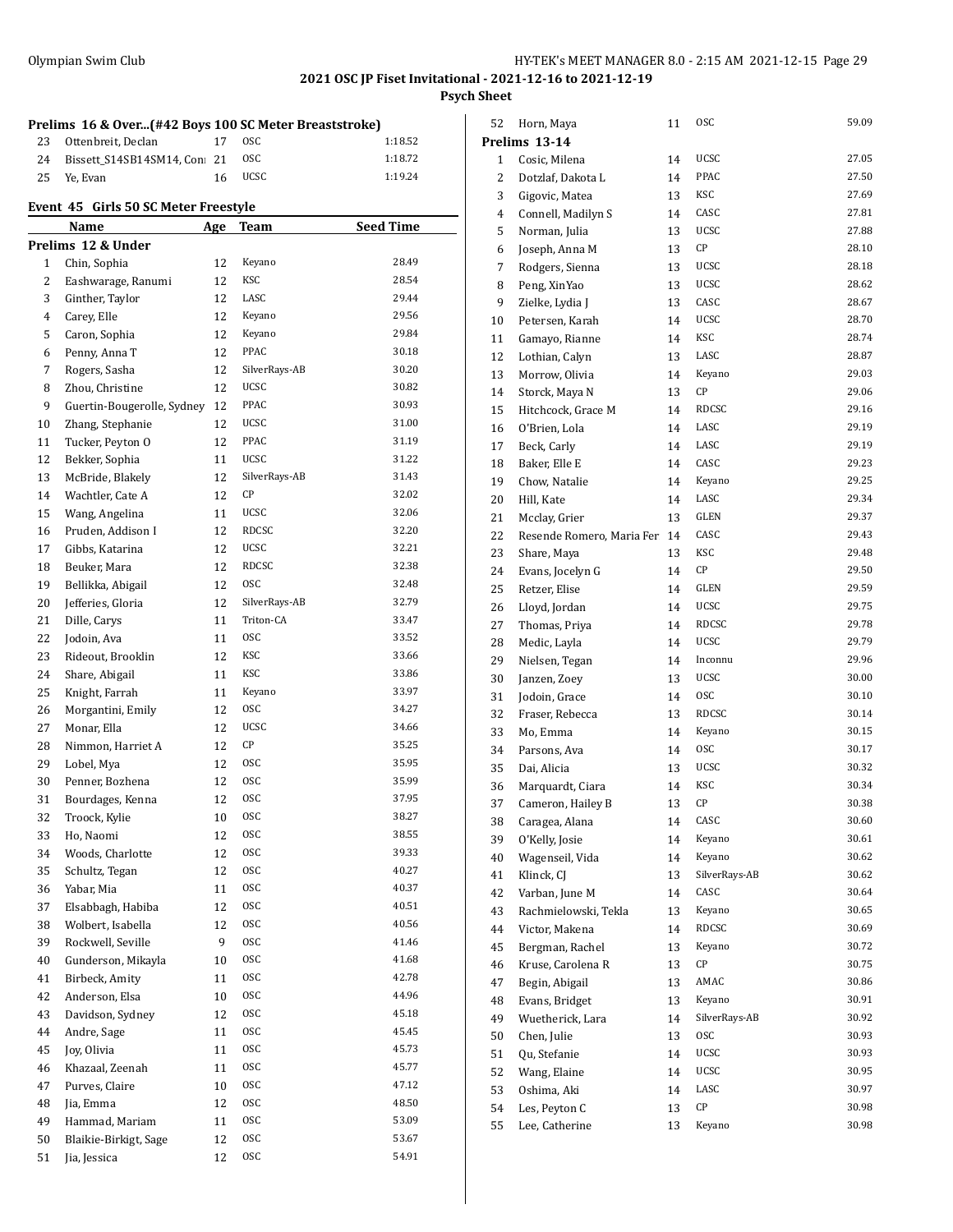## 2021 OSC JP Fiset Invitational - 2021-12-16 to 2021-12-19

### Psych Sheet

**Prelims 16 & Over...(#42 Boys 100 SC Meter Breaststroke)**

| | Name | Age | Team | Seed Time |
|---|---|---|---|---|
| 23 | Ottenbreit, Declan | 17 | OSC | 1:18.52 |
| 24 | Bissett_S14SB14SM14, Con | 21 | OSC | 1:18.72 |
| 25 | Ye, Evan | 16 | UCSC | 1:19.24 |

### Event 45 Girls 50 SC Meter Freestyle

| | Name | Age | Team | Seed Time |
|---|---|---|---|---|
| **Prelims 12 & Under** | | | | |
| 1 | Chin, Sophia | 12 | Keyano | 28.49 |
| 2 | Eashwarage, Ranumi | 12 | KSC | 28.54 |
| 3 | Ginther, Taylor | 12 | LASC | 29.44 |
| 4 | Carey, Elle | 12 | Keyano | 29.56 |
| 5 | Caron, Sophia | 12 | Keyano | 29.84 |
| 6 | Penny, Anna T | 12 | PPAC | 30.18 |
| 7 | Rogers, Sasha | 12 | SilverRays-AB | 30.20 |
| 8 | Zhou, Christine | 12 | UCSC | 30.82 |
| 9 | Guertin-Bougerolle, Sydney | 12 | PPAC | 30.93 |
| 10 | Zhang, Stephanie | 12 | UCSC | 31.00 |
| 11 | Tucker, Peyton O | 12 | PPAC | 31.19 |
| 12 | Bekker, Sophia | 11 | UCSC | 31.22 |
| 13 | McBride, Blakely | 12 | SilverRays-AB | 31.43 |
| 14 | Wachtler, Cate A | 12 | CP | 32.02 |
| 15 | Wang, Angelina | 11 | UCSC | 32.06 |
| 16 | Pruden, Addison I | 12 | RDCSC | 32.20 |
| 17 | Gibbs, Katarina | 12 | UCSC | 32.21 |
| 18 | Beuker, Mara | 12 | RDCSC | 32.38 |
| 19 | Bellikka, Abigail | 12 | OSC | 32.48 |
| 20 | Jefferies, Gloria | 12 | SilverRays-AB | 32.79 |
| 21 | Dille, Carys | 11 | Triton-CA | 33.47 |
| 22 | Jodoin, Ava | 11 | OSC | 33.52 |
| 23 | Rideout, Brooklin | 12 | KSC | 33.66 |
| 24 | Share, Abigail | 11 | KSC | 33.86 |
| 25 | Knight, Farrah | 11 | Keyano | 33.97 |
| 26 | Morgantini, Emily | 12 | OSC | 34.27 |
| 27 | Monar, Ella | 12 | UCSC | 34.66 |
| 28 | Nimmon, Harriet A | 12 | CP | 35.25 |
| 29 | Lobel, Mya | 12 | OSC | 35.95 |
| 30 | Penner, Bozhena | 12 | OSC | 35.99 |
| 31 | Bourdages, Kenna | 12 | OSC | 37.95 |
| 32 | Troock, Kylie | 10 | OSC | 38.27 |
| 33 | Ho, Naomi | 12 | OSC | 38.55 |
| 34 | Woods, Charlotte | 12 | OSC | 39.33 |
| 35 | Schultz, Tegan | 12 | OSC | 40.27 |
| 36 | Yabar, Mia | 11 | OSC | 40.37 |
| 37 | Elsabbagh, Habiba | 12 | OSC | 40.51 |
| 38 | Wolbert, Isabella | 12 | OSC | 40.56 |
| 39 | Rockwell, Seville | 9 | OSC | 41.46 |
| 40 | Gunderson, Mikayla | 10 | OSC | 41.68 |
| 41 | Birbeck, Amity | 11 | OSC | 42.78 |
| 42 | Anderson, Elsa | 10 | OSC | 44.96 |
| 43 | Davidson, Sydney | 12 | OSC | 45.18 |
| 44 | Andre, Sage | 11 | OSC | 45.45 |
| 45 | Joy, Olivia | 11 | OSC | 45.73 |
| 46 | Khazaal, Zeenah | 11 | OSC | 45.77 |
| 47 | Purves, Claire | 10 | OSC | 47.12 |
| 48 | Jia, Emma | 12 | OSC | 48.50 |
| 49 | Hammad, Mariam | 11 | OSC | 53.09 |
| 50 | Blaikie-Birkigt, Sage | 12 | OSC | 53.67 |
| 51 | Jia, Jessica | 12 | OSC | 54.91 |
| 52 | Horn, Maya | 11 | OSC | 59.09 |
| **Prelims 13-14** | | | | |
| 1 | Cosic, Milena | 14 | UCSC | 27.05 |
| 2 | Dotzlaf, Dakota L | 14 | PPAC | 27.50 |
| 3 | Gigovic, Matea | 13 | KSC | 27.69 |
| 4 | Connell, Madilyn S | 14 | CASC | 27.81 |
| 5 | Norman, Julia | 13 | UCSC | 27.88 |
| 6 | Joseph, Anna M | 13 | CP | 28.10 |
| 7 | Rodgers, Sienna | 13 | UCSC | 28.18 |
| 8 | Peng, XinYao | 13 | UCSC | 28.62 |
| 9 | Zielke, Lydia J | 13 | CASC | 28.67 |
| 10 | Petersen, Karah | 14 | UCSC | 28.70 |
| 11 | Gamayo, Rianne | 14 | KSC | 28.74 |
| 12 | Lothian, Calyn | 13 | LASC | 28.87 |
| 13 | Morrow, Olivia | 14 | Keyano | 29.03 |
| 14 | Storck, Maya N | 13 | CP | 29.06 |
| 15 | Hitchcock, Grace M | 14 | RDCSC | 29.16 |
| 16 | O'Brien, Lola | 14 | LASC | 29.19 |
| 17 | Beck, Carly | 14 | LASC | 29.19 |
| 18 | Baker, Elle E | 14 | CASC | 29.23 |
| 19 | Chow, Natalie | 14 | Keyano | 29.25 |
| 20 | Hill, Kate | 14 | LASC | 29.34 |
| 21 | Mcclay, Grier | 13 | GLEN | 29.37 |
| 22 | Resende Romero, Maria Fer | 14 | CASC | 29.43 |
| 23 | Share, Maya | 13 | KSC | 29.48 |
| 24 | Evans, Jocelyn G | 14 | CP | 29.50 |
| 25 | Retzer, Elise | 14 | GLEN | 29.59 |
| 26 | Lloyd, Jordan | 14 | UCSC | 29.75 |
| 27 | Thomas, Priya | 14 | RDCSC | 29.78 |
| 28 | Medic, Layla | 14 | UCSC | 29.79 |
| 29 | Nielsen, Tegan | 14 | Inconnu | 29.96 |
| 30 | Janzen, Zoey | 13 | UCSC | 30.00 |
| 31 | Jodoin, Grace | 14 | OSC | 30.10 |
| 32 | Fraser, Rebecca | 13 | RDCSC | 30.14 |
| 33 | Mo, Emma | 14 | Keyano | 30.15 |
| 34 | Parsons, Ava | 14 | OSC | 30.17 |
| 35 | Dai, Alicia | 13 | UCSC | 30.32 |
| 36 | Marquardt, Ciara | 14 | KSC | 30.34 |
| 37 | Cameron, Hailey B | 13 | CP | 30.38 |
| 38 | Caragea, Alana | 14 | CASC | 30.60 |
| 39 | O'Kelly, Josie | 14 | Keyano | 30.61 |
| 40 | Wagenseil, Vida | 14 | Keyano | 30.62 |
| 41 | Klinck, CJ | 13 | SilverRays-AB | 30.62 |
| 42 | Varban, June M | 14 | CASC | 30.64 |
| 43 | Rachmielowski, Tekla | 13 | Keyano | 30.65 |
| 44 | Victor, Makena | 14 | RDCSC | 30.69 |
| 45 | Bergman, Rachel | 13 | Keyano | 30.72 |
| 46 | Kruse, Carolena R | 13 | CP | 30.75 |
| 47 | Begin, Abigail | 13 | AMAC | 30.86 |
| 48 | Evans, Bridget | 13 | Keyano | 30.91 |
| 49 | Wuetherick, Lara | 14 | SilverRays-AB | 30.92 |
| 50 | Chen, Julie | 13 | OSC | 30.93 |
| 51 | Qu, Stefanie | 14 | UCSC | 30.93 |
| 52 | Wang, Elaine | 14 | UCSC | 30.95 |
| 53 | Oshima, Aki | 14 | LASC | 30.97 |
| 54 | Les, Peyton C | 13 | CP | 30.98 |
| 55 | Lee, Catherine | 13 | Keyano | 30.98 |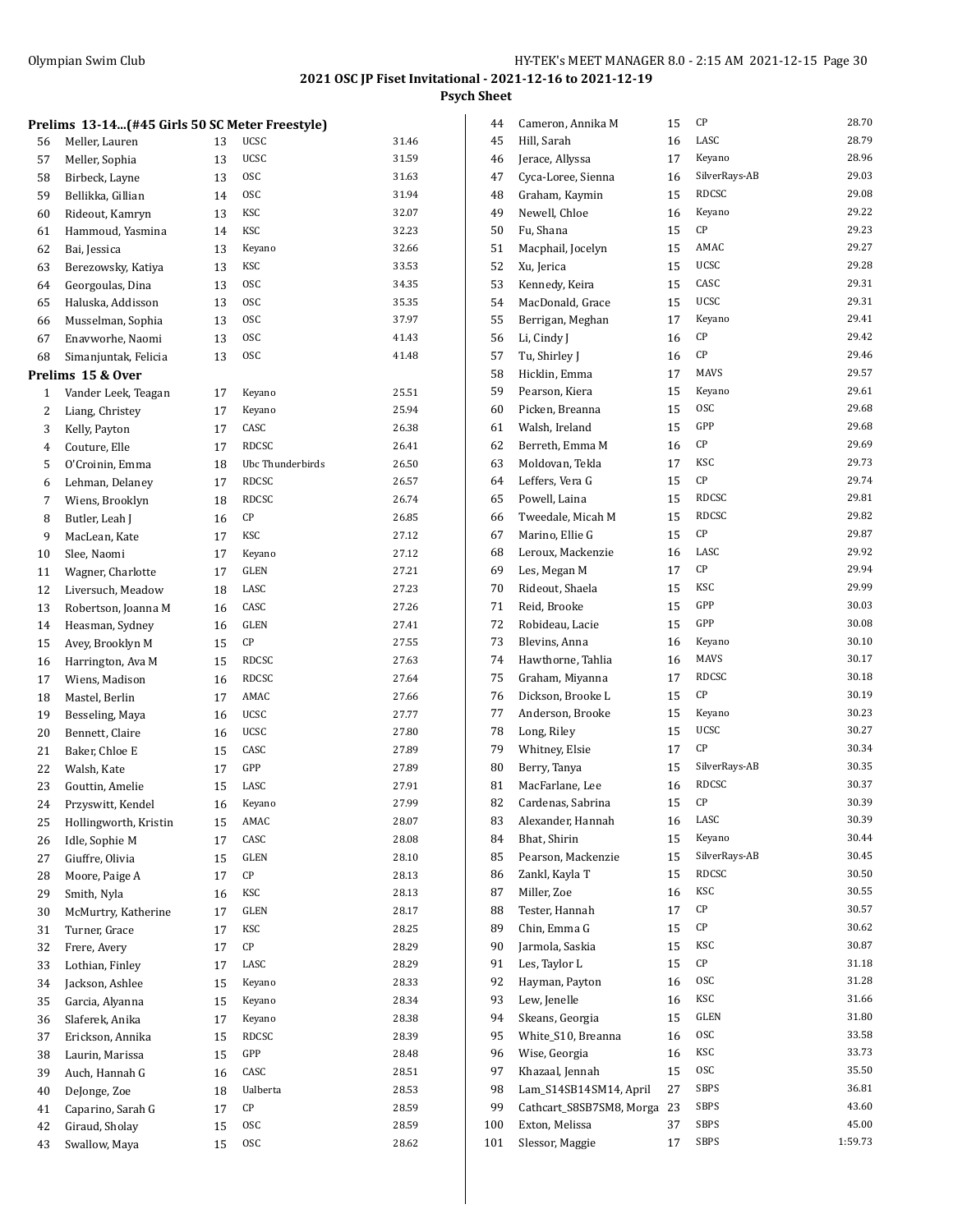## 2021 OSC JP Fiset Invitational - 2021-12-16 to 2021-12-19

### Psych Sheet

**Prelims 13-14...(#45 Girls 50 SC Meter Freestyle)**

| | Name | Age | Team | Seed |
|---|---|---|---|---|
| 56 | Meller, Lauren | 13 | UCSC | 31.46 |
| 57 | Meller, Sophia | 13 | UCSC | 31.59 |
| 58 | Birbeck, Layne | 13 | OSC | 31.63 |
| 59 | Bellikka, Gillian | 14 | OSC | 31.94 |
| 60 | Rideout, Kamryn | 13 | KSC | 32.07 |
| 61 | Hammoud, Yasmina | 14 | KSC | 32.23 |
| 62 | Bai, Jessica | 13 | Keyano | 32.66 |
| 63 | Berezowsky, Katiya | 13 | KSC | 33.53 |
| 64 | Georgoulas, Dina | 13 | OSC | 34.35 |
| 65 | Haluska, Addisson | 13 | OSC | 35.35 |
| 66 | Musselman, Sophia | 13 | OSC | 37.97 |
| 67 | Enavworhe, Naomi | 13 | OSC | 41.43 |
| 68 | Simanjuntak, Felicia | 13 | OSC | 41.48 |

**Prelims 15 & Over**

| | Name | Age | Team | Seed |
|---|---|---|---|---|
| 1 | Vander Leek, Teagan | 17 | Keyano | 25.51 |
| 2 | Liang, Christey | 17 | Keyano | 25.94 |
| 3 | Kelly, Payton | 17 | CASC | 26.38 |
| 4 | Couture, Elle | 17 | RDCSC | 26.41 |
| 5 | O'Croinin, Emma | 18 | Ubc Thunderbirds | 26.50 |
| 6 | Lehman, Delaney | 17 | RDCSC | 26.57 |
| 7 | Wiens, Brooklyn | 18 | RDCSC | 26.74 |
| 8 | Butler, Leah J | 16 | CP | 26.85 |
| 9 | MacLean, Kate | 17 | KSC | 27.12 |
| 10 | Slee, Naomi | 17 | Keyano | 27.12 |
| 11 | Wagner, Charlotte | 17 | GLEN | 27.21 |
| 12 | Liversuch, Meadow | 18 | LASC | 27.23 |
| 13 | Robertson, Joanna M | 16 | CASC | 27.26 |
| 14 | Heasman, Sydney | 16 | GLEN | 27.41 |
| 15 | Avey, Brooklyn M | 15 | CP | 27.55 |
| 16 | Harrington, Ava M | 15 | RDCSC | 27.63 |
| 17 | Wiens, Madison | 16 | RDCSC | 27.64 |
| 18 | Mastel, Berlin | 17 | AMAC | 27.66 |
| 19 | Besseling, Maya | 16 | UCSC | 27.77 |
| 20 | Bennett, Claire | 16 | UCSC | 27.80 |
| 21 | Baker, Chloe E | 15 | CASC | 27.89 |
| 22 | Walsh, Kate | 17 | GPP | 27.89 |
| 23 | Gouttin, Amelie | 15 | LASC | 27.91 |
| 24 | Przyswitt, Kendel | 16 | Keyano | 27.99 |
| 25 | Hollingworth, Kristin | 15 | AMAC | 28.07 |
| 26 | Idle, Sophie M | 17 | CASC | 28.08 |
| 27 | Giuffre, Olivia | 15 | GLEN | 28.10 |
| 28 | Moore, Paige A | 17 | CP | 28.13 |
| 29 | Smith, Nyla | 16 | KSC | 28.13 |
| 30 | McMurtry, Katherine | 17 | GLEN | 28.17 |
| 31 | Turner, Grace | 17 | KSC | 28.25 |
| 32 | Frere, Avery | 17 | CP | 28.29 |
| 33 | Lothian, Finley | 17 | LASC | 28.29 |
| 34 | Jackson, Ashlee | 15 | Keyano | 28.33 |
| 35 | Garcia, Alyanna | 15 | Keyano | 28.34 |
| 36 | Slaferek, Anika | 17 | Keyano | 28.38 |
| 37 | Erickson, Annika | 15 | RDCSC | 28.39 |
| 38 | Laurin, Marissa | 15 | GPP | 28.48 |
| 39 | Auch, Hannah G | 16 | CASC | 28.51 |
| 40 | DeJonge, Zoe | 18 | Ualberta | 28.53 |
| 41 | Caparino, Sarah G | 17 | CP | 28.59 |
| 42 | Giraud, Sholay | 15 | OSC | 28.59 |
| 43 | Swallow, Maya | 15 | OSC | 28.62 |
| 44 | Cameron, Annika M | 15 | CP | 28.70 |
| 45 | Hill, Sarah | 16 | LASC | 28.79 |
| 46 | Jerace, Allyssa | 17 | Keyano | 28.96 |
| 47 | Cyca-Loree, Sienna | 16 | SilverRays-AB | 29.03 |
| 48 | Graham, Kaymin | 15 | RDCSC | 29.08 |
| 49 | Newell, Chloe | 16 | Keyano | 29.22 |
| 50 | Fu, Shana | 15 | CP | 29.23 |
| 51 | Macphail, Jocelyn | 15 | AMAC | 29.27 |
| 52 | Xu, Jerica | 15 | UCSC | 29.28 |
| 53 | Kennedy, Keira | 15 | CASC | 29.31 |
| 54 | MacDonald, Grace | 15 | UCSC | 29.31 |
| 55 | Berrigan, Meghan | 17 | Keyano | 29.41 |
| 56 | Li, Cindy J | 16 | CP | 29.42 |
| 57 | Tu, Shirley J | 16 | CP | 29.46 |
| 58 | Hicklin, Emma | 17 | MAVS | 29.57 |
| 59 | Pearson, Kiera | 15 | Keyano | 29.61 |
| 60 | Picken, Breanna | 15 | OSC | 29.68 |
| 61 | Walsh, Ireland | 15 | GPP | 29.68 |
| 62 | Berreth, Emma M | 16 | CP | 29.69 |
| 63 | Moldovan, Tekla | 17 | KSC | 29.73 |
| 64 | Leffers, Vera G | 15 | CP | 29.74 |
| 65 | Powell, Laina | 15 | RDCSC | 29.81 |
| 66 | Tweedale, Micah M | 15 | RDCSC | 29.82 |
| 67 | Marino, Ellie G | 15 | CP | 29.87 |
| 68 | Leroux, Mackenzie | 16 | LASC | 29.92 |
| 69 | Les, Megan M | 17 | CP | 29.94 |
| 70 | Rideout, Shaela | 15 | KSC | 29.99 |
| 71 | Reid, Brooke | 15 | GPP | 30.03 |
| 72 | Robideau, Lacie | 15 | GPP | 30.08 |
| 73 | Blevins, Anna | 16 | Keyano | 30.10 |
| 74 | Hawthorne, Tahlia | 16 | MAVS | 30.17 |
| 75 | Graham, Miyanna | 17 | RDCSC | 30.18 |
| 76 | Dickson, Brooke L | 15 | CP | 30.19 |
| 77 | Anderson, Brooke | 15 | Keyano | 30.23 |
| 78 | Long, Riley | 15 | UCSC | 30.27 |
| 79 | Whitney, Elsie | 17 | CP | 30.34 |
| 80 | Berry, Tanya | 15 | SilverRays-AB | 30.35 |
| 81 | MacFarlane, Lee | 16 | RDCSC | 30.37 |
| 82 | Cardenas, Sabrina | 15 | CP | 30.39 |
| 83 | Alexander, Hannah | 16 | LASC | 30.39 |
| 84 | Bhat, Shirin | 15 | Keyano | 30.44 |
| 85 | Pearson, Mackenzie | 15 | SilverRays-AB | 30.45 |
| 86 | Zankl, Kayla T | 15 | RDCSC | 30.50 |
| 87 | Miller, Zoe | 16 | KSC | 30.55 |
| 88 | Tester, Hannah | 17 | CP | 30.57 |
| 89 | Chin, Emma G | 15 | CP | 30.62 |
| 90 | Jarmola, Saskia | 15 | KSC | 30.87 |
| 91 | Les, Taylor L | 15 | CP | 31.18 |
| 92 | Hayman, Payton | 16 | OSC | 31.28 |
| 93 | Lew, Jenelle | 16 | KSC | 31.66 |
| 94 | Skeans, Georgia | 15 | GLEN | 31.80 |
| 95 | White_S10, Breanna | 16 | OSC | 33.58 |
| 96 | Wise, Georgia | 16 | KSC | 33.73 |
| 97 | Khazaal, Jennah | 15 | OSC | 35.50 |
| 98 | Lam_S14SB14SM14, April | 27 | SBPS | 36.81 |
| 99 | Cathcart_S8SB7SM8, Morga | 23 | SBPS | 43.60 |
| 100 | Exton, Melissa | 37 | SBPS | 45.00 |
| 101 | Slessor, Maggie | 17 | SBPS | 1:59.73 |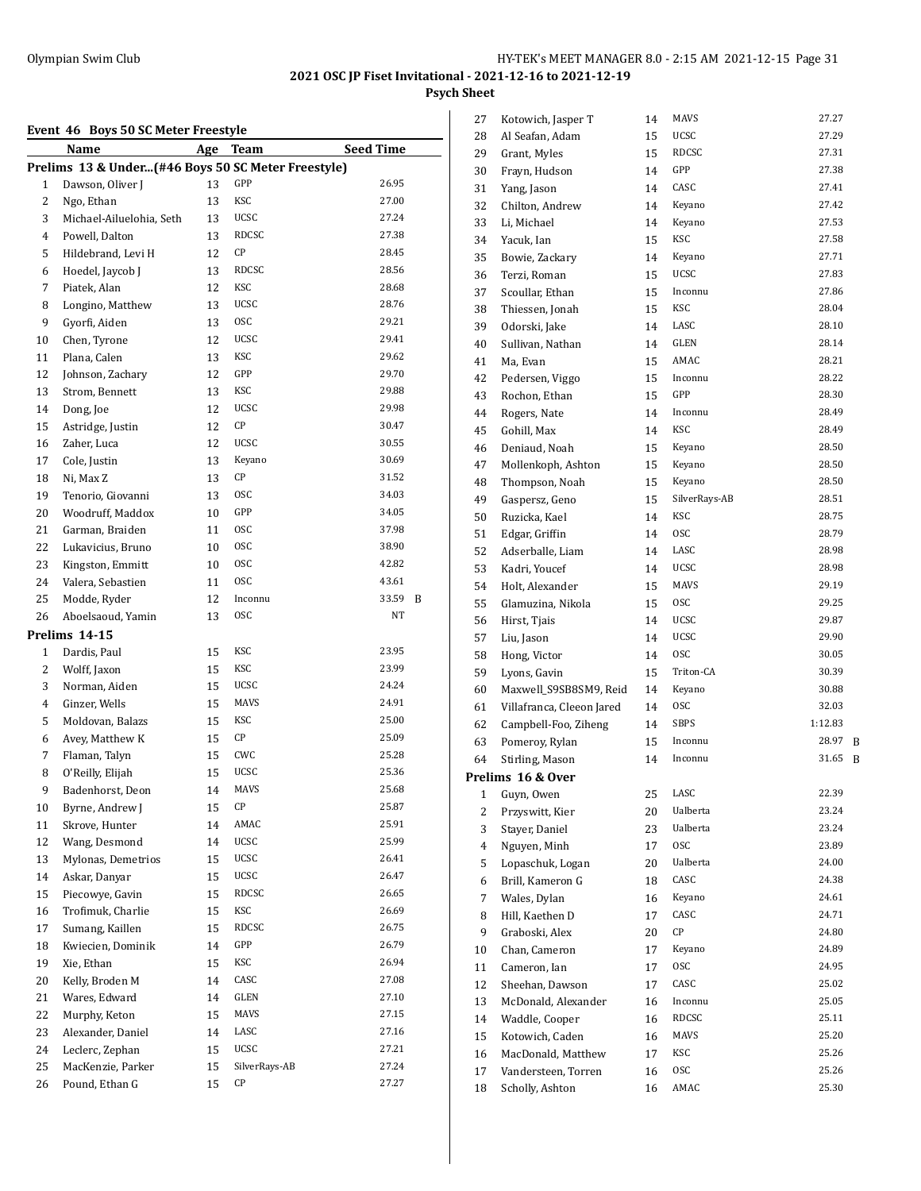## 2021 OSC JP Fiset Invitational - 2021-12-16 to 2021-12-19

### Psych Sheet

### Event 46 Boys 50 SC Meter Freestyle

| | Name | Age | Team | Seed Time | |
|---|---|---|---|---|---|
| **Prelims 13 & Under...(#46 Boys 50 SC Meter Freestyle)** | | | | | |
| 1 | Dawson, Oliver J | 13 | GPP | 26.95 | |
| 2 | Ngo, Ethan | 13 | KSC | 27.00 | |
| 3 | Michael-Ailuelohia, Seth | 13 | UCSC | 27.24 | |
| 4 | Powell, Dalton | 13 | RDCSC | 27.38 | |
| 5 | Hildebrand, Levi H | 12 | CP | 28.45 | |
| 6 | Hoedel, Jaycob J | 13 | RDCSC | 28.56 | |
| 7 | Piatek, Alan | 12 | KSC | 28.68 | |
| 8 | Longino, Matthew | 13 | UCSC | 28.76 | |
| 9 | Gyorfi, Aiden | 13 | OSC | 29.21 | |
| 10 | Chen, Tyrone | 12 | UCSC | 29.41 | |
| 11 | Plana, Calen | 13 | KSC | 29.62 | |
| 12 | Johnson, Zachary | 12 | GPP | 29.70 | |
| 13 | Strom, Bennett | 13 | KSC | 29.88 | |
| 14 | Dong, Joe | 12 | UCSC | 29.98 | |
| 15 | Astridge, Justin | 12 | CP | 30.47 | |
| 16 | Zaher, Luca | 12 | UCSC | 30.55 | |
| 17 | Cole, Justin | 13 | Keyano | 30.69 | |
| 18 | Ni, Max Z | 13 | CP | 31.52 | |
| 19 | Tenorio, Giovanni | 13 | OSC | 34.03 | |
| 20 | Woodruff, Maddox | 10 | GPP | 34.05 | |
| 21 | Garman, Braiden | 11 | OSC | 37.98 | |
| 22 | Lukavicius, Bruno | 10 | OSC | 38.90 | |
| 23 | Kingston, Emmitt | 10 | OSC | 42.82 | |
| 24 | Valera, Sebastien | 11 | OSC | 43.61 | |
| 25 | Modde, Ryder | 12 | Inconnu | 33.59 | B |
| 26 | Aboelsaoud, Yamin | 13 | OSC | NT | |
| **Prelims 14-15** | | | | | |
| 1 | Dardis, Paul | 15 | KSC | 23.95 | |
| 2 | Wolff, Jaxon | 15 | KSC | 23.99 | |
| 3 | Norman, Aiden | 15 | UCSC | 24.24 | |
| 4 | Ginzer, Wells | 15 | MAVS | 24.91 | |
| 5 | Moldovan, Balazs | 15 | KSC | 25.00 | |
| 6 | Avey, Matthew K | 15 | CP | 25.09 | |
| 7 | Flaman, Talyn | 15 | CWC | 25.28 | |
| 8 | O'Reilly, Elijah | 15 | UCSC | 25.36 | |
| 9 | Badenhorst, Deon | 14 | MAVS | 25.68 | |
| 10 | Byrne, Andrew J | 15 | CP | 25.87 | |
| 11 | Skrove, Hunter | 14 | AMAC | 25.91 | |
| 12 | Wang, Desmond | 14 | UCSC | 25.99 | |
| 13 | Mylonas, Demetrios | 15 | UCSC | 26.41 | |
| 14 | Askar, Danyar | 15 | UCSC | 26.47 | |
| 15 | Piecowye, Gavin | 15 | RDCSC | 26.65 | |
| 16 | Trofimuk, Charlie | 15 | KSC | 26.69 | |
| 17 | Sumang, Kaillen | 15 | RDCSC | 26.75 | |
| 18 | Kwiecien, Dominik | 14 | GPP | 26.79 | |
| 19 | Xie, Ethan | 15 | KSC | 26.94 | |
| 20 | Kelly, Broden M | 14 | CASC | 27.08 | |
| 21 | Wares, Edward | 14 | GLEN | 27.10 | |
| 22 | Murphy, Keton | 15 | MAVS | 27.15 | |
| 23 | Alexander, Daniel | 14 | LASC | 27.16 | |
| 24 | Leclerc, Zephan | 15 | UCSC | 27.21 | |
| 25 | MacKenzie, Parker | 15 | SilverRays-AB | 27.24 | |
| 26 | Pound, Ethan G | 15 | CP | 27.27 | |
| 27 | Kotowich, Jasper T | 14 | MAVS | 27.27 | |
| 28 | Al Seafan, Adam | 15 | UCSC | 27.29 | |
| 29 | Grant, Myles | 15 | RDCSC | 27.31 | |
| 30 | Frayn, Hudson | 14 | GPP | 27.38 | |
| 31 | Yang, Jason | 14 | CASC | 27.41 | |
| 32 | Chilton, Andrew | 14 | Keyano | 27.42 | |
| 33 | Li, Michael | 14 | Keyano | 27.53 | |
| 34 | Yacuk, Ian | 15 | KSC | 27.58 | |
| 35 | Bowie, Zackary | 14 | Keyano | 27.71 | |
| 36 | Terzi, Roman | 15 | UCSC | 27.83 | |
| 37 | Scoullar, Ethan | 15 | Inconnu | 27.86 | |
| 38 | Thiessen, Jonah | 15 | KSC | 28.04 | |
| 39 | Odorski, Jake | 14 | LASC | 28.10 | |
| 40 | Sullivan, Nathan | 14 | GLEN | 28.14 | |
| 41 | Ma, Evan | 15 | AMAC | 28.21 | |
| 42 | Pedersen, Viggo | 15 | Inconnu | 28.22 | |
| 43 | Rochon, Ethan | 15 | GPP | 28.30 | |
| 44 | Rogers, Nate | 14 | Inconnu | 28.49 | |
| 45 | Gohill, Max | 14 | KSC | 28.49 | |
| 46 | Deniaud, Noah | 15 | Keyano | 28.50 | |
| 47 | Mollenkoph, Ashton | 15 | Keyano | 28.50 | |
| 48 | Thompson, Noah | 15 | Keyano | 28.50 | |
| 49 | Gaspersz, Geno | 15 | SilverRays-AB | 28.51 | |
| 50 | Ruzicka, Kael | 14 | KSC | 28.75 | |
| 51 | Edgar, Griffin | 14 | OSC | 28.79 | |
| 52 | Adserballe, Liam | 14 | LASC | 28.98 | |
| 53 | Kadri, Youcef | 14 | UCSC | 28.98 | |
| 54 | Holt, Alexander | 15 | MAVS | 29.19 | |
| 55 | Glamuzina, Nikola | 15 | OSC | 29.25 | |
| 56 | Hirst, Tjais | 14 | UCSC | 29.87 | |
| 57 | Liu, Jason | 14 | UCSC | 29.90 | |
| 58 | Hong, Victor | 14 | OSC | 30.05 | |
| 59 | Lyons, Gavin | 15 | Triton-CA | 30.39 | |
| 60 | Maxwell_S9SB8SM9, Reid | 14 | Keyano | 30.88 | |
| 61 | Villafranca, Cleeon Jared | 14 | OSC | 32.03 | |
| 62 | Campbell-Foo, Ziheng | 14 | SBPS | 1:12.83 | |
| 63 | Pomeroy, Rylan | 15 | Inconnu | 28.97 | B |
| 64 | Stirling, Mason | 14 | Inconnu | 31.65 | B |
| **Prelims 16 & Over** | | | | | |
| 1 | Guyn, Owen | 25 | LASC | 22.39 | |
| 2 | Przyswitt, Kier | 20 | Ualberta | 23.24 | |
| 3 | Stayer, Daniel | 23 | Ualberta | 23.24 | |
| 4 | Nguyen, Minh | 17 | OSC | 23.89 | |
| 5 | Lopaschuk, Logan | 20 | Ualberta | 24.00 | |
| 6 | Brill, Kameron G | 18 | CASC | 24.38 | |
| 7 | Wales, Dylan | 16 | Keyano | 24.61 | |
| 8 | Hill, Kaethen D | 17 | CASC | 24.71 | |
| 9 | Graboski, Alex | 20 | CP | 24.80 | |
| 10 | Chan, Cameron | 17 | Keyano | 24.89 | |
| 11 | Cameron, Ian | 17 | OSC | 24.95 | |
| 12 | Sheehan, Dawson | 17 | CASC | 25.02 | |
| 13 | McDonald, Alexander | 16 | Inconnu | 25.05 | |
| 14 | Waddle, Cooper | 16 | RDCSC | 25.11 | |
| 15 | Kotowich, Caden | 16 | MAVS | 25.20 | |
| 16 | MacDonald, Matthew | 17 | KSC | 25.26 | |
| 17 | Vandersteen, Torren | 16 | OSC | 25.26 | |
| 18 | Scholly, Ashton | 16 | AMAC | 25.30 | |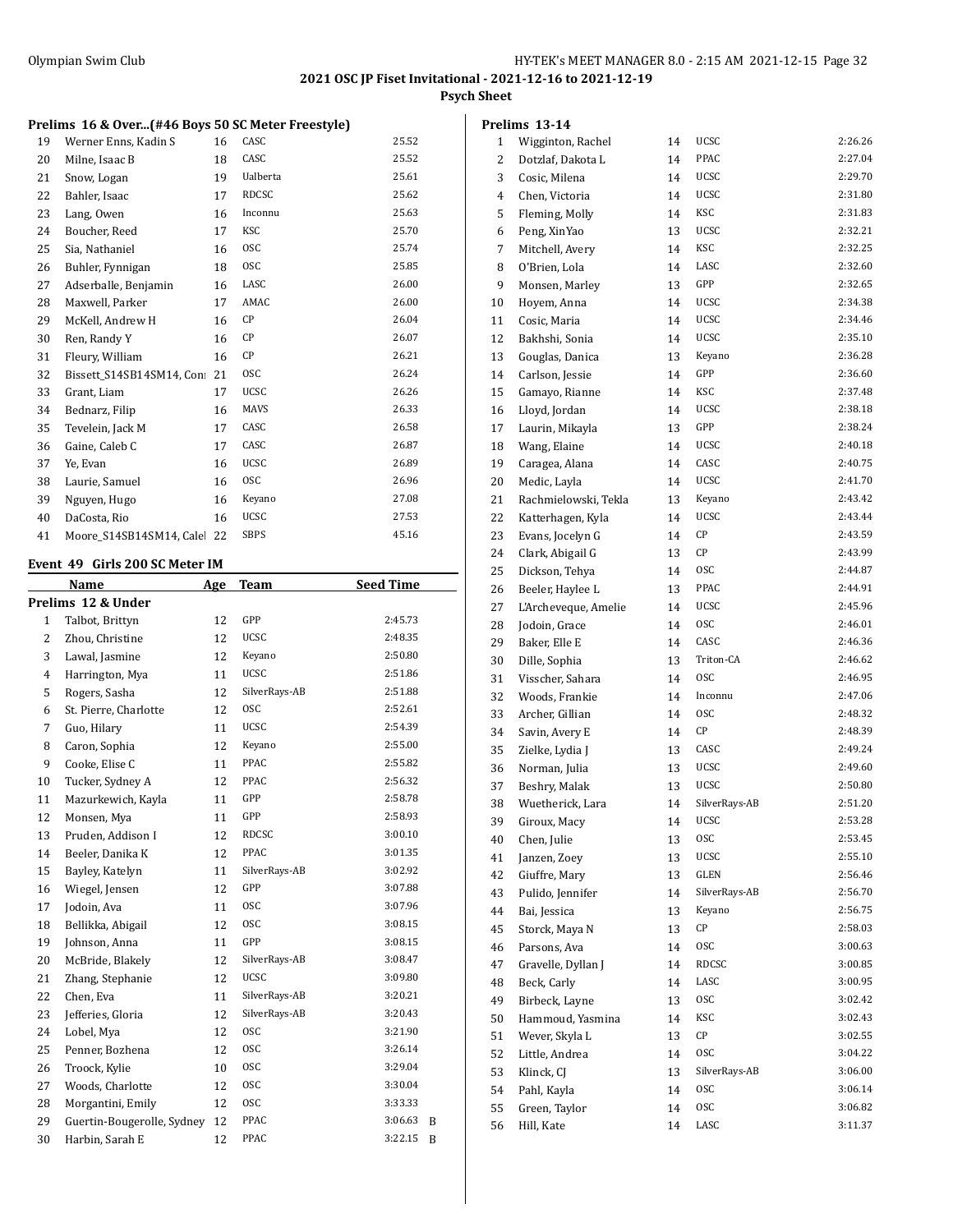# 2021 OSC JP Fiset Invitational - 2021-12-16 to 2021-12-19

## Psych Sheet

### Prelims 16 & Over...(#46 Boys 50 SC Meter Freestyle)

| | Name | Age | Team | Seed Time |
|---|---|---|---|---|
| 19 | Werner Enns, Kadin S | 16 | CASC | 25.52 |
| 20 | Milne, Isaac B | 18 | CASC | 25.52 |
| 21 | Snow, Logan | 19 | Ualberta | 25.61 |
| 22 | Bahler, Isaac | 17 | RDCSC | 25.62 |
| 23 | Lang, Owen | 16 | Inconnu | 25.63 |
| 24 | Boucher, Reed | 17 | KSC | 25.70 |
| 25 | Sia, Nathaniel | 16 | OSC | 25.74 |
| 26 | Buhler, Fynnigan | 18 | OSC | 25.85 |
| 27 | Adserballe, Benjamin | 16 | LASC | 26.00 |
| 28 | Maxwell, Parker | 17 | AMAC | 26.00 |
| 29 | McKell, Andrew H | 16 | CP | 26.04 |
| 30 | Ren, Randy Y | 16 | CP | 26.07 |
| 31 | Fleury, William | 16 | CP | 26.21 |
| 32 | Bissett_S14SB14SM14, Con | 21 | OSC | 26.24 |
| 33 | Grant, Liam | 17 | UCSC | 26.26 |
| 34 | Bednarz, Filip | 16 | MAVS | 26.33 |
| 35 | Tevelein, Jack M | 17 | CASC | 26.58 |
| 36 | Gaine, Caleb C | 17 | CASC | 26.87 |
| 37 | Ye, Evan | 16 | UCSC | 26.89 |
| 38 | Laurie, Samuel | 16 | OSC | 26.96 |
| 39 | Nguyen, Hugo | 16 | Keyano | 27.08 |
| 40 | DaCosta, Rio | 16 | UCSC | 27.53 |
| 41 | Moore_S14SB14SM14, Calel | 22 | SBPS | 45.16 |

### Event 49 Girls 200 SC Meter IM

| | Name | Age | Team | Seed Time | |
|---|---|---|---|---|---|
| **Prelims 12 & Under** | | | | | |
| 1 | Talbot, Brittyn | 12 | GPP | 2:45.73 | |
| 2 | Zhou, Christine | 12 | UCSC | 2:48.35 | |
| 3 | Lawal, Jasmine | 12 | Keyano | 2:50.80 | |
| 4 | Harrington, Mya | 11 | UCSC | 2:51.86 | |
| 5 | Rogers, Sasha | 12 | SilverRays-AB | 2:51.88 | |
| 6 | St. Pierre, Charlotte | 12 | OSC | 2:52.61 | |
| 7 | Guo, Hilary | 11 | UCSC | 2:54.39 | |
| 8 | Caron, Sophia | 12 | Keyano | 2:55.00 | |
| 9 | Cooke, Elise C | 11 | PPAC | 2:55.82 | |
| 10 | Tucker, Sydney A | 12 | PPAC | 2:56.32 | |
| 11 | Mazurkewich, Kayla | 11 | GPP | 2:58.78 | |
| 12 | Monsen, Mya | 11 | GPP | 2:58.93 | |
| 13 | Pruden, Addison I | 12 | RDCSC | 3:00.10 | |
| 14 | Beeler, Danika K | 12 | PPAC | 3:01.35 | |
| 15 | Bayley, Katelyn | 11 | SilverRays-AB | 3:02.92 | |
| 16 | Wiegel, Jensen | 12 | GPP | 3:07.88 | |
| 17 | Jodoin, Ava | 11 | OSC | 3:07.96 | |
| 18 | Bellikka, Abigail | 12 | OSC | 3:08.15 | |
| 19 | Johnson, Anna | 11 | GPP | 3:08.15 | |
| 20 | McBride, Blakely | 12 | SilverRays-AB | 3:08.47 | |
| 21 | Zhang, Stephanie | 12 | UCSC | 3:09.80 | |
| 22 | Chen, Eva | 11 | SilverRays-AB | 3:20.21 | |
| 23 | Jefferies, Gloria | 12 | SilverRays-AB | 3:20.43 | |
| 24 | Lobel, Mya | 12 | OSC | 3:21.90 | |
| 25 | Penner, Bozhena | 12 | OSC | 3:26.14 | |
| 26 | Troock, Kylie | 10 | OSC | 3:29.04 | |
| 27 | Woods, Charlotte | 12 | OSC | 3:30.04 | |
| 28 | Morgantini, Emily | 12 | OSC | 3:33.33 | |
| 29 | Guertin-Bougerolle, Sydney | 12 | PPAC | 3:06.63 | B |
| 30 | Harbin, Sarah E | 12 | PPAC | 3:22.15 | B |

### Prelims 13-14

| | Name | Age | Team | Seed Time |
|---|---|---|---|---|
| 1 | Wigginton, Rachel | 14 | UCSC | 2:26.26 |
| 2 | Dotzlaf, Dakota L | 14 | PPAC | 2:27.04 |
| 3 | Cosic, Milena | 14 | UCSC | 2:29.70 |
| 4 | Chen, Victoria | 14 | UCSC | 2:31.80 |
| 5 | Fleming, Molly | 14 | KSC | 2:31.83 |
| 6 | Peng, XinYao | 13 | UCSC | 2:32.21 |
| 7 | Mitchell, Avery | 14 | KSC | 2:32.25 |
| 8 | O'Brien, Lola | 14 | LASC | 2:32.60 |
| 9 | Monsen, Marley | 13 | GPP | 2:32.65 |
| 10 | Hoyem, Anna | 14 | UCSC | 2:34.38 |
| 11 | Cosic, Maria | 14 | UCSC | 2:34.46 |
| 12 | Bakhshi, Sonia | 14 | UCSC | 2:35.10 |
| 13 | Gouglas, Danica | 13 | Keyano | 2:36.28 |
| 14 | Carlson, Jessie | 14 | GPP | 2:36.60 |
| 15 | Gamayo, Rianne | 14 | KSC | 2:37.48 |
| 16 | Lloyd, Jordan | 14 | UCSC | 2:38.18 |
| 17 | Laurin, Mikayla | 13 | GPP | 2:38.24 |
| 18 | Wang, Elaine | 14 | UCSC | 2:40.18 |
| 19 | Caragea, Alana | 14 | CASC | 2:40.75 |
| 20 | Medic, Layla | 14 | UCSC | 2:41.70 |
| 21 | Rachmielowski, Tekla | 13 | Keyano | 2:43.42 |
| 22 | Katterhagen, Kyla | 14 | UCSC | 2:43.44 |
| 23 | Evans, Jocelyn G | 14 | CP | 2:43.59 |
| 24 | Clark, Abigail G | 13 | CP | 2:43.99 |
| 25 | Dickson, Tehya | 14 | OSC | 2:44.87 |
| 26 | Beeler, Haylee L | 13 | PPAC | 2:44.91 |
| 27 | L'Archeveque, Amelie | 14 | UCSC | 2:45.96 |
| 28 | Jodoin, Grace | 14 | OSC | 2:46.01 |
| 29 | Baker, Elle E | 14 | CASC | 2:46.36 |
| 30 | Dille, Sophia | 13 | Triton-CA | 2:46.62 |
| 31 | Visscher, Sahara | 14 | OSC | 2:46.95 |
| 32 | Woods, Frankie | 14 | Inconnu | 2:47.06 |
| 33 | Archer, Gillian | 14 | OSC | 2:48.32 |
| 34 | Savin, Avery E | 14 | CP | 2:48.39 |
| 35 | Zielke, Lydia J | 13 | CASC | 2:49.24 |
| 36 | Norman, Julia | 13 | UCSC | 2:49.60 |
| 37 | Beshry, Malak | 13 | UCSC | 2:50.80 |
| 38 | Wuetherick, Lara | 14 | SilverRays-AB | 2:51.20 |
| 39 | Giroux, Macy | 14 | UCSC | 2:53.28 |
| 40 | Chen, Julie | 13 | OSC | 2:53.45 |
| 41 | Janzen, Zoey | 13 | UCSC | 2:55.10 |
| 42 | Giuffre, Mary | 13 | GLEN | 2:56.46 |
| 43 | Pulido, Jennifer | 14 | SilverRays-AB | 2:56.70 |
| 44 | Bai, Jessica | 13 | Keyano | 2:56.75 |
| 45 | Storck, Maya N | 13 | CP | 2:58.03 |
| 46 | Parsons, Ava | 14 | OSC | 3:00.63 |
| 47 | Gravelle, Dyllan J | 14 | RDCSC | 3:00.85 |
| 48 | Beck, Carly | 14 | LASC | 3:00.95 |
| 49 | Birbeck, Layne | 13 | OSC | 3:02.42 |
| 50 | Hammoud, Yasmina | 14 | KSC | 3:02.43 |
| 51 | Wever, Skyla L | 13 | CP | 3:02.55 |
| 52 | Little, Andrea | 14 | OSC | 3:04.22 |
| 53 | Klinck, CJ | 13 | SilverRays-AB | 3:06.00 |
| 54 | Pahl, Kayla | 14 | OSC | 3:06.14 |
| 55 | Green, Taylor | 14 | OSC | 3:06.82 |
| 56 | Hill, Kate | 14 | LASC | 3:11.37 |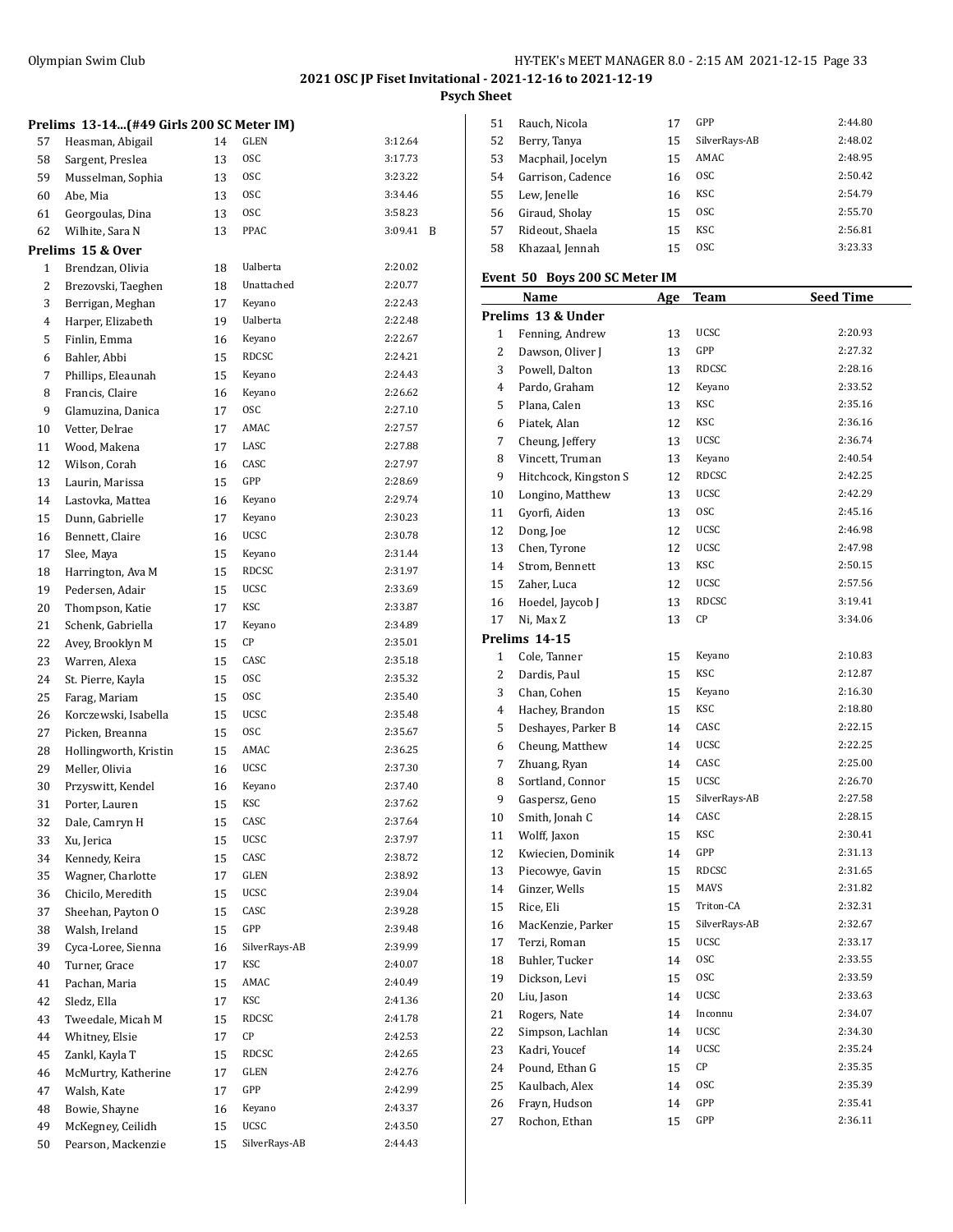## 2021 OSC JP Fiset Invitational - 2021-12-16 to 2021-12-19

**Psych Sheet**

### Prelims 13-14...(#49 Girls 200 SC Meter IM)

| | Name | Age | Team | Seed Time | |
|---|---|---|---|---|---|
| 57 | Heasman, Abigail | 14 | GLEN | 3:12.64 | |
| 58 | Sargent, Preslea | 13 | OSC | 3:17.73 | |
| 59 | Musselman, Sophia | 13 | OSC | 3:23.22 | |
| 60 | Abe, Mia | 13 | OSC | 3:34.46 | |
| 61 | Georgoulas, Dina | 13 | OSC | 3:58.23 | |
| 62 | Wilhite, Sara N | 13 | PPAC | 3:09.41 | B |

### Prelims 15 & Over

| | Name | Age | Team | Seed Time |
|---|---|---|---|---|
| 1 | Brendzan, Olivia | 18 | Ualberta | 2:20.02 |
| 2 | Brezovski, Taeghen | 18 | Unattached | 2:20.77 |
| 3 | Berrigan, Meghan | 17 | Keyano | 2:22.43 |
| 4 | Harper, Elizabeth | 19 | Ualberta | 2:22.48 |
| 5 | Finlin, Emma | 16 | Keyano | 2:22.67 |
| 6 | Bahler, Abbi | 15 | RDCSC | 2:24.21 |
| 7 | Phillips, Eleaunah | 15 | Keyano | 2:24.43 |
| 8 | Francis, Claire | 16 | Keyano | 2:26.62 |
| 9 | Glamuzina, Danica | 17 | OSC | 2:27.10 |
| 10 | Vetter, Delrae | 17 | AMAC | 2:27.57 |
| 11 | Wood, Makena | 17 | LASC | 2:27.88 |
| 12 | Wilson, Corah | 16 | CASC | 2:27.97 |
| 13 | Laurin, Marissa | 15 | GPP | 2:28.69 |
| 14 | Lastovka, Mattea | 16 | Keyano | 2:29.74 |
| 15 | Dunn, Gabrielle | 17 | Keyano | 2:30.23 |
| 16 | Bennett, Claire | 16 | UCSC | 2:30.78 |
| 17 | Slee, Maya | 15 | Keyano | 2:31.44 |
| 18 | Harrington, Ava M | 15 | RDCSC | 2:31.97 |
| 19 | Pedersen, Adair | 15 | UCSC | 2:33.69 |
| 20 | Thompson, Katie | 17 | KSC | 2:33.87 |
| 21 | Schenk, Gabriella | 17 | Keyano | 2:34.89 |
| 22 | Avey, Brooklyn M | 15 | CP | 2:35.01 |
| 23 | Warren, Alexa | 15 | CASC | 2:35.18 |
| 24 | St. Pierre, Kayla | 15 | OSC | 2:35.32 |
| 25 | Farag, Mariam | 15 | OSC | 2:35.40 |
| 26 | Korczewski, Isabella | 15 | UCSC | 2:35.48 |
| 27 | Picken, Breanna | 15 | OSC | 2:35.67 |
| 28 | Hollingworth, Kristin | 15 | AMAC | 2:36.25 |
| 29 | Meller, Olivia | 16 | UCSC | 2:37.30 |
| 30 | Przyswitt, Kendel | 16 | Keyano | 2:37.40 |
| 31 | Porter, Lauren | 15 | KSC | 2:37.62 |
| 32 | Dale, Camryn H | 15 | CASC | 2:37.64 |
| 33 | Xu, Jerica | 15 | UCSC | 2:37.97 |
| 34 | Kennedy, Keira | 15 | CASC | 2:38.72 |
| 35 | Wagner, Charlotte | 17 | GLEN | 2:38.92 |
| 36 | Chicilo, Meredith | 15 | UCSC | 2:39.04 |
| 37 | Sheehan, Payton O | 15 | CASC | 2:39.28 |
| 38 | Walsh, Ireland | 15 | GPP | 2:39.48 |
| 39 | Cyca-Loree, Sienna | 16 | SilverRays-AB | 2:39.99 |
| 40 | Turner, Grace | 17 | KSC | 2:40.07 |
| 41 | Pachan, Maria | 15 | AMAC | 2:40.49 |
| 42 | Sledz, Ella | 17 | KSC | 2:41.36 |
| 43 | Tweedale, Micah M | 15 | RDCSC | 2:41.78 |
| 44 | Whitney, Elsie | 17 | CP | 2:42.53 |
| 45 | Zankl, Kayla T | 15 | RDCSC | 2:42.65 |
| 46 | McMurtry, Katherine | 17 | GLEN | 2:42.76 |
| 47 | Walsh, Kate | 17 | GPP | 2:42.99 |
| 48 | Bowie, Shayne | 16 | Keyano | 2:43.37 |
| 49 | McKegney, Ceilidh | 15 | UCSC | 2:43.50 |
| 50 | Pearson, Mackenzie | 15 | SilverRays-AB | 2:44.43 |
| 51 | Rauch, Nicola | 17 | GPP | 2:44.80 |
| 52 | Berry, Tanya | 15 | SilverRays-AB | 2:48.02 |
| 53 | Macphail, Jocelyn | 15 | AMAC | 2:48.95 |
| 54 | Garrison, Cadence | 16 | OSC | 2:50.42 |
| 55 | Lew, Jenelle | 16 | KSC | 2:54.79 |
| 56 | Giraud, Sholay | 15 | OSC | 2:55.70 |
| 57 | Rideout, Shaela | 15 | KSC | 2:56.81 |
| 58 | Khazaal, Jennah | 15 | OSC | 3:23.33 |

## Event 50 Boys 200 SC Meter IM

### Prelims 13 & Under

| | Name | Age | Team | Seed Time |
|---|---|---|---|---|
| 1 | Fenning, Andrew | 13 | UCSC | 2:20.93 |
| 2 | Dawson, Oliver J | 13 | GPP | 2:27.32 |
| 3 | Powell, Dalton | 13 | RDCSC | 2:28.16 |
| 4 | Pardo, Graham | 12 | Keyano | 2:33.52 |
| 5 | Plana, Calen | 13 | KSC | 2:35.16 |
| 6 | Piatek, Alan | 12 | KSC | 2:36.16 |
| 7 | Cheung, Jeffery | 13 | UCSC | 2:36.74 |
| 8 | Vincett, Truman | 13 | Keyano | 2:40.54 |
| 9 | Hitchcock, Kingston S | 12 | RDCSC | 2:42.25 |
| 10 | Longino, Matthew | 13 | UCSC | 2:42.29 |
| 11 | Gyorfi, Aiden | 13 | OSC | 2:45.16 |
| 12 | Dong, Joe | 12 | UCSC | 2:46.98 |
| 13 | Chen, Tyrone | 12 | UCSC | 2:47.98 |
| 14 | Strom, Bennett | 13 | KSC | 2:50.15 |
| 15 | Zaher, Luca | 12 | UCSC | 2:57.56 |
| 16 | Hoedel, Jaycob J | 13 | RDCSC | 3:19.41 |
| 17 | Ni, Max Z | 13 | CP | 3:34.06 |

### Prelims 14-15

| | Name | Age | Team | Seed Time |
|---|---|---|---|---|
| 1 | Cole, Tanner | 15 | Keyano | 2:10.83 |
| 2 | Dardis, Paul | 15 | KSC | 2:12.87 |
| 3 | Chan, Cohen | 15 | Keyano | 2:16.30 |
| 4 | Hachey, Brandon | 15 | KSC | 2:18.80 |
| 5 | Deshayes, Parker B | 14 | CASC | 2:22.15 |
| 6 | Cheung, Matthew | 14 | UCSC | 2:22.25 |
| 7 | Zhuang, Ryan | 14 | CASC | 2:25.00 |
| 8 | Sortland, Connor | 15 | UCSC | 2:26.70 |
| 9 | Gaspersz, Geno | 15 | SilverRays-AB | 2:27.58 |
| 10 | Smith, Jonah C | 14 | CASC | 2:28.15 |
| 11 | Wolff, Jaxon | 15 | KSC | 2:30.41 |
| 12 | Kwiecien, Dominik | 14 | GPP | 2:31.13 |
| 13 | Piecowye, Gavin | 15 | RDCSC | 2:31.65 |
| 14 | Ginzer, Wells | 15 | MAVS | 2:31.82 |
| 15 | Rice, Eli | 15 | Triton-CA | 2:32.31 |
| 16 | MacKenzie, Parker | 15 | SilverRays-AB | 2:32.67 |
| 17 | Terzi, Roman | 15 | UCSC | 2:33.17 |
| 18 | Buhler, Tucker | 14 | OSC | 2:33.55 |
| 19 | Dickson, Levi | 15 | OSC | 2:33.59 |
| 20 | Liu, Jason | 14 | UCSC | 2:33.63 |
| 21 | Rogers, Nate | 14 | Inconnu | 2:34.07 |
| 22 | Simpson, Lachlan | 14 | UCSC | 2:34.30 |
| 23 | Kadri, Youcef | 14 | UCSC | 2:35.24 |
| 24 | Pound, Ethan G | 15 | CP | 2:35.35 |
| 25 | Kaulbach, Alex | 14 | OSC | 2:35.39 |
| 26 | Frayn, Hudson | 14 | GPP | 2:35.41 |
| 27 | Rochon, Ethan | 15 | GPP | 2:36.11 |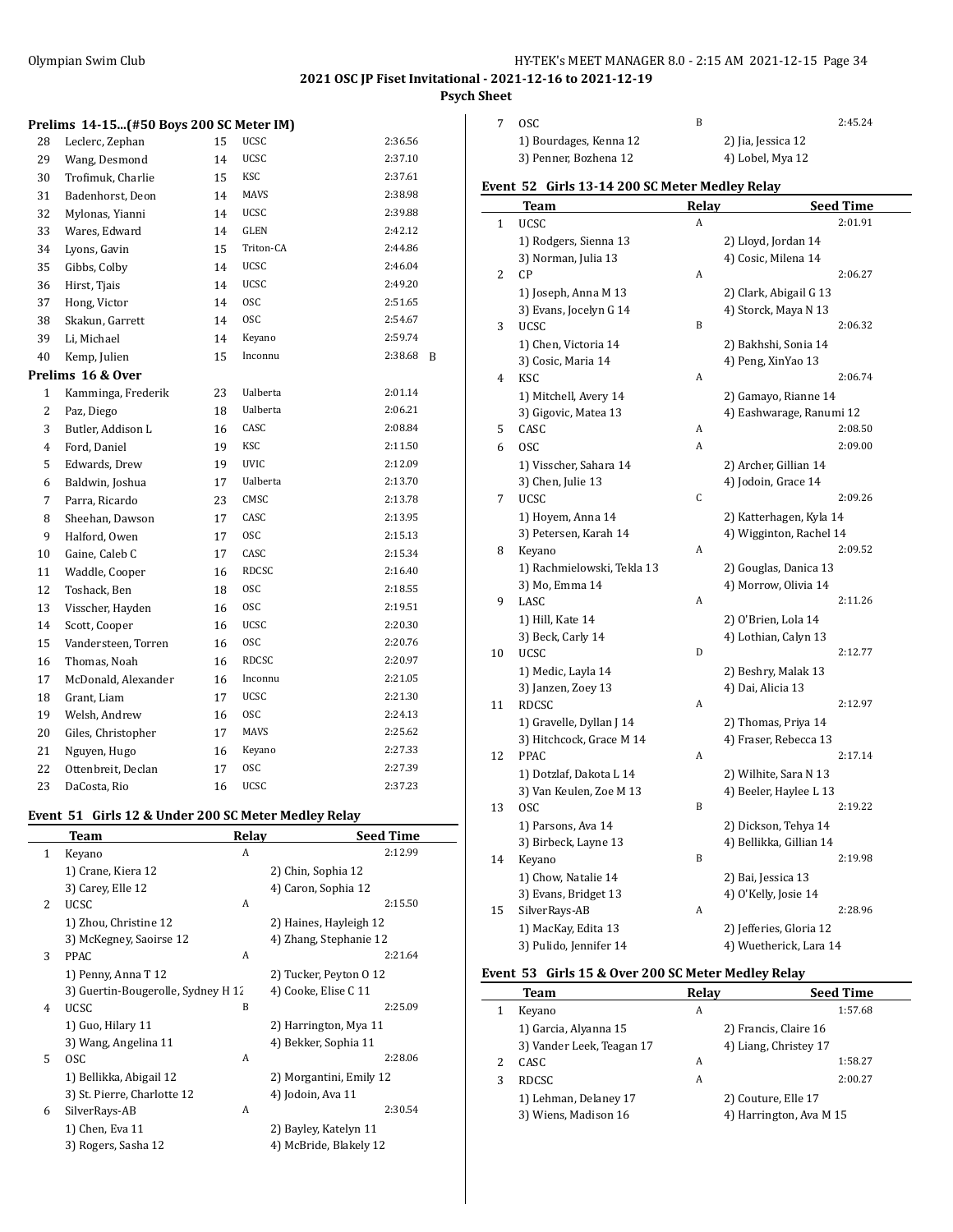## 2021 OSC JP Fiset Invitational - 2021-12-16 to 2021-12-19

### Psych Sheet

#### Prelims 14-15...(#50 Boys 200 SC Meter IM)

| | Name | Age | Team | Seed Time | |
|---|---|---|---|---|---|
| 28 | Leclerc, Zephan | 15 | UCSC | 2:36.56 | |
| 29 | Wang, Desmond | 14 | UCSC | 2:37.10 | |
| 30 | Trofimuk, Charlie | 15 | KSC | 2:37.61 | |
| 31 | Badenhorst, Deon | 14 | MAVS | 2:38.98 | |
| 32 | Mylonas, Yianni | 14 | UCSC | 2:39.88 | |
| 33 | Wares, Edward | 14 | GLEN | 2:42.12 | |
| 34 | Lyons, Gavin | 15 | Triton-CA | 2:44.86 | |
| 35 | Gibbs, Colby | 14 | UCSC | 2:46.04 | |
| 36 | Hirst, Tjais | 14 | UCSC | 2:49.20 | |
| 37 | Hong, Victor | 14 | OSC | 2:51.65 | |
| 38 | Skakun, Garrett | 14 | OSC | 2:54.67 | |
| 39 | Li, Michael | 14 | Keyano | 2:59.74 | |
| 40 | Kemp, Julien | 15 | Inconnu | 2:38.68 | B |

#### Prelims 16 & Over

| | Name | Age | Team | Seed Time |
|---|---|---|---|---|
| 1 | Kamminga, Frederik | 23 | Ualberta | 2:01.14 |
| 2 | Paz, Diego | 18 | Ualberta | 2:06.21 |
| 3 | Butler, Addison L | 16 | CASC | 2:08.84 |
| 4 | Ford, Daniel | 19 | KSC | 2:11.50 |
| 5 | Edwards, Drew | 19 | UVIC | 2:12.09 |
| 6 | Baldwin, Joshua | 17 | Ualberta | 2:13.70 |
| 7 | Parra, Ricardo | 23 | CMSC | 2:13.78 |
| 8 | Sheehan, Dawson | 17 | CASC | 2:13.95 |
| 9 | Halford, Owen | 17 | OSC | 2:15.13 |
| 10 | Gaine, Caleb C | 17 | CASC | 2:15.34 |
| 11 | Waddle, Cooper | 16 | RDCSC | 2:16.40 |
| 12 | Toshack, Ben | 18 | OSC | 2:18.55 |
| 13 | Visscher, Hayden | 16 | OSC | 2:19.51 |
| 14 | Scott, Cooper | 16 | UCSC | 2:20.30 |
| 15 | Vandersteen, Torren | 16 | OSC | 2:20.76 |
| 16 | Thomas, Noah | 16 | RDCSC | 2:20.97 |
| 17 | McDonald, Alexander | 16 | Inconnu | 2:21.05 |
| 18 | Grant, Liam | 17 | UCSC | 2:21.30 |
| 19 | Welsh, Andrew | 16 | OSC | 2:24.13 |
| 20 | Giles, Christopher | 17 | MAVS | 2:25.62 |
| 21 | Nguyen, Hugo | 16 | Keyano | 2:27.33 |
| 22 | Ottenbreit, Declan | 17 | OSC | 2:27.39 |
| 23 | DaCosta, Rio | 16 | UCSC | 2:37.23 |

### Event 51 Girls 12 & Under 200 SC Meter Medley Relay

| | Team | Relay | Seed Time |
|---|---|---|---|
| 1 | Keyano | A | 2:12.99 |
| | 1) Crane, Kiera 12 | 2) Chin, Sophia 12 | |
| | 3) Carey, Elle 12 | 4) Caron, Sophia 12 | |
| 2 | UCSC | A | 2:15.50 |
| | 1) Zhou, Christine 12 | 2) Haines, Hayleigh 12 | |
| | 3) McKegney, Saoirse 12 | 4) Zhang, Stephanie 12 | |
| 3 | PPAC | A | 2:21.64 |
| | 1) Penny, Anna T 12 | 2) Tucker, Peyton O 12 | |
| | 3) Guertin-Bougerolle, Sydney H 12 | 4) Cooke, Elise C 11 | |
| 4 | UCSC | B | 2:25.09 |
| | 1) Guo, Hilary 11 | 2) Harrington, Mya 11 | |
| | 3) Wang, Angelina 11 | 4) Bekker, Sophia 11 | |
| 5 | OSC | A | 2:28.06 |
| | 1) Bellikka, Abigail 12 | 2) Morgantini, Emily 12 | |
| | 3) St. Pierre, Charlotte 12 | 4) Jodoin, Ava 11 | |
| 6 | SilverRays-AB | A | 2:30.54 |
| | 1) Chen, Eva 11 | 2) Bayley, Katelyn 11 | |
| | 3) Rogers, Sasha 12 | 4) McBride, Blakely 12 | |
| 7 | OSC | B | 2:45.24 |
| | 1) Bourdages, Kenna 12 | 2) Jia, Jessica 12 | |
| | 3) Penner, Bozhena 12 | 4) Lobel, Mya 12 | |

### Event 52 Girls 13-14 200 SC Meter Medley Relay

| | Team | Relay | Seed Time |
|---|---|---|---|
| 1 | UCSC | A | 2:01.91 |
| | 1) Rodgers, Sienna 13 | 2) Lloyd, Jordan 14 | |
| | 3) Norman, Julia 13 | 4) Cosic, Milena 14 | |
| 2 | CP | A | 2:06.27 |
| | 1) Joseph, Anna M 13 | 2) Clark, Abigail G 13 | |
| | 3) Evans, Jocelyn G 14 | 4) Storck, Maya N 13 | |
| 3 | UCSC | B | 2:06.32 |
| | 1) Chen, Victoria 14 | 2) Bakhshi, Sonia 14 | |
| | 3) Cosic, Maria 14 | 4) Peng, XinYao 13 | |
| 4 | KSC | A | 2:06.74 |
| | 1) Mitchell, Avery 14 | 2) Gamayo, Rianne 14 | |
| | 3) Gigovic, Matea 13 | 4) Eashwarage, Ranumi 12 | |
| 5 | CASC | A | 2:08.50 |
| 6 | OSC | A | 2:09.00 |
| | 1) Visscher, Sahara 14 | 2) Archer, Gillian 14 | |
| | 3) Chen, Julie 13 | 4) Jodoin, Grace 14 | |
| 7 | UCSC | C | 2:09.26 |
| | 1) Hoyem, Anna 14 | 2) Katterhagen, Kyla 14 | |
| | 3) Petersen, Karah 14 | 4) Wigginton, Rachel 14 | |
| 8 | Keyano | A | 2:09.52 |
| | 1) Rachmielowski, Tekla 13 | 2) Gouglas, Danica 13 | |
| | 3) Mo, Emma 14 | 4) Morrow, Olivia 14 | |
| 9 | LASC | A | 2:11.26 |
| | 1) Hill, Kate 14 | 2) O'Brien, Lola 14 | |
| | 3) Beck, Carly 14 | 4) Lothian, Calyn 13 | |
| 10 | UCSC | D | 2:12.77 |
| | 1) Medic, Layla 14 | 2) Beshry, Malak 13 | |
| | 3) Janzen, Zoey 13 | 4) Dai, Alicia 13 | |
| 11 | RDCSC | A | 2:12.97 |
| | 1) Gravelle, Dyllan J 14 | 2) Thomas, Priya 14 | |
| | 3) Hitchcock, Grace M 14 | 4) Fraser, Rebecca 13 | |
| 12 | PPAC | A | 2:17.14 |
| | 1) Dotzlaf, Dakota L 14 | 2) Wilhite, Sara N 13 | |
| | 3) Van Keulen, Zoe M 13 | 4) Beeler, Haylee L 13 | |
| 13 | OSC | B | 2:19.22 |
| | 1) Parsons, Ava 14 | 2) Dickson, Tehya 14 | |
| | 3) Birbeck, Layne 13 | 4) Bellikka, Gillian 14 | |
| 14 | Keyano | B | 2:19.98 |
| | 1) Chow, Natalie 14 | 2) Bai, Jessica 13 | |
| | 3) Evans, Bridget 13 | 4) O'Kelly, Josie 14 | |
| 15 | SilverRays-AB | A | 2:28.96 |
| | 1) MacKay, Edita 13 | 2) Jefferies, Gloria 12 | |
| | 3) Pulido, Jennifer 14 | 4) Wuetherick, Lara 14 | |

### Event 53 Girls 15 & Over 200 SC Meter Medley Relay

| | Team | Relay | Seed Time |
|---|---|---|---|
| 1 | Keyano | A | 1:57.68 |
| | 1) Garcia, Alyanna 15 | 2) Francis, Claire 16 | |
| | 3) Vander Leek, Teagan 17 | 4) Liang, Christey 17 | |
| 2 | CASC | A | 1:58.27 |
| 3 | RDCSC | A | 2:00.27 |
| | 1) Lehman, Delaney 17 | 2) Couture, Elle 17 | |
| | 3) Wiens, Madison 16 | 4) Harrington, Ava M 15 | |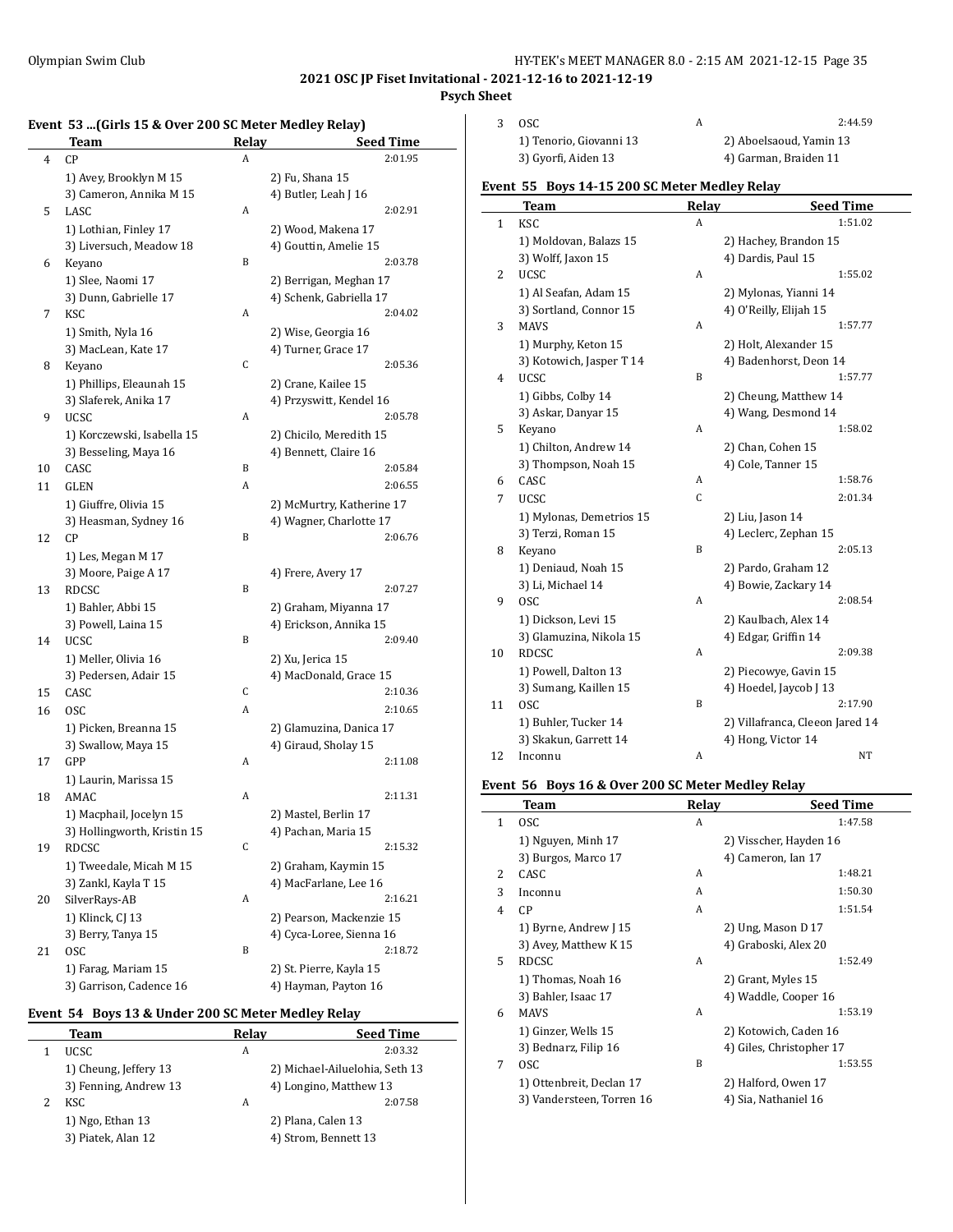# 2021 OSC JP Fiset Invitational - 2021-12-16 to 2021-12-19

## Psych Sheet

### Event 53 ...(Girls 15 & Over 200 SC Meter Medley Relay)

| | Team | Relay | Seed Time |
|---|---|---|---|
| 4 | CP | A | 2:01.95 |
| | 1) Avey, Brooklyn M 15 | 2) Fu, Shana 15 | |
| | 3) Cameron, Annika M 15 | 4) Butler, Leah J 16 | |
| 5 | LASC | A | 2:02.91 |
| | 1) Lothian, Finley 17 | 2) Wood, Makena 17 | |
| | 3) Liversuch, Meadow 18 | 4) Gouttin, Amelie 15 | |
| 6 | Keyano | B | 2:03.78 |
| | 1) Slee, Naomi 17 | 2) Berrigan, Meghan 17 | |
| | 3) Dunn, Gabrielle 17 | 4) Schenk, Gabriella 17 | |
| 7 | KSC | A | 2:04.02 |
| | 1) Smith, Nyla 16 | 2) Wise, Georgia 16 | |
| | 3) MacLean, Kate 17 | 4) Turner, Grace 17 | |
| 8 | Keyano | C | 2:05.36 |
| | 1) Phillips, Eleaunah 15 | 2) Crane, Kailee 15 | |
| | 3) Slaferek, Anika 17 | 4) Przyswitt, Kendel 16 | |
| 9 | UCSC | A | 2:05.78 |
| | 1) Korczewski, Isabella 15 | 2) Chicilo, Meredith 15 | |
| | 3) Besseling, Maya 16 | 4) Bennett, Claire 16 | |
| 10 | CASC | B | 2:05.84 |
| 11 | GLEN | A | 2:06.55 |
| | 1) Giuffre, Olivia 15 | 2) McMurtry, Katherine 17 | |
| | 3) Heasman, Sydney 16 | 4) Wagner, Charlotte 17 | |
| 12 | CP | B | 2:06.76 |
| | 1) Les, Megan M 17 | | |
| | 3) Moore, Paige A 17 | 4) Frere, Avery 17 | |
| 13 | RDCSC | B | 2:07.27 |
| | 1) Bahler, Abbi 15 | 2) Graham, Miyanna 17 | |
| | 3) Powell, Laina 15 | 4) Erickson, Annika 15 | |
| 14 | UCSC | B | 2:09.40 |
| | 1) Meller, Olivia 16 | 2) Xu, Jerica 15 | |
| | 3) Pedersen, Adair 15 | 4) MacDonald, Grace 15 | |
| 15 | CASC | C | 2:10.36 |
| 16 | OSC | A | 2:10.65 |
| | 1) Picken, Breanna 15 | 2) Glamuzina, Danica 17 | |
| | 3) Swallow, Maya 15 | 4) Giraud, Sholay 15 | |
| 17 | GPP | A | 2:11.08 |
| | 1) Laurin, Marissa 15 | | |
| 18 | AMAC | A | 2:11.31 |
| | 1) Macphail, Jocelyn 15 | 2) Mastel, Berlin 17 | |
| | 3) Hollingworth, Kristin 15 | 4) Pachan, Maria 15 | |
| 19 | RDCSC | C | 2:15.32 |
| | 1) Tweedale, Micah M 15 | 2) Graham, Kaymin 15 | |
| | 3) Zankl, Kayla T 15 | 4) MacFarlane, Lee 16 | |
| 20 | SilverRays-AB | A | 2:16.21 |
| | 1) Klinck, CJ 13 | 2) Pearson, Mackenzie 15 | |
| | 3) Berry, Tanya 15 | 4) Cyca-Loree, Sienna 16 | |
| 21 | OSC | B | 2:18.72 |
| | 1) Farag, Mariam 15 | 2) St. Pierre, Kayla 15 | |
| | 3) Garrison, Cadence 16 | 4) Hayman, Payton 16 | |

### Event 54 Boys 13 & Under 200 SC Meter Medley Relay

| | Team | Relay | Seed Time |
|---|---|---|---|
| 1 | UCSC | A | 2:03.32 |
| | 1) Cheung, Jeffery 13 | 2) Michael-Ailuelohia, Seth 13 | |
| | 3) Fenning, Andrew 13 | 4) Longino, Matthew 13 | |
| 2 | KSC | A | 2:07.58 |
| | 1) Ngo, Ethan 13 | 2) Plana, Calen 13 | |
| | 3) Piatek, Alan 12 | 4) Strom, Bennett 13 | |
| 3 | OSC | A | 2:44.59 |
| | 1) Tenorio, Giovanni 13 | 2) Aboelsaoud, Yamin 13 | |
| | 3) Gyorfi, Aiden 13 | 4) Garman, Braiden 11 | |

### Event 55 Boys 14-15 200 SC Meter Medley Relay

| | Team | Relay | Seed Time |
|---|---|---|---|
| 1 | KSC | A | 1:51.02 |
| | 1) Moldovan, Balazs 15 | 2) Hachey, Brandon 15 | |
| | 3) Wolff, Jaxon 15 | 4) Dardis, Paul 15 | |
| 2 | UCSC | A | 1:55.02 |
| | 1) Al Seafan, Adam 15 | 2) Mylonas, Yianni 14 | |
| | 3) Sortland, Connor 15 | 4) O'Reilly, Elijah 15 | |
| 3 | MAVS | A | 1:57.77 |
| | 1) Murphy, Keton 15 | 2) Holt, Alexander 15 | |
| | 3) Kotowich, Jasper T 14 | 4) Badenhorst, Deon 14 | |
| 4 | UCSC | B | 1:57.77 |
| | 1) Gibbs, Colby 14 | 2) Cheung, Matthew 14 | |
| | 3) Askar, Danyar 15 | 4) Wang, Desmond 14 | |
| 5 | Keyano | A | 1:58.02 |
| | 1) Chilton, Andrew 14 | 2) Chan, Cohen 15 | |
| | 3) Thompson, Noah 15 | 4) Cole, Tanner 15 | |
| 6 | CASC | A | 1:58.76 |
| 7 | UCSC | C | 2:01.34 |
| | 1) Mylonas, Demetrios 15 | 2) Liu, Jason 14 | |
| | 3) Terzi, Roman 15 | 4) Leclerc, Zephan 15 | |
| 8 | Keyano | B | 2:05.13 |
| | 1) Deniaud, Noah 15 | 2) Pardo, Graham 12 | |
| | 3) Li, Michael 14 | 4) Bowie, Zackary 14 | |
| 9 | OSC | A | 2:08.54 |
| | 1) Dickson, Levi 15 | 2) Kaulbach, Alex 14 | |
| | 3) Glamuzina, Nikola 15 | 4) Edgar, Griffin 14 | |
| 10 | RDCSC | A | 2:09.38 |
| | 1) Powell, Dalton 13 | 2) Piecowye, Gavin 15 | |
| | 3) Sumang, Kaillen 15 | 4) Hoedel, Jaycob J 13 | |
| 11 | OSC | B | 2:17.90 |
| | 1) Buhler, Tucker 14 | 2) Villafranca, Cleeon Jared 14 | |
| | 3) Skakun, Garrett 14 | 4) Hong, Victor 14 | |
| 12 | Inconnu | A | NT |

### Event 56 Boys 16 & Over 200 SC Meter Medley Relay

| | Team | Relay | Seed Time |
|---|---|---|---|
| 1 | OSC | A | 1:47.58 |
| | 1) Nguyen, Minh 17 | 2) Visscher, Hayden 16 | |
| | 3) Burgos, Marco 17 | 4) Cameron, Ian 17 | |
| 2 | CASC | A | 1:48.21 |
| 3 | Inconnu | A | 1:50.30 |
| 4 | CP | A | 1:51.54 |
| | 1) Byrne, Andrew J 15 | 2) Ung, Mason D 17 | |
| | 3) Avey, Matthew K 15 | 4) Graboski, Alex 20 | |
| 5 | RDCSC | A | 1:52.49 |
| | 1) Thomas, Noah 16 | 2) Grant, Myles 15 | |
| | 3) Bahler, Isaac 17 | 4) Waddle, Cooper 16 | |
| 6 | MAVS | A | 1:53.19 |
| | 1) Ginzer, Wells 15 | 2) Kotowich, Caden 16 | |
| | 3) Bednarz, Filip 16 | 4) Giles, Christopher 17 | |
| 7 | OSC | B | 1:53.55 |
| | 1) Ottenbreit, Declan 17 | 2) Halford, Owen 17 | |
| | 3) Vandersteen, Torren 16 | 4) Sia, Nathaniel 16 | |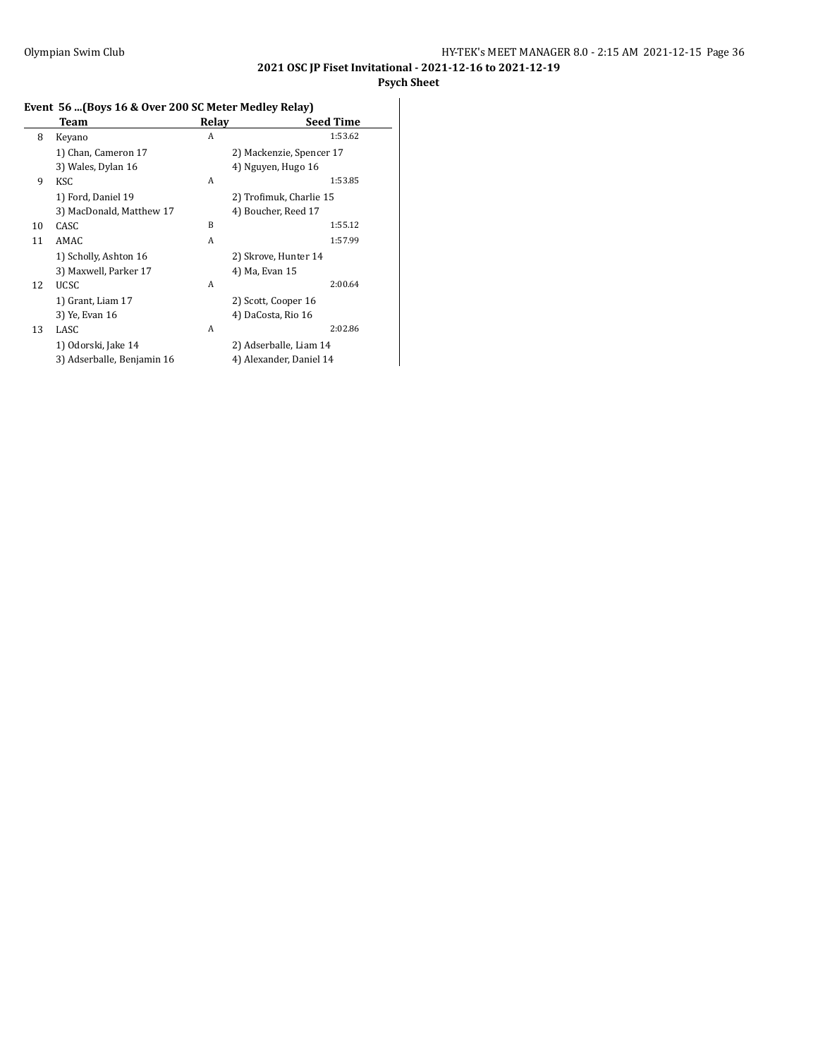**2021 OSC JP Fiset Invitational - 2021-12-16 to 2021-12-19**

**Psych Sheet**

**Event 56 ...(Boys 16 & Over 200 SC Meter Medley Relay)**

| | Team | Relay | Seed Time |
|---|---|---|---|
| 8 | Keyano | A | 1:53.62 |
| | 1) Chan, Cameron 17 | | 2) Mackenzie, Spencer 17 |
| | 3) Wales, Dylan 16 | | 4) Nguyen, Hugo 16 |
| 9 | KSC | A | 1:53.85 |
| | 1) Ford, Daniel 19 | | 2) Trofimuk, Charlie 15 |
| | 3) MacDonald, Matthew 17 | | 4) Boucher, Reed 17 |
| 10 | CASC | B | 1:55.12 |
| 11 | AMAC | A | 1:57.99 |
| | 1) Scholly, Ashton 16 | | 2) Skrove, Hunter 14 |
| | 3) Maxwell, Parker 17 | | 4) Ma, Evan 15 |
| 12 | UCSC | A | 2:00.64 |
| | 1) Grant, Liam 17 | | 2) Scott, Cooper 16 |
| | 3) Ye, Evan 16 | | 4) DaCosta, Rio 16 |
| 13 | LASC | A | 2:02.86 |
| | 1) Odorski, Jake 14 | | 2) Adserballe, Liam 14 |
| | 3) Adserballe, Benjamin 16 | | 4) Alexander, Daniel 14 |